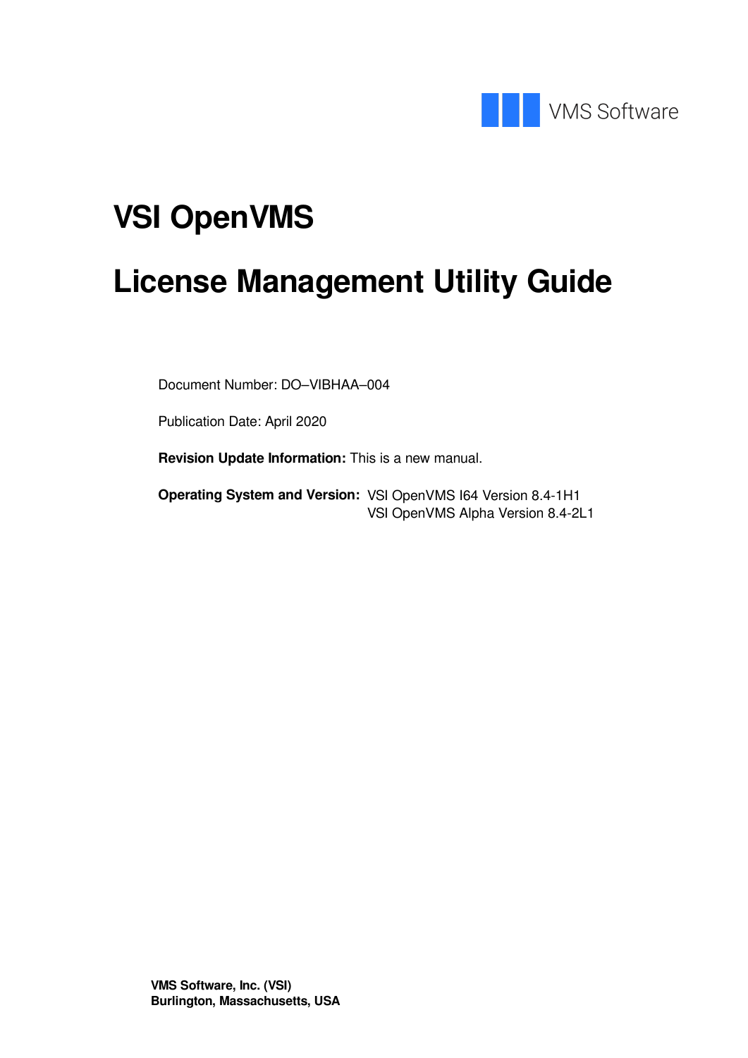VMS Software

# VSI OpenVMS

# License Management Utility Guide

Document Number: DO–VIBHAA–004

Publication Date: April 2020

**Revision Update Information:** This is a new manual.

**Operating System and Version:** VSI OpenVMS I64 Version 8.4-1H1
VSI OpenVMS Alpha Version 8.4-2L1

**VMS Software, Inc. (VSI)**
**Burlington, Massachusetts, USA**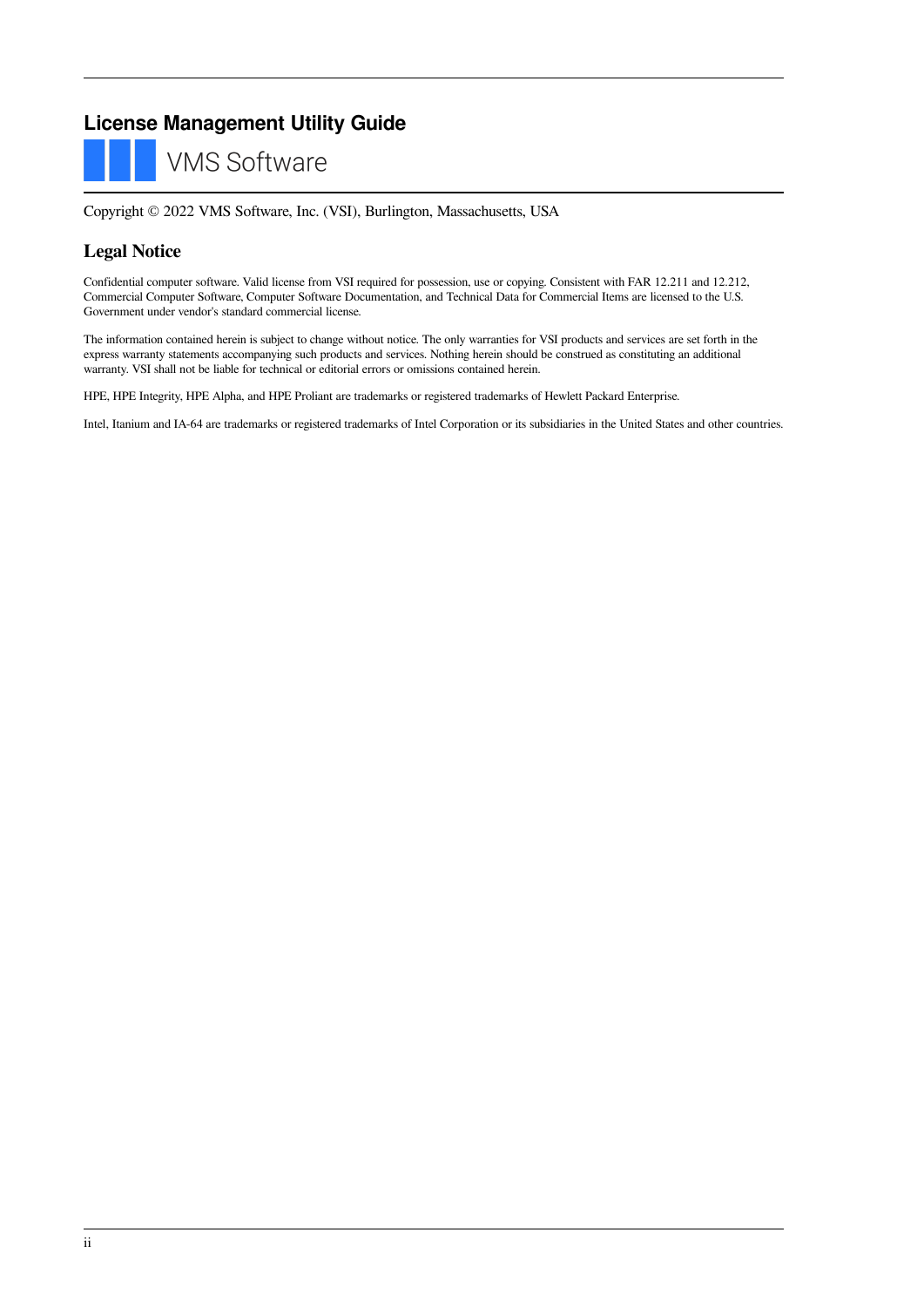# License Management Utility Guide

VMS Software

Copyright © 2022 VMS Software, Inc. (VSI), Burlington, Massachusetts, USA

## Legal Notice

Confidential computer software. Valid license from VSI required for possession, use or copying. Consistent with FAR 12.211 and 12.212, Commercial Computer Software, Computer Software Documentation, and Technical Data for Commercial Items are licensed to the U.S. Government under vendor's standard commercial license.

The information contained herein is subject to change without notice. The only warranties for VSI products and services are set forth in the express warranty statements accompanying such products and services. Nothing herein should be construed as constituting an additional warranty. VSI shall not be liable for technical or editorial errors or omissions contained herein.

HPE, HPE Integrity, HPE Alpha, and HPE Proliant are trademarks or registered trademarks of Hewlett Packard Enterprise.

Intel, Itanium and IA-64 are trademarks or registered trademarks of Intel Corporation or its subsidiaries in the United States and other countries.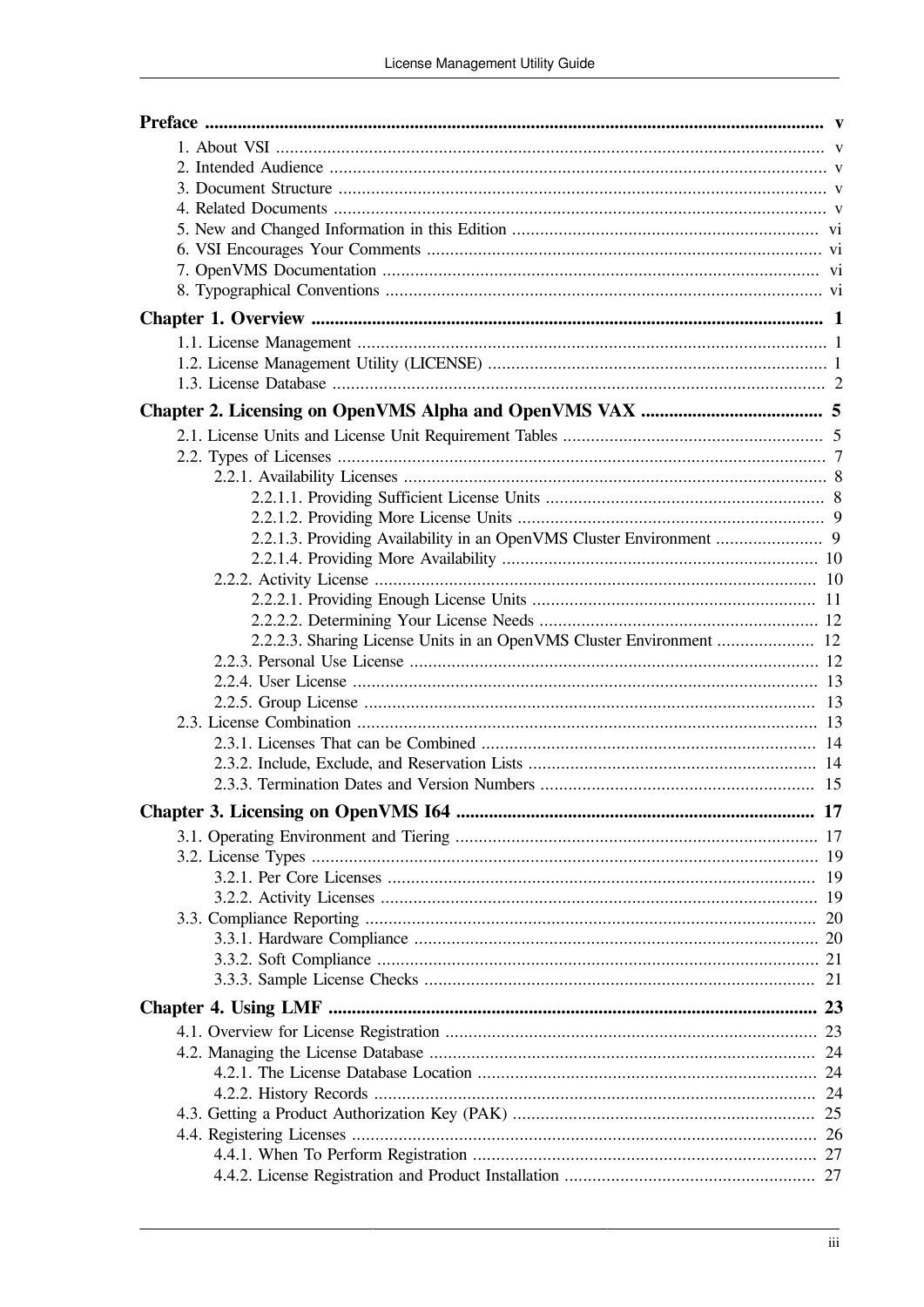**Preface** ..... v

- 1. About VSI ..... v
- 2. Intended Audience ..... v
- 3. Document Structure ..... v
- 4. Related Documents ..... v
- 5. New and Changed Information in this Edition ..... vi
- 6. VSI Encourages Your Comments ..... vi
- 7. OpenVMS Documentation ..... vi
- 8. Typographical Conventions ..... vi

**Chapter 1. Overview** ..... 1

- 1.1. License Management ..... 1
- 1.2. License Management Utility (LICENSE) ..... 1
- 1.3. License Database ..... 2

**Chapter 2. Licensing on OpenVMS Alpha and OpenVMS VAX** ..... 5

- 2.1. License Units and License Unit Requirement Tables ..... 5
- 2.2. Types of Licenses ..... 7
  - 2.2.1. Availability Licenses ..... 8
    - 2.2.1.1. Providing Sufficient License Units ..... 8
    - 2.2.1.2. Providing More License Units ..... 9
    - 2.2.1.3. Providing Availability in an OpenVMS Cluster Environment ..... 9
    - 2.2.1.4. Providing More Availability ..... 10
  - 2.2.2. Activity License ..... 10
    - 2.2.2.1. Providing Enough License Units ..... 11
    - 2.2.2.2. Determining Your License Needs ..... 12
    - 2.2.2.3. Sharing License Units in an OpenVMS Cluster Environment ..... 12
  - 2.2.3. Personal Use License ..... 12
  - 2.2.4. User License ..... 13
  - 2.2.5. Group License ..... 13
- 2.3. License Combination ..... 13
  - 2.3.1. Licenses That can be Combined ..... 14
  - 2.3.2. Include, Exclude, and Reservation Lists ..... 14
  - 2.3.3. Termination Dates and Version Numbers ..... 15

**Chapter 3. Licensing on OpenVMS I64** ..... 17

- 3.1. Operating Environment and Tiering ..... 17
- 3.2. License Types ..... 19
  - 3.2.1. Per Core Licenses ..... 19
  - 3.2.2. Activity Licenses ..... 19
- 3.3. Compliance Reporting ..... 20
  - 3.3.1. Hardware Compliance ..... 20
  - 3.3.2. Soft Compliance ..... 21
  - 3.3.3. Sample License Checks ..... 21

**Chapter 4. Using LMF** ..... 23

- 4.1. Overview for License Registration ..... 23
- 4.2. Managing the License Database ..... 24
  - 4.2.1. The License Database Location ..... 24
  - 4.2.2. History Records ..... 24
- 4.3. Getting a Product Authorization Key (PAK) ..... 25
- 4.4. Registering Licenses ..... 26
  - 4.4.1. When To Perform Registration ..... 27
  - 4.4.2. License Registration and Product Installation ..... 27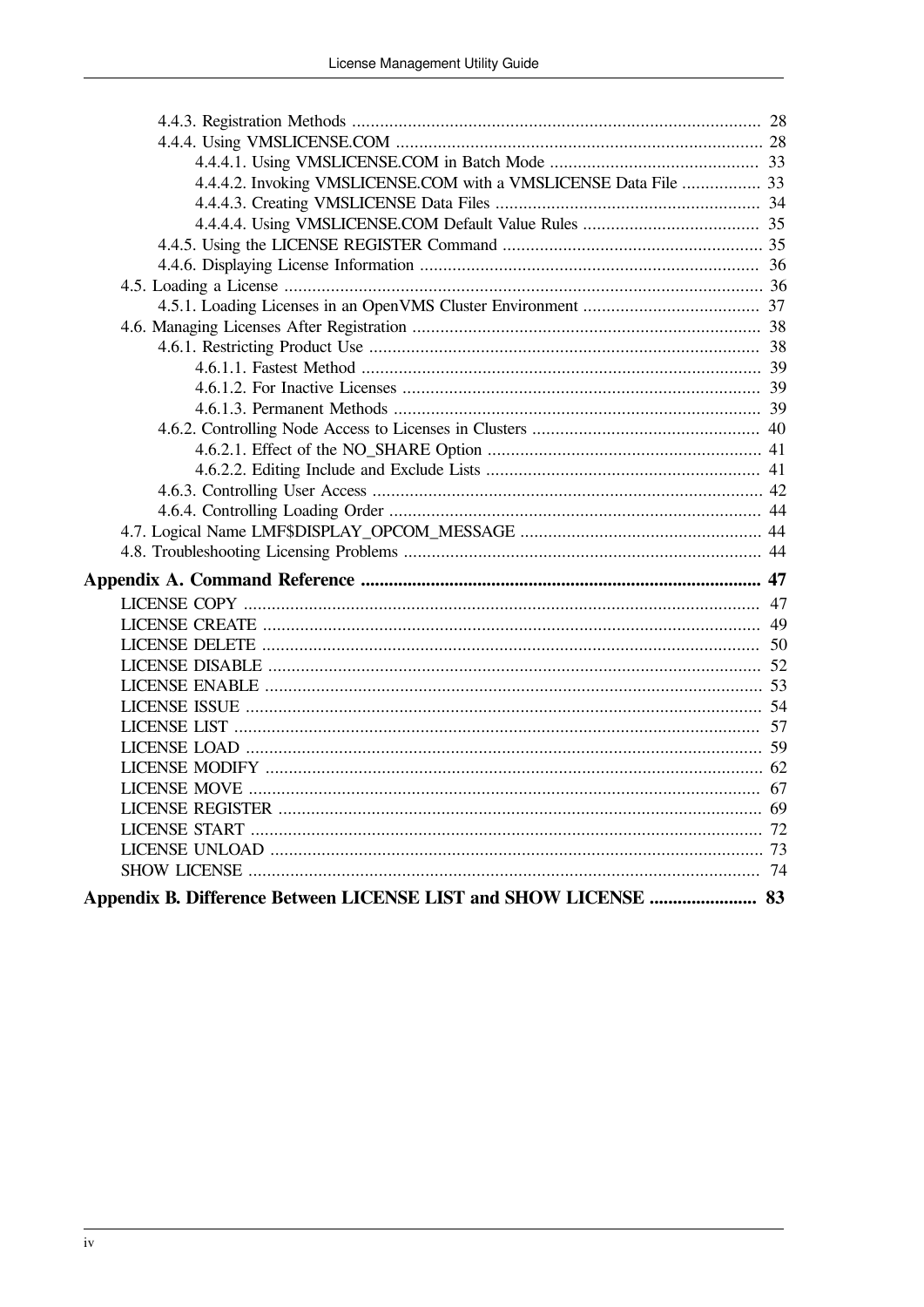- 4.4.3. Registration Methods ........................................................................................ 28
- 4.4.4. Using VMSLICENSE.COM ............................................................................... 28
  - 4.4.4.1. Using VMSLICENSE.COM in Batch Mode ............................................. 33
  - 4.4.4.2. Invoking VMSLICENSE.COM with a VMSLICENSE Data File ................. 33
  - 4.4.4.3. Creating VMSLICENSE Data Files ......................................................... 34
  - 4.4.4.4. Using VMSLICENSE.COM Default Value Rules ...................................... 35
- 4.4.5. Using the LICENSE REGISTER Command ........................................................ 35
- 4.4.6. Displaying License Information ......................................................................... 36

4.5. Loading a License ....................................................................................................... 36
- 4.5.1. Loading Licenses in an OpenVMS Cluster Environment ...................................... 37

4.6. Managing Licenses After Registration ........................................................................... 38
- 4.6.1. Restricting Product Use .................................................................................... 38
  - 4.6.1.1. Fastest Method ...................................................................................... 39
  - 4.6.1.2. For Inactive Licenses ............................................................................. 39
  - 4.6.1.3. Permanent Methods ............................................................................... 39
- 4.6.2. Controlling Node Access to Licenses in Clusters ................................................. 40
  - 4.6.2.1. Effect of the NO_SHARE Option ........................................................... 41
  - 4.6.2.2. Editing Include and Exclude Lists ........................................................... 41
- 4.6.3. Controlling User Access .................................................................................... 42
- 4.6.4. Controlling Loading Order ................................................................................. 44

4.7. Logical Name LMF$DISPLAY_OPCOM_MESSAGE .................................................... 44

4.8. Troubleshooting Licensing Problems ............................................................................. 44

**Appendix A. Command Reference ...................................................................................... 47**

LICENSE COPY ................................................................................................................ 47
LICENSE CREATE ............................................................................................................ 49
LICENSE DELETE ............................................................................................................ 50
LICENSE DISABLE ........................................................................................................... 52
LICENSE ENABLE ............................................................................................................ 53
LICENSE ISSUE ................................................................................................................ 54
LICENSE LIST .................................................................................................................. 57
LICENSE LOAD ................................................................................................................ 59
LICENSE MODIFY ............................................................................................................ 62
LICENSE MOVE ............................................................................................................... 67
LICENSE REGISTER ......................................................................................................... 69
LICENSE START ............................................................................................................... 72
LICENSE UNLOAD ........................................................................................................... 73
SHOW LICENSE ............................................................................................................... 74

**Appendix B. Difference Between LICENSE LIST and SHOW LICENSE ....................... 83**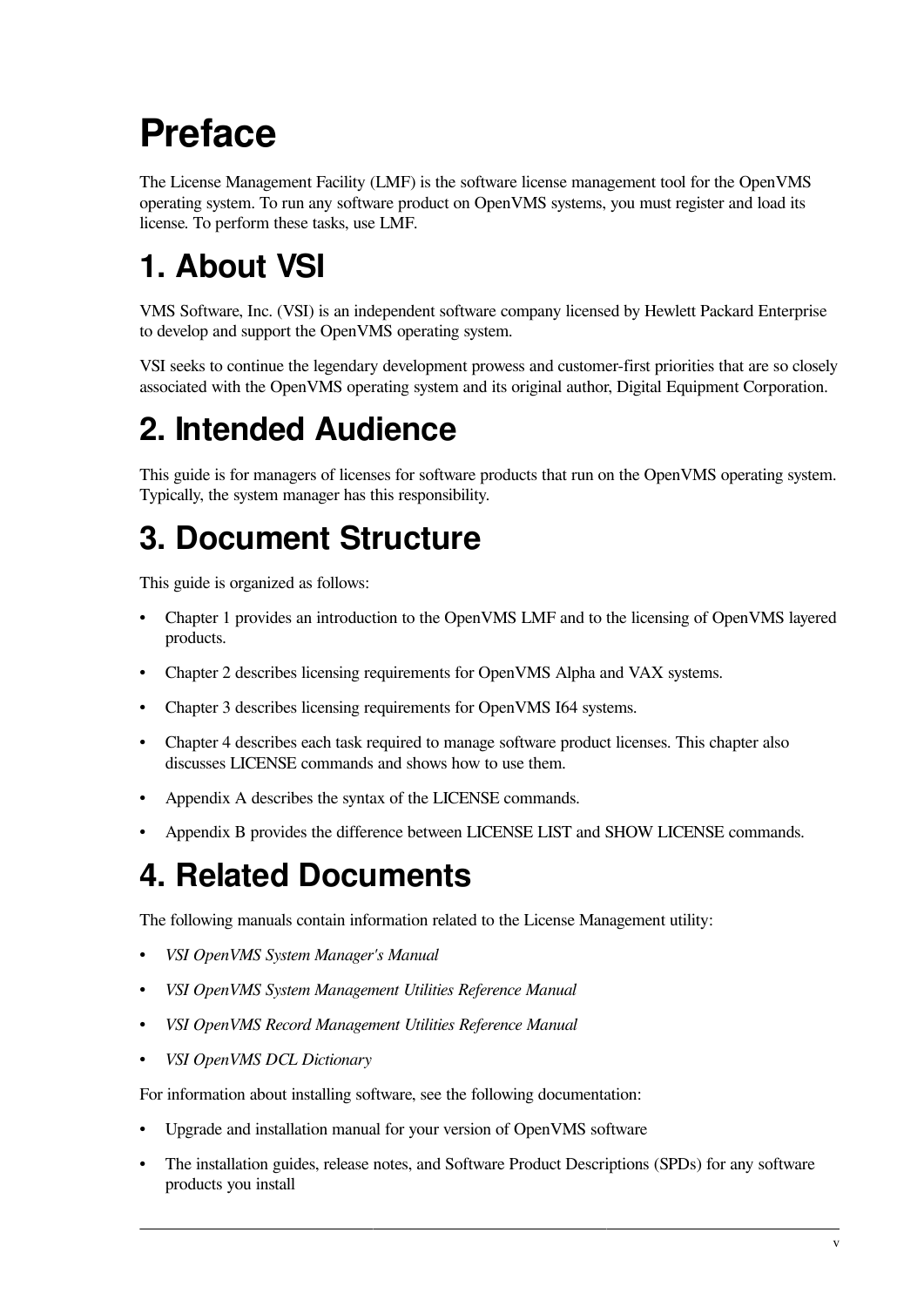# Preface

The License Management Facility (LMF) is the software license management tool for the OpenVMS operating system. To run any software product on OpenVMS systems, you must register and load its license. To perform these tasks, use LMF.

# 1. About VSI

VMS Software, Inc. (VSI) is an independent software company licensed by Hewlett Packard Enterprise to develop and support the OpenVMS operating system.

VSI seeks to continue the legendary development prowess and customer-first priorities that are so closely associated with the OpenVMS operating system and its original author, Digital Equipment Corporation.

# 2. Intended Audience

This guide is for managers of licenses for software products that run on the OpenVMS operating system. Typically, the system manager has this responsibility.

# 3. Document Structure

This guide is organized as follows:

- Chapter 1 provides an introduction to the OpenVMS LMF and to the licensing of OpenVMS layered products.
- Chapter 2 describes licensing requirements for OpenVMS Alpha and VAX systems.
- Chapter 3 describes licensing requirements for OpenVMS I64 systems.
- Chapter 4 describes each task required to manage software product licenses. This chapter also discusses LICENSE commands and shows how to use them.
- Appendix A describes the syntax of the LICENSE commands.
- Appendix B provides the difference between LICENSE LIST and SHOW LICENSE commands.

# 4. Related Documents

The following manuals contain information related to the License Management utility:

- *VSI OpenVMS System Manager's Manual*
- *VSI OpenVMS System Management Utilities Reference Manual*
- *VSI OpenVMS Record Management Utilities Reference Manual*
- *VSI OpenVMS DCL Dictionary*

For information about installing software, see the following documentation:

- Upgrade and installation manual for your version of OpenVMS software
- The installation guides, release notes, and Software Product Descriptions (SPDs) for any software products you install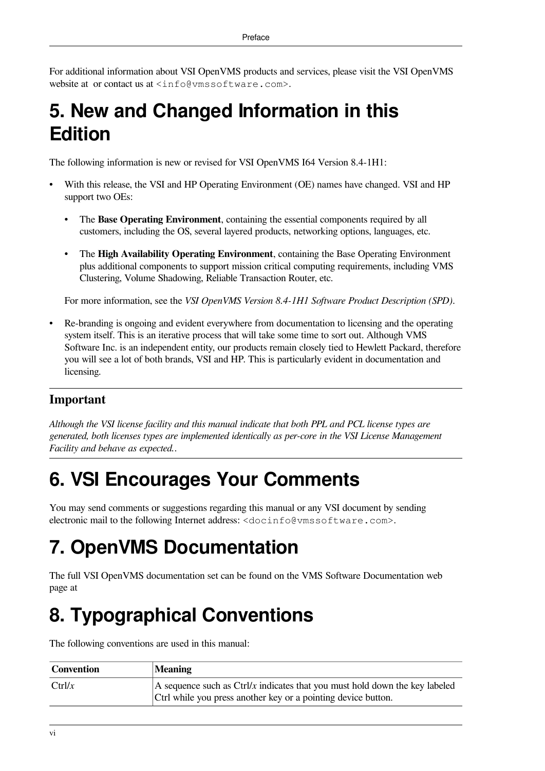For additional information about VSI OpenVMS products and services, please visit the VSI OpenVMS website at  or contact us at <info@vmssoftware.com>.

# 5. New and Changed Information in this Edition

The following information is new or revised for VSI OpenVMS I64 Version 8.4-1H1:

- With this release, the VSI and HP Operating Environment (OE) names have changed. VSI and HP support two OEs:
  - The **Base Operating Environment**, containing the essential components required by all customers, including the OS, several layered products, networking options, languages, etc.
  - The **High Availability Operating Environment**, containing the Base Operating Environment plus additional components to support mission critical computing requirements, including VMS Clustering, Volume Shadowing, Reliable Transaction Router, etc.

  For more information, see the *VSI OpenVMS Version 8.4-1H1 Software Product Description (SPD)*.

- Re-branding is ongoing and evident everywhere from documentation to licensing and the operating system itself. This is an iterative process that will take some time to sort out. Although VMS Software Inc. is an independent entity, our products remain closely tied to Hewlett Packard, therefore you will see a lot of both brands, VSI and HP. This is particularly evident in documentation and licensing.

### Important

*Although the VSI license facility and this manual indicate that both PPL and PCL license types are generated, both licenses types are implemented identically as per-core in the VSI License Management Facility and behave as expected..*

# 6. VSI Encourages Your Comments

You may send comments or suggestions regarding this manual or any VSI document by sending electronic mail to the following Internet address: <docinfo@vmssoftware.com>.

# 7. OpenVMS Documentation

The full VSI OpenVMS documentation set can be found on the VMS Software Documentation web page at

# 8. Typographical Conventions

The following conventions are used in this manual:

| Convention | Meaning |
| --- | --- |
| Ctrl/*x* | A sequence such as Ctrl/*x* indicates that you must hold down the key labeled Ctrl while you press another key or a pointing device button. |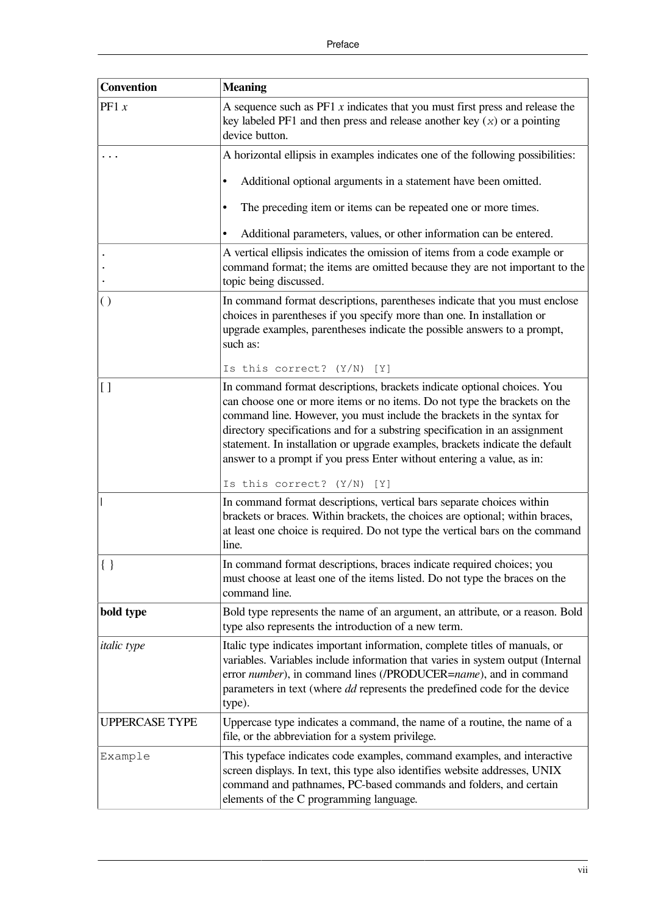| Convention | Meaning |
| --- | --- |
| PF1 *x* | A sequence such as PF1 *x* indicates that you must first press and release the key labeled PF1 and then press and release another key (*x*) or a pointing device button. |
| ... | A horizontal ellipsis in examples indicates one of the following possibilities:<br>• Additional optional arguments in a statement have been omitted.<br>• The preceding item or items can be repeated one or more times.<br>• Additional parameters, values, or other information can be entered. |
| .<br>.<br>. | A vertical ellipsis indicates the omission of items from a code example or command format; the items are omitted because they are not important to the topic being discussed. |
| ( ) | In command format descriptions, parentheses indicate that you must enclose choices in parentheses if you specify more than one. In installation or upgrade examples, parentheses indicate the possible answers to a prompt, such as:<br>`Is this correct? (Y/N) [Y]` |
| [ ] | In command format descriptions, brackets indicate optional choices. You can choose one or more items or no items. Do not type the brackets on the command line. However, you must include the brackets in the syntax for directory specifications and for a substring specification in an assignment statement. In installation or upgrade examples, brackets indicate the default answer to a prompt if you press Enter without entering a value, as in:<br>`Is this correct? (Y/N) [Y]` |
| \| | In command format descriptions, vertical bars separate choices within brackets or braces. Within brackets, the choices are optional; within braces, at least one choice is required. Do not type the vertical bars on the command line. |
| { } | In command format descriptions, braces indicate required choices; you must choose at least one of the items listed. Do not type the braces on the command line. |
| **bold type** | Bold type represents the name of an argument, an attribute, or a reason. Bold type also represents the introduction of a new term. |
| *italic type* | Italic type indicates important information, complete titles of manuals, or variables. Variables include information that varies in system output (Internal error *number*), in command lines (/PRODUCER=*name*), and in command parameters in text (where *dd* represents the predefined code for the device type). |
| UPPERCASE TYPE | Uppercase type indicates a command, the name of a routine, the name of a file, or the abbreviation for a system privilege. |
| `Example` | This typeface indicates code examples, command examples, and interactive screen displays. In text, this type also identifies website addresses, UNIX command and pathnames, PC-based commands and folders, and certain elements of the C programming language. |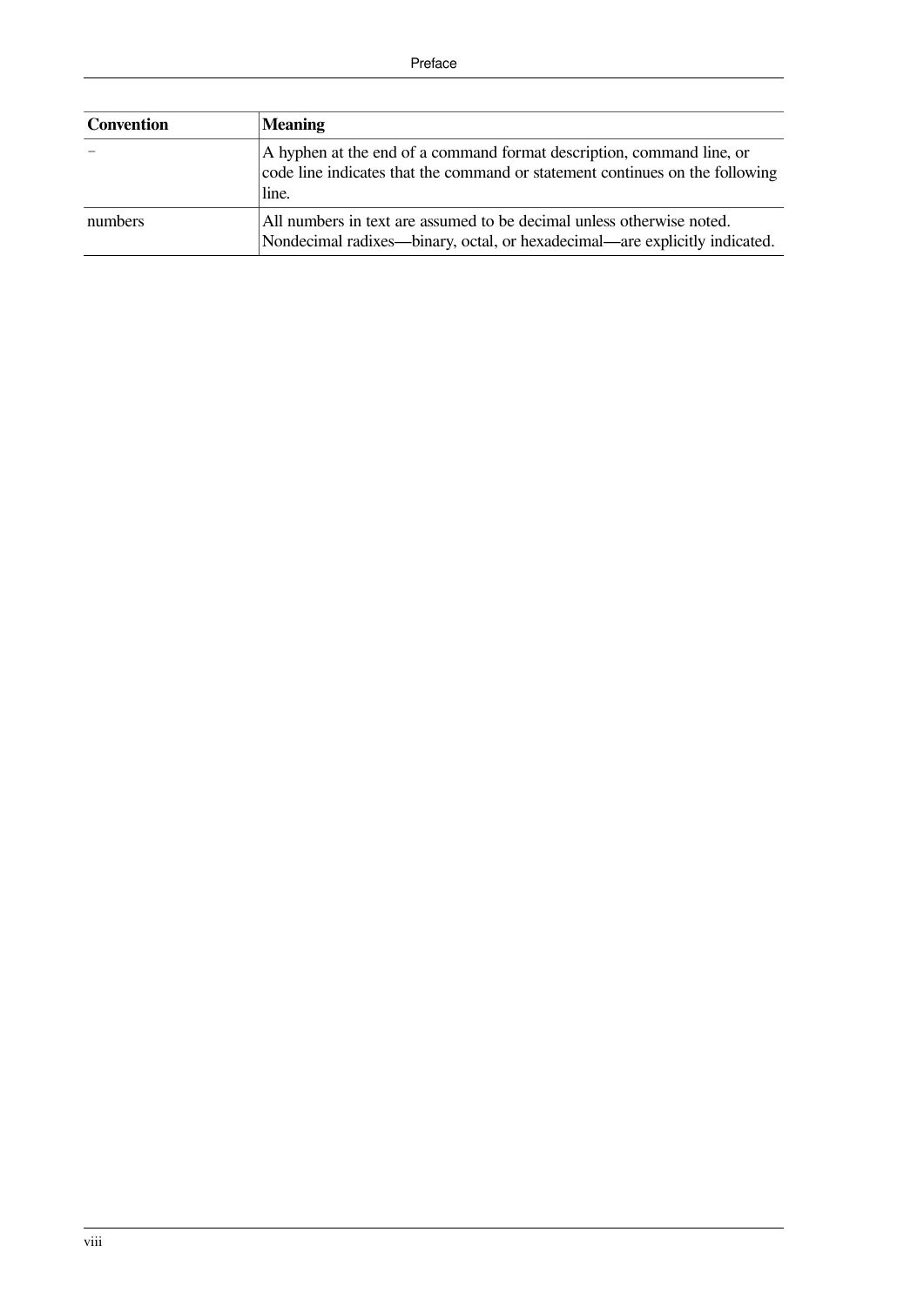| Convention | Meaning |
|---|---|
| - | A hyphen at the end of a command format description, command line, or code line indicates that the command or statement continues on the following line. |
| numbers | All numbers in text are assumed to be decimal unless otherwise noted. Nondecimal radixes—binary, octal, or hexadecimal—are explicitly indicated. |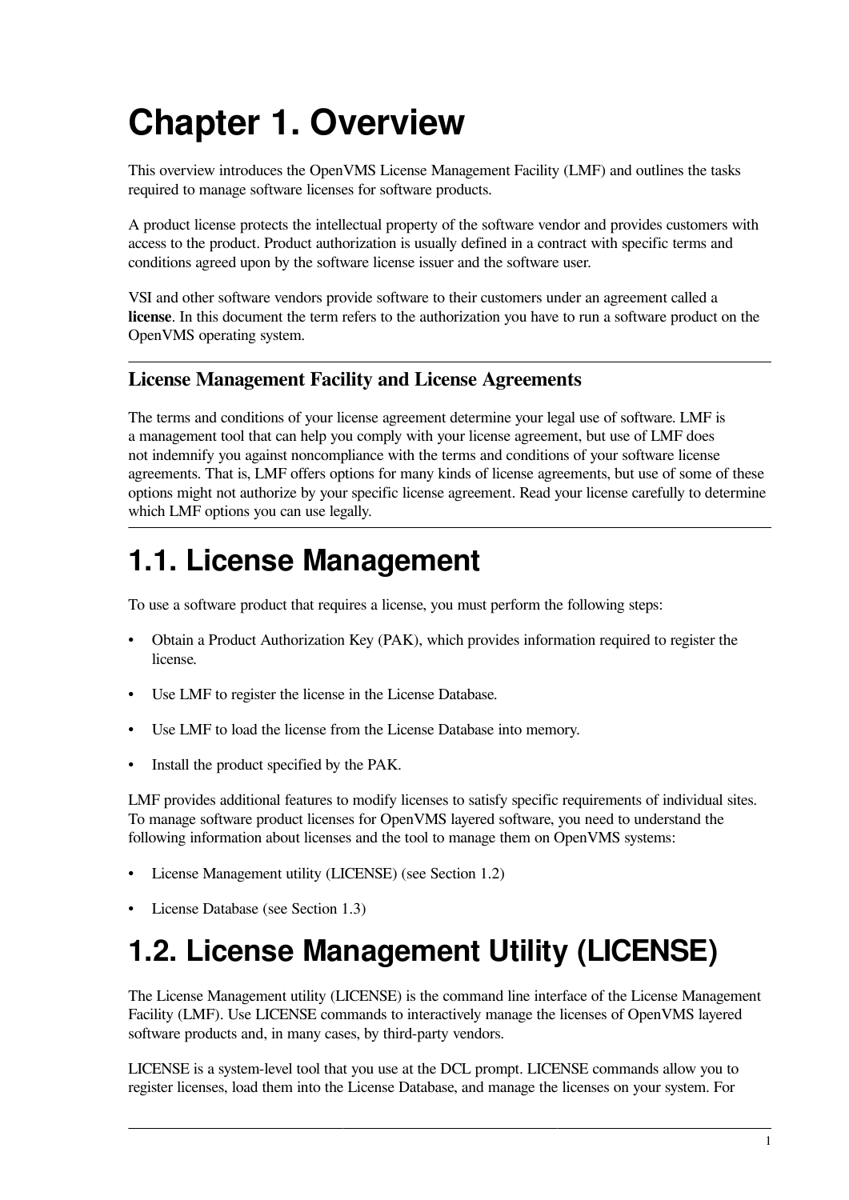# Chapter 1. Overview

This overview introduces the OpenVMS License Management Facility (LMF) and outlines the tasks required to manage software licenses for software products.

A product license protects the intellectual property of the software vendor and provides customers with access to the product. Product authorization is usually defined in a contract with specific terms and conditions agreed upon by the software license issuer and the software user.

VSI and other software vendors provide software to their customers under an agreement called a **license**. In this document the term refers to the authorization you have to run a software product on the OpenVMS operating system.

---

### License Management Facility and License Agreements

The terms and conditions of your license agreement determine your legal use of software. LMF is a management tool that can help you comply with your license agreement, but use of LMF does not indemnify you against noncompliance with the terms and conditions of your software license agreements. That is, LMF offers options for many kinds of license agreements, but use of some of these options might not authorize by your specific license agreement. Read your license carefully to determine which LMF options you can use legally.

---

## 1.1. License Management

To use a software product that requires a license, you must perform the following steps:

- Obtain a Product Authorization Key (PAK), which provides information required to register the license.
- Use LMF to register the license in the License Database.
- Use LMF to load the license from the License Database into memory.
- Install the product specified by the PAK.

LMF provides additional features to modify licenses to satisfy specific requirements of individual sites. To manage software product licenses for OpenVMS layered software, you need to understand the following information about licenses and the tool to manage them on OpenVMS systems:

- License Management utility (LICENSE) (see Section 1.2)
- License Database (see Section 1.3)

## 1.2. License Management Utility (LICENSE)

The License Management utility (LICENSE) is the command line interface of the License Management Facility (LMF). Use LICENSE commands to interactively manage the licenses of OpenVMS layered software products and, in many cases, by third-party vendors.

LICENSE is a system-level tool that you use at the DCL prompt. LICENSE commands allow you to register licenses, load them into the License Database, and manage the licenses on your system. For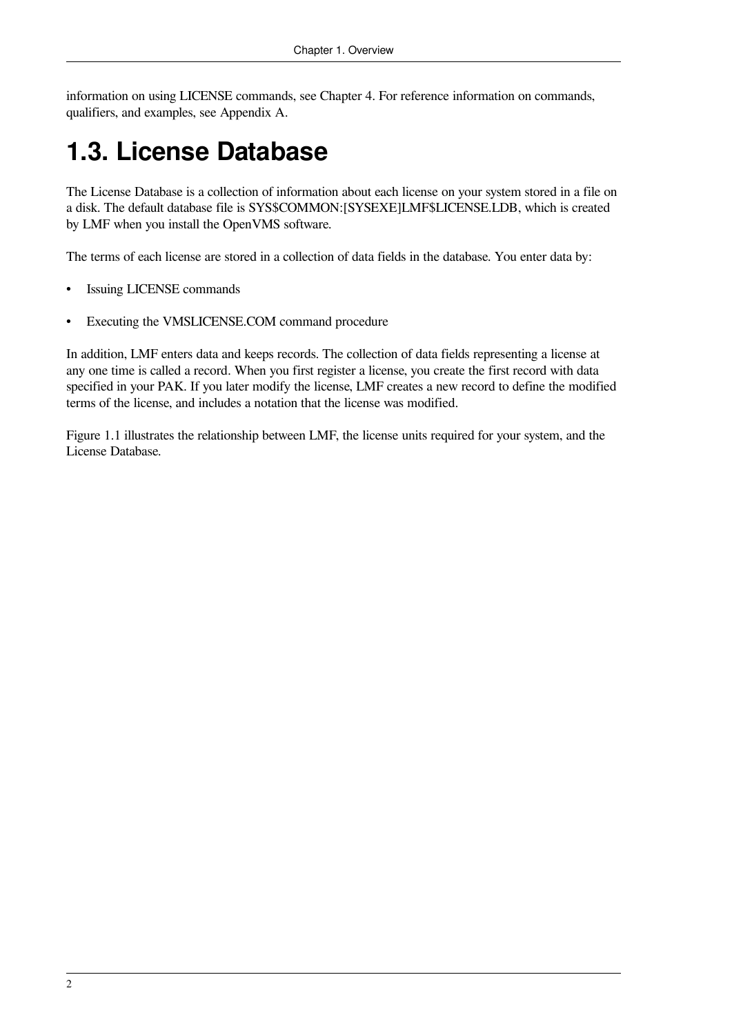information on using LICENSE commands, see Chapter 4. For reference information on commands, qualifiers, and examples, see Appendix A.

## 1.3. License Database

The License Database is a collection of information about each license on your system stored in a file on a disk. The default database file is SYS$COMMON:[SYSEXE]LMF$LICENSE.LDB, which is created by LMF when you install the OpenVMS software.

The terms of each license are stored in a collection of data fields in the database. You enter data by:

- Issuing LICENSE commands
- Executing the VMSLICENSE.COM command procedure

In addition, LMF enters data and keeps records. The collection of data fields representing a license at any one time is called a record. When you first register a license, you create the first record with data specified in your PAK. If you later modify the license, LMF creates a new record to define the modified terms of the license, and includes a notation that the license was modified.

Figure 1.1 illustrates the relationship between LMF, the license units required for your system, and the License Database.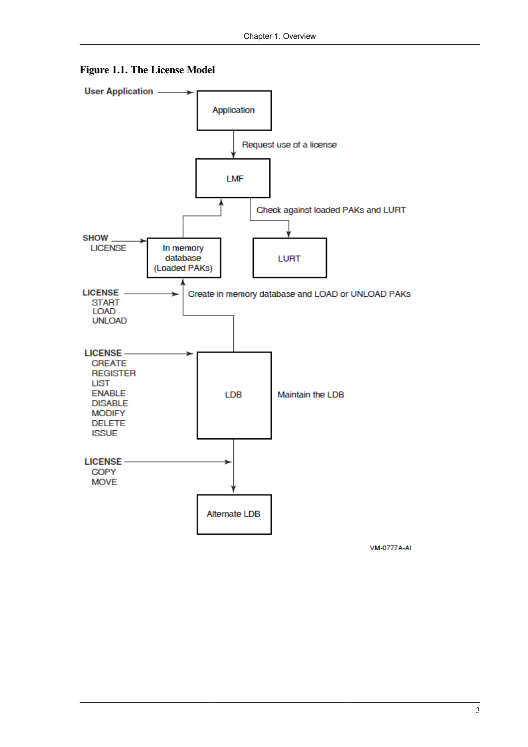**Figure 1.1. The License Model**

User Application → Application

Application → Request use of a license → LMF

LMF → Check against loaded PAKs and LURT → LURT

SHOW LICENSE → In memory database (Loaded PAKs) → LMF

LICENSE START, LOAD, UNLOAD → Create in memory database and LOAD or UNLOAD PAKs

LICENSE CREATE, REGISTER, LIST, ENABLE, DISABLE, MODIFY, DELETE, ISSUE → LDB (Maintain the LDB)

LICENSE COPY, MOVE → Alternate LDB

VM-0777A-AI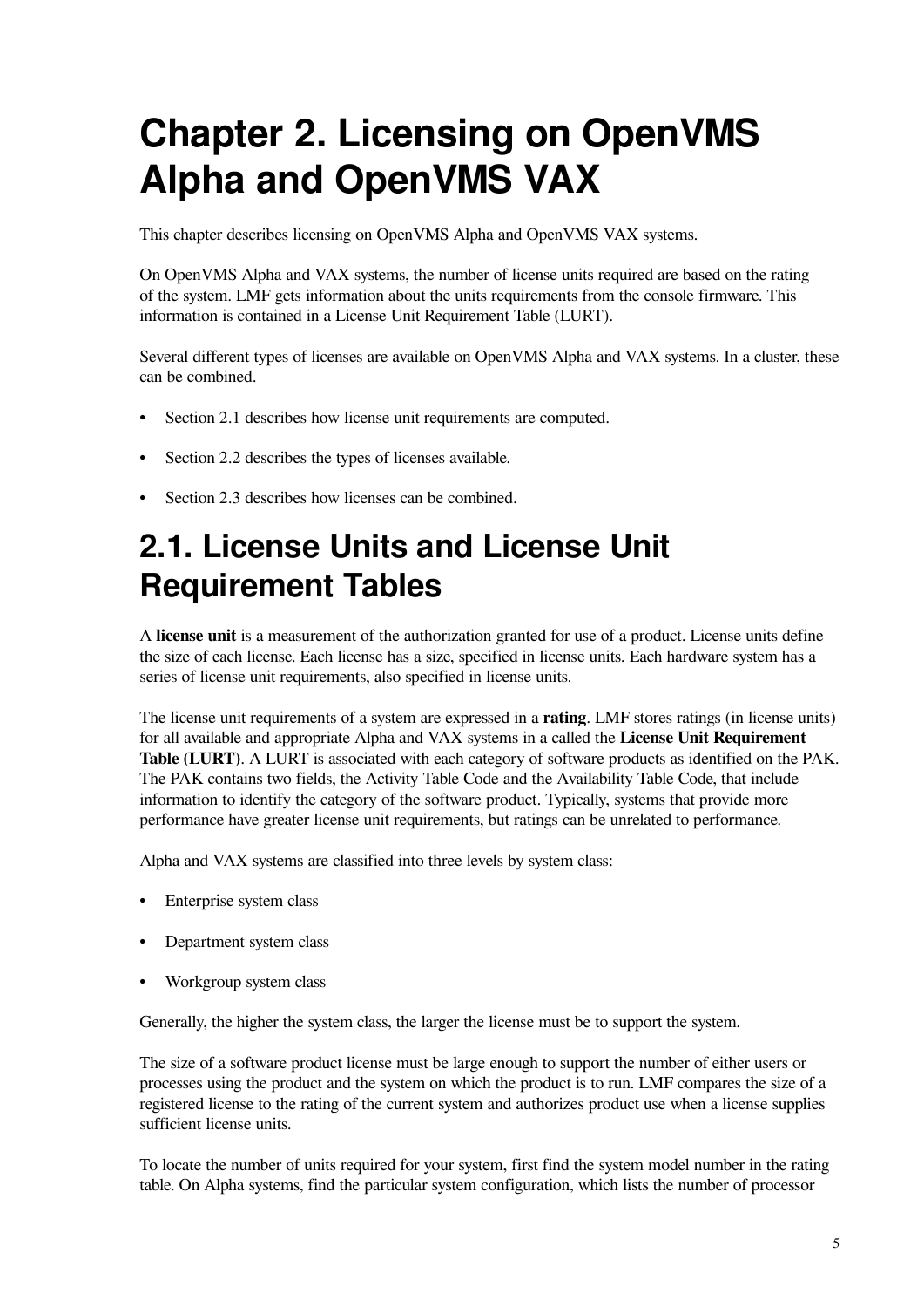# Chapter 2. Licensing on OpenVMS Alpha and OpenVMS VAX

This chapter describes licensing on OpenVMS Alpha and OpenVMS VAX systems.

On OpenVMS Alpha and VAX systems, the number of license units required are based on the rating of the system. LMF gets information about the units requirements from the console firmware. This information is contained in a License Unit Requirement Table (LURT).

Several different types of licenses are available on OpenVMS Alpha and VAX systems. In a cluster, these can be combined.

- Section 2.1 describes how license unit requirements are computed.
- Section 2.2 describes the types of licenses available.
- Section 2.3 describes how licenses can be combined.

## 2.1. License Units and License Unit Requirement Tables

A **license unit** is a measurement of the authorization granted for use of a product. License units define the size of each license. Each license has a size, specified in license units. Each hardware system has a series of license unit requirements, also specified in license units.

The license unit requirements of a system are expressed in a **rating**. LMF stores ratings (in license units) for all available and appropriate Alpha and VAX systems in a called the **License Unit Requirement Table (LURT)**. A LURT is associated with each category of software products as identified on the PAK. The PAK contains two fields, the Activity Table Code and the Availability Table Code, that include information to identify the category of the software product. Typically, systems that provide more performance have greater license unit requirements, but ratings can be unrelated to performance.

Alpha and VAX systems are classified into three levels by system class:

- Enterprise system class
- Department system class
- Workgroup system class

Generally, the higher the system class, the larger the license must be to support the system.

The size of a software product license must be large enough to support the number of either users or processes using the product and the system on which the product is to run. LMF compares the size of a registered license to the rating of the current system and authorizes product use when a license supplies sufficient license units.

To locate the number of units required for your system, first find the system model number in the rating table. On Alpha systems, find the particular system configuration, which lists the number of processor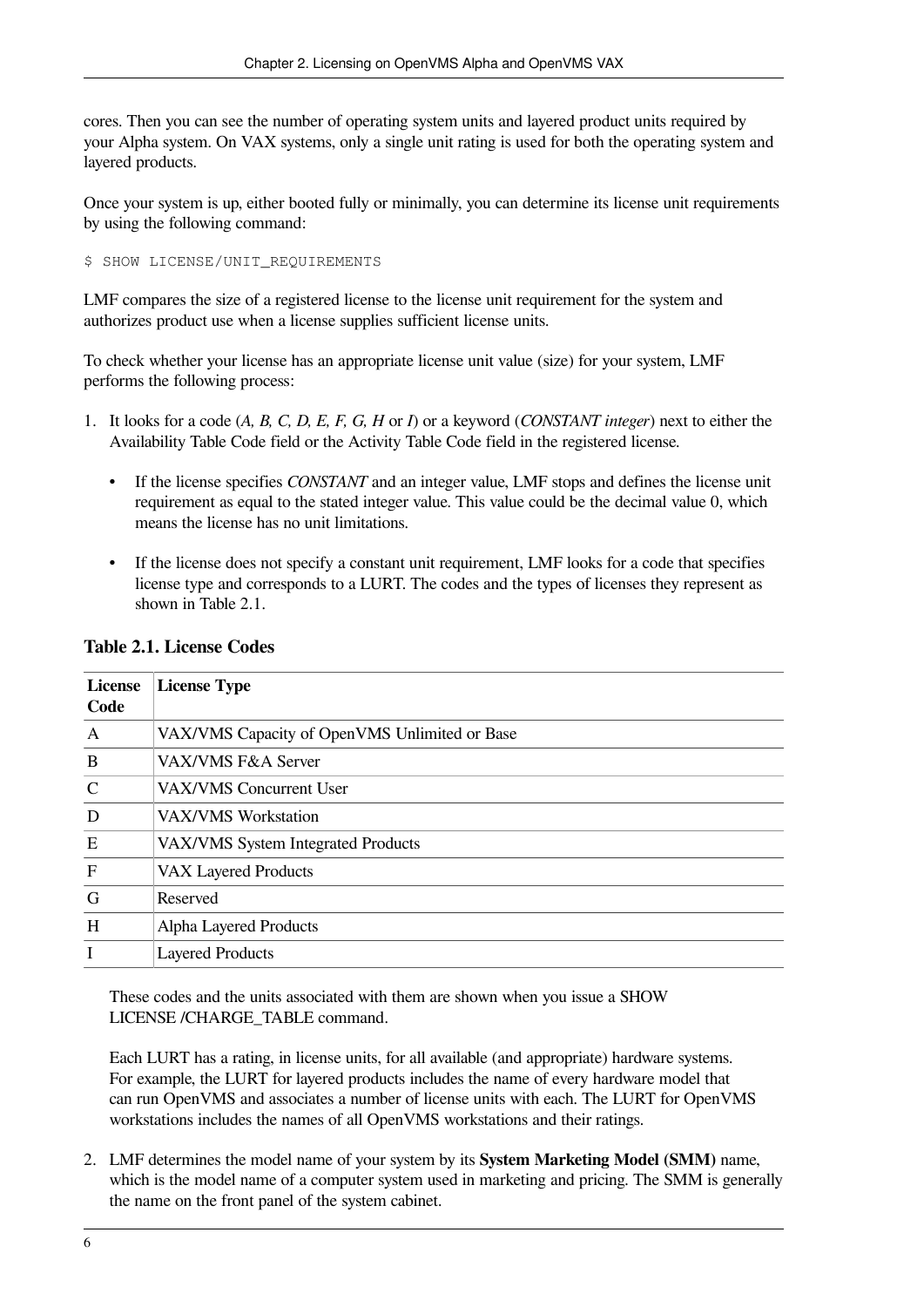cores. Then you can see the number of operating system units and layered product units required by your Alpha system. On VAX systems, only a single unit rating is used for both the operating system and layered products.

Once your system is up, either booted fully or minimally, you can determine its license unit requirements by using the following command:

```
$ SHOW LICENSE/UNIT_REQUIREMENTS
```

LMF compares the size of a registered license to the license unit requirement for the system and authorizes product use when a license supplies sufficient license units.

To check whether your license has an appropriate license unit value (size) for your system, LMF performs the following process:

1. It looks for a code (*A, B, C, D, E, F, G, H* or *I*) or a keyword (*CONSTANT integer*) next to either the Availability Table Code field or the Activity Table Code field in the registered license.

   - If the license specifies *CONSTANT* and an integer value, LMF stops and defines the license unit requirement as equal to the stated integer value. This value could be the decimal value 0, which means the license has no unit limitations.

   - If the license does not specify a constant unit requirement, LMF looks for a code that specifies license type and corresponds to a LURT. The codes and the types of licenses they represent as shown in Table 2.1.

   **Table 2.1. License Codes**

   | License Code | License Type |
   |---|---|
   | A | VAX/VMS Capacity of OpenVMS Unlimited or Base |
   | B | VAX/VMS F&A Server |
   | C | VAX/VMS Concurrent User |
   | D | VAX/VMS Workstation |
   | E | VAX/VMS System Integrated Products |
   | F | VAX Layered Products |
   | G | Reserved |
   | H | Alpha Layered Products |
   | I | Layered Products |

   These codes and the units associated with them are shown when you issue a SHOW LICENSE /CHARGE_TABLE command.

   Each LURT has a rating, in license units, for all available (and appropriate) hardware systems. For example, the LURT for layered products includes the name of every hardware model that can run OpenVMS and associates a number of license units with each. The LURT for OpenVMS workstations includes the names of all OpenVMS workstations and their ratings.

2. LMF determines the model name of your system by its **System Marketing Model (SMM)** name, which is the model name of a computer system used in marketing and pricing. The SMM is generally the name on the front panel of the system cabinet.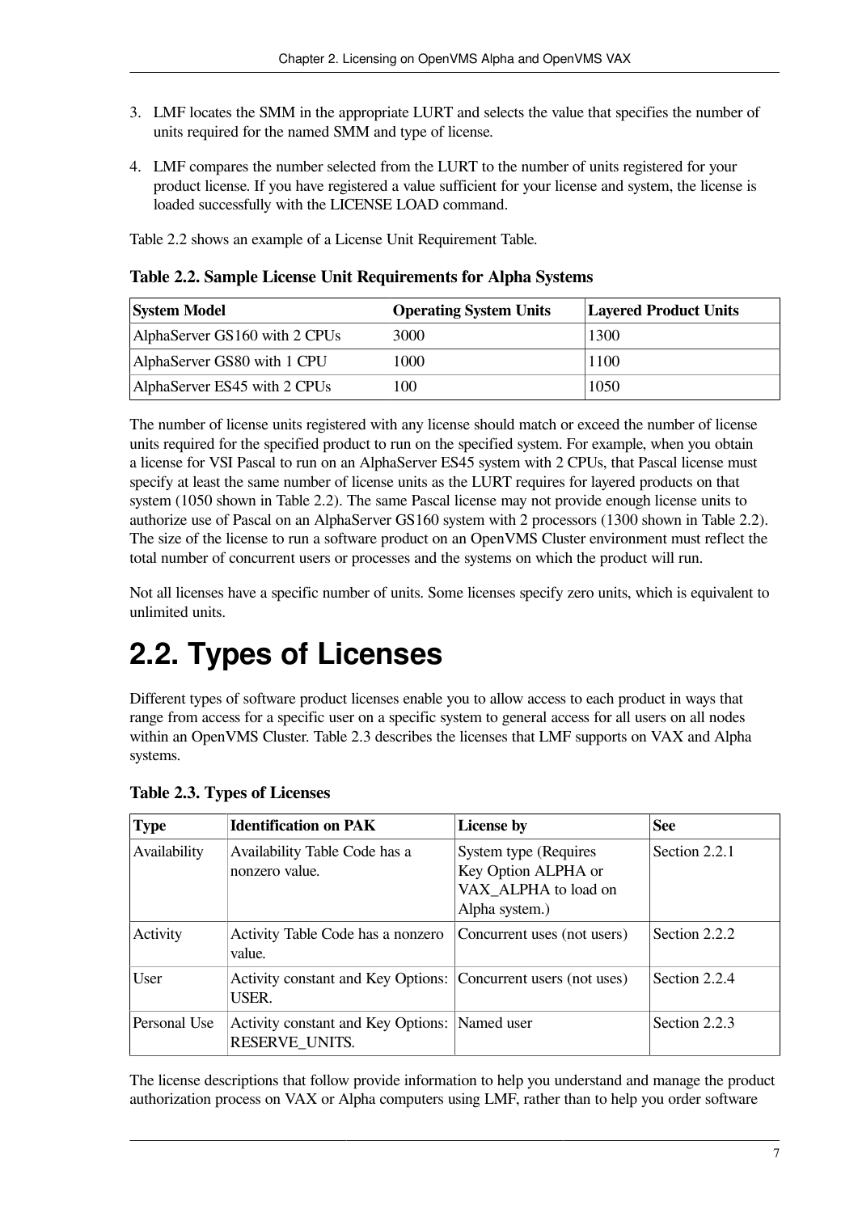3. LMF locates the SMM in the appropriate LURT and selects the value that specifies the number of units required for the named SMM and type of license.
4. LMF compares the number selected from the LURT to the number of units registered for your product license. If you have registered a value sufficient for your license and system, the license is loaded successfully with the LICENSE LOAD command.

Table 2.2 shows an example of a License Unit Requirement Table.

**Table 2.2. Sample License Unit Requirements for Alpha Systems**

| System Model | Operating System Units | Layered Product Units |
|---|---|---|
| AlphaServer GS160 with 2 CPUs | 3000 | 1300 |
| AlphaServer GS80 with 1 CPU | 1000 | 1100 |
| AlphaServer ES45 with 2 CPUs | 100 | 1050 |

The number of license units registered with any license should match or exceed the number of license units required for the specified product to run on the specified system. For example, when you obtain a license for VSI Pascal to run on an AlphaServer ES45 system with 2 CPUs, that Pascal license must specify at least the same number of license units as the LURT requires for layered products on that system (1050 shown in Table 2.2). The same Pascal license may not provide enough license units to authorize use of Pascal on an AlphaServer GS160 system with 2 processors (1300 shown in Table 2.2). The size of the license to run a software product on an OpenVMS Cluster environment must reflect the total number of concurrent users or processes and the systems on which the product will run.

Not all licenses have a specific number of units. Some licenses specify zero units, which is equivalent to unlimited units.

# 2.2. Types of Licenses

Different types of software product licenses enable you to allow access to each product in ways that range from access for a specific user on a specific system to general access for all users on all nodes within an OpenVMS Cluster. Table 2.3 describes the licenses that LMF supports on VAX and Alpha systems.

**Table 2.3. Types of Licenses**

| Type | Identification on PAK | License by | See |
|---|---|---|---|
| Availability | Availability Table Code has a nonzero value. | System type (Requires Key Option ALPHA or VAX_ALPHA to load on Alpha system.) | Section 2.2.1 |
| Activity | Activity Table Code has a nonzero value. | Concurrent uses (not users) | Section 2.2.2 |
| User | Activity constant and Key Options: USER. | Concurrent users (not uses) | Section 2.2.4 |
| Personal Use | Activity constant and Key Options: RESERVE_UNITS. | Named user | Section 2.2.3 |

The license descriptions that follow provide information to help you understand and manage the product authorization process on VAX or Alpha computers using LMF, rather than to help you order software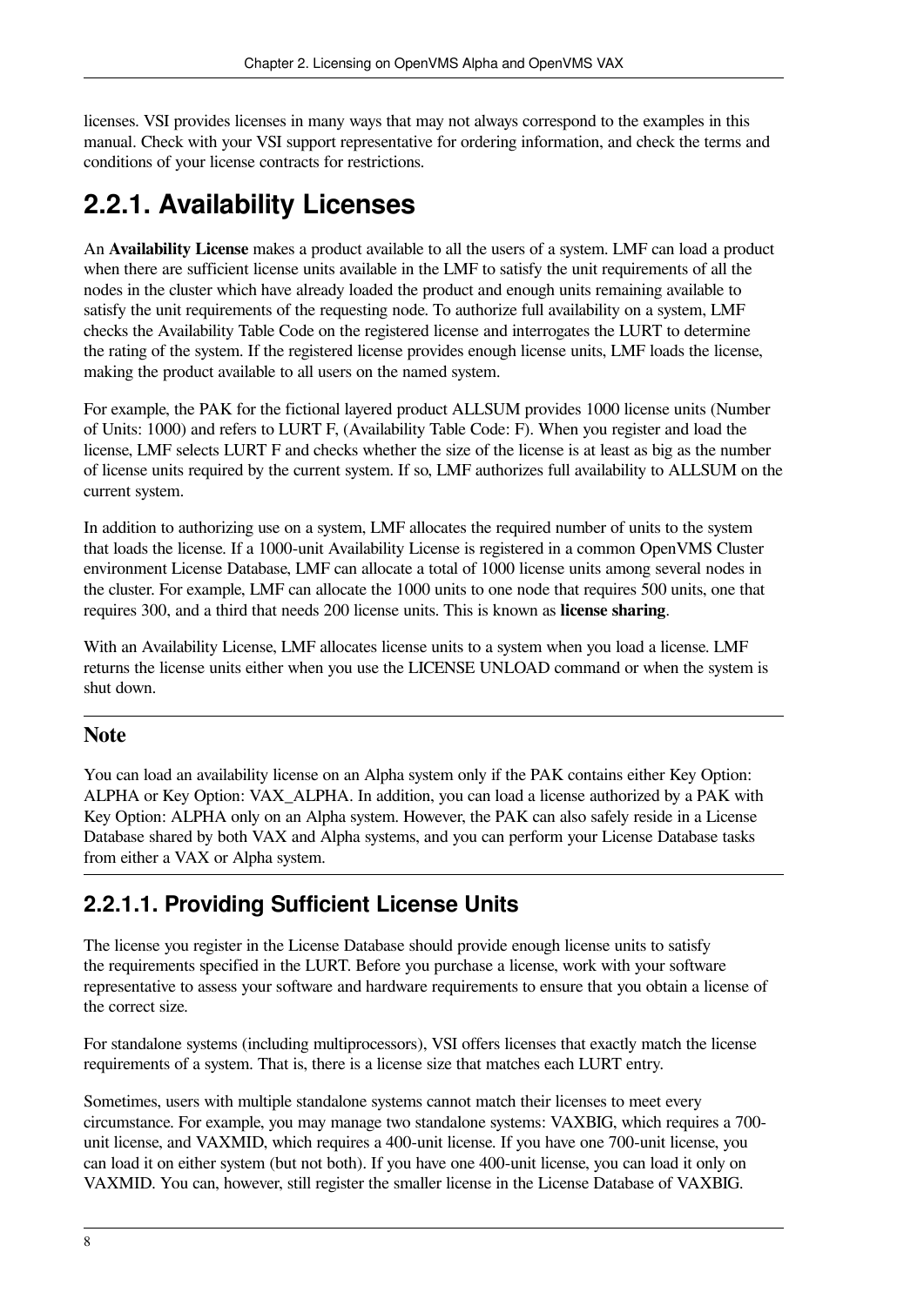licenses. VSI provides licenses in many ways that may not always correspond to the examples in this manual. Check with your VSI support representative for ordering information, and check the terms and conditions of your license contracts for restrictions.

## 2.2.1. Availability Licenses

An **Availability License** makes a product available to all the users of a system. LMF can load a product when there are sufficient license units available in the LMF to satisfy the unit requirements of all the nodes in the cluster which have already loaded the product and enough units remaining available to satisfy the unit requirements of the requesting node. To authorize full availability on a system, LMF checks the Availability Table Code on the registered license and interrogates the LURT to determine the rating of the system. If the registered license provides enough license units, LMF loads the license, making the product available to all users on the named system.

For example, the PAK for the fictional layered product ALLSUM provides 1000 license units (Number of Units: 1000) and refers to LURT F, (Availability Table Code: F). When you register and load the license, LMF selects LURT F and checks whether the size of the license is at least as big as the number of license units required by the current system. If so, LMF authorizes full availability to ALLSUM on the current system.

In addition to authorizing use on a system, LMF allocates the required number of units to the system that loads the license. If a 1000-unit Availability License is registered in a common OpenVMS Cluster environment License Database, LMF can allocate a total of 1000 license units among several nodes in the cluster. For example, LMF can allocate the 1000 units to one node that requires 500 units, one that requires 300, and a third that needs 200 license units. This is known as **license sharing**.

With an Availability License, LMF allocates license units to a system when you load a license. LMF returns the license units either when you use the LICENSE UNLOAD command or when the system is shut down.

### Note

You can load an availability license on an Alpha system only if the PAK contains either Key Option: ALPHA or Key Option: VAX_ALPHA. In addition, you can load a license authorized by a PAK with Key Option: ALPHA only on an Alpha system. However, the PAK can also safely reside in a License Database shared by both VAX and Alpha systems, and you can perform your License Database tasks from either a VAX or Alpha system.

### 2.2.1.1. Providing Sufficient License Units

The license you register in the License Database should provide enough license units to satisfy the requirements specified in the LURT. Before you purchase a license, work with your software representative to assess your software and hardware requirements to ensure that you obtain a license of the correct size.

For standalone systems (including multiprocessors), VSI offers licenses that exactly match the license requirements of a system. That is, there is a license size that matches each LURT entry.

Sometimes, users with multiple standalone systems cannot match their licenses to meet every circumstance. For example, you may manage two standalone systems: VAXBIG, which requires a 700-unit license, and VAXMID, which requires a 400-unit license. If you have one 700-unit license, you can load it on either system (but not both). If you have one 400-unit license, you can load it only on VAXMID. You can, however, still register the smaller license in the License Database of VAXBIG.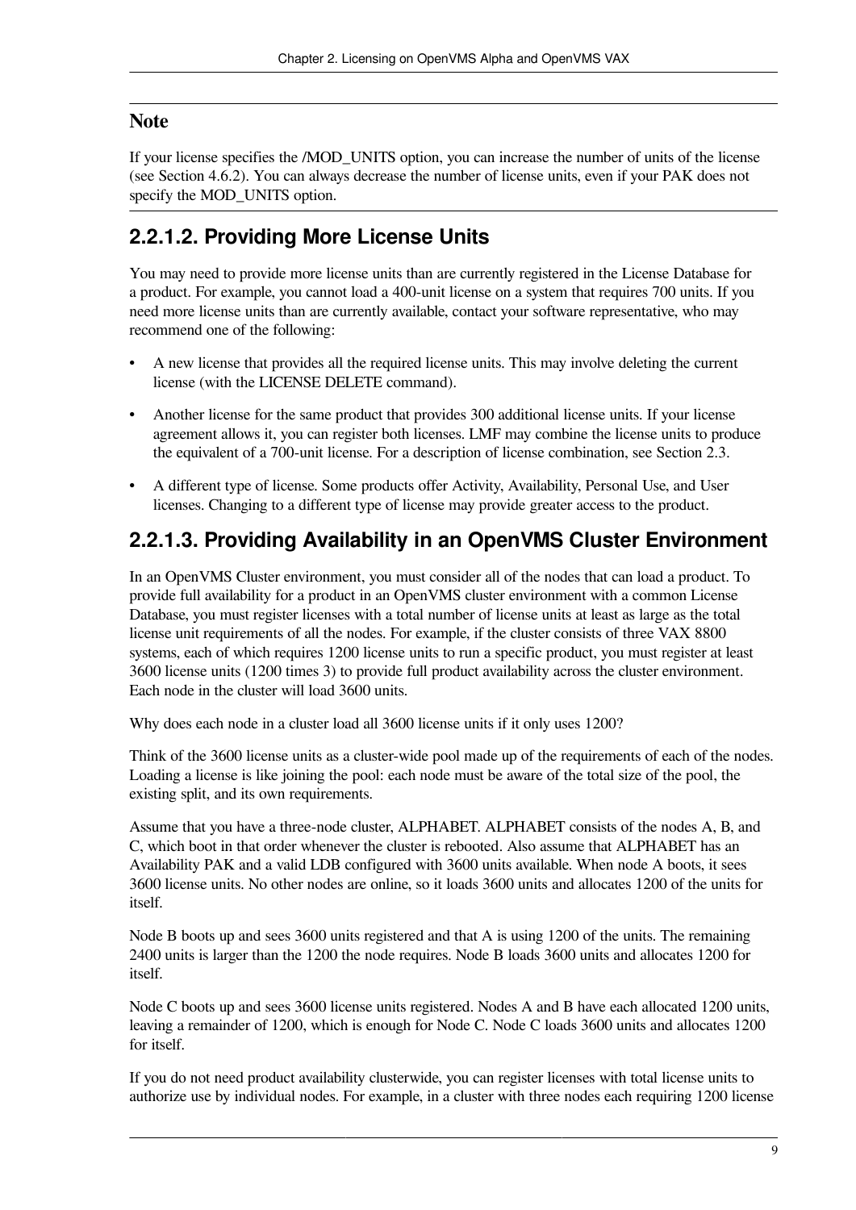### Note

If your license specifies the /MOD_UNITS option, you can increase the number of units of the license (see Section 4.6.2). You can always decrease the number of license units, even if your PAK does not specify the MOD_UNITS option.

### 2.2.1.2. Providing More License Units

You may need to provide more license units than are currently registered in the License Database for a product. For example, you cannot load a 400-unit license on a system that requires 700 units. If you need more license units than are currently available, contact your software representative, who may recommend one of the following:

- A new license that provides all the required license units. This may involve deleting the current license (with the LICENSE DELETE command).
- Another license for the same product that provides 300 additional license units. If your license agreement allows it, you can register both licenses. LMF may combine the license units to produce the equivalent of a 700-unit license. For a description of license combination, see Section 2.3.
- A different type of license. Some products offer Activity, Availability, Personal Use, and User licenses. Changing to a different type of license may provide greater access to the product.

### 2.2.1.3. Providing Availability in an OpenVMS Cluster Environment

In an OpenVMS Cluster environment, you must consider all of the nodes that can load a product. To provide full availability for a product in an OpenVMS cluster environment with a common License Database, you must register licenses with a total number of license units at least as large as the total license unit requirements of all the nodes. For example, if the cluster consists of three VAX 8800 systems, each of which requires 1200 license units to run a specific product, you must register at least 3600 license units (1200 times 3) to provide full product availability across the cluster environment. Each node in the cluster will load 3600 units.

Why does each node in a cluster load all 3600 license units if it only uses 1200?

Think of the 3600 license units as a cluster-wide pool made up of the requirements of each of the nodes. Loading a license is like joining the pool: each node must be aware of the total size of the pool, the existing split, and its own requirements.

Assume that you have a three-node cluster, ALPHABET. ALPHABET consists of the nodes A, B, and C, which boot in that order whenever the cluster is rebooted. Also assume that ALPHABET has an Availability PAK and a valid LDB configured with 3600 units available. When node A boots, it sees 3600 license units. No other nodes are online, so it loads 3600 units and allocates 1200 of the units for itself.

Node B boots up and sees 3600 units registered and that A is using 1200 of the units. The remaining 2400 units is larger than the 1200 the node requires. Node B loads 3600 units and allocates 1200 for itself.

Node C boots up and sees 3600 license units registered. Nodes A and B have each allocated 1200 units, leaving a remainder of 1200, which is enough for Node C. Node C loads 3600 units and allocates 1200 for itself.

If you do not need product availability clusterwide, you can register licenses with total license units to authorize use by individual nodes. For example, in a cluster with three nodes each requiring 1200 license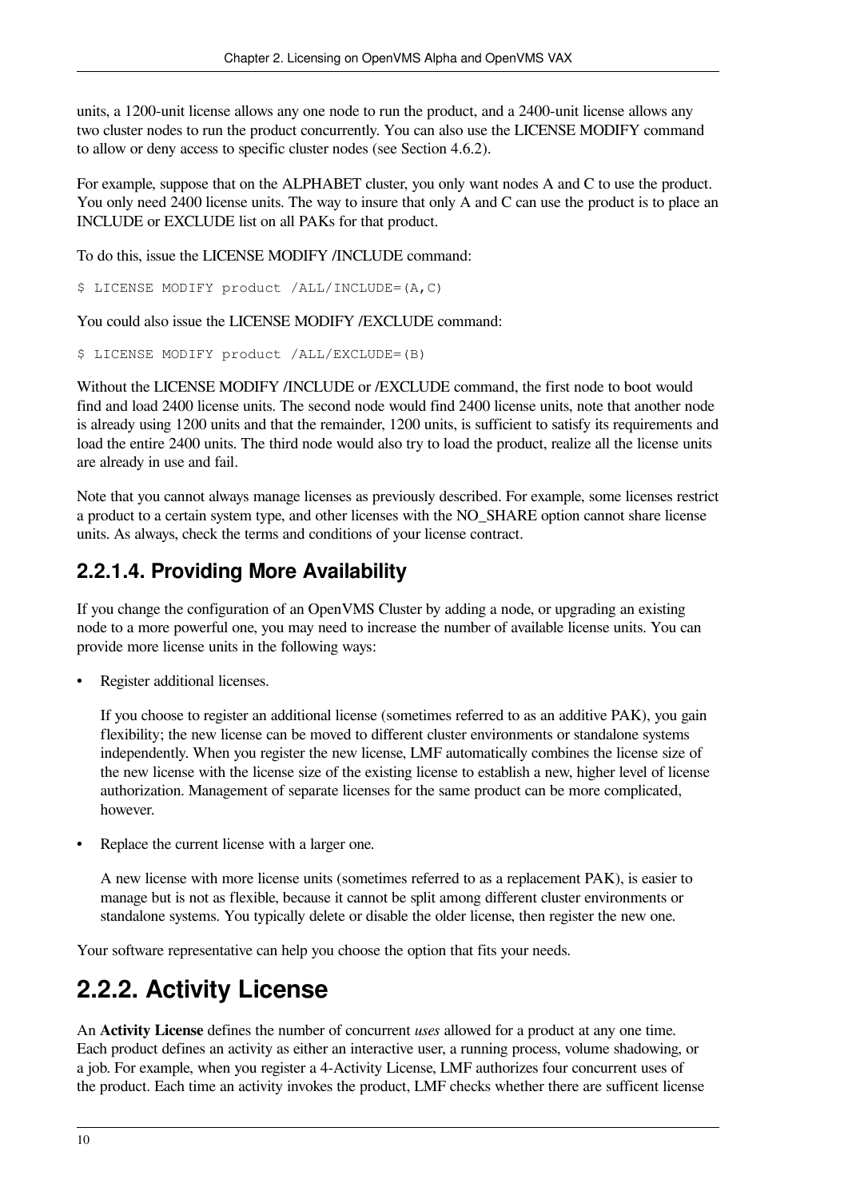units, a 1200-unit license allows any one node to run the product, and a 2400-unit license allows any two cluster nodes to run the product concurrently. You can also use the LICENSE MODIFY command to allow or deny access to specific cluster nodes (see Section 4.6.2).

For example, suppose that on the ALPHABET cluster, you only want nodes A and C to use the product. You only need 2400 license units. The way to insure that only A and C can use the product is to place an INCLUDE or EXCLUDE list on all PAKs for that product.

To do this, issue the LICENSE MODIFY /INCLUDE command:

```
$ LICENSE MODIFY product /ALL/INCLUDE=(A,C)
```

You could also issue the LICENSE MODIFY /EXCLUDE command:

```
$ LICENSE MODIFY product /ALL/EXCLUDE=(B)
```

Without the LICENSE MODIFY /INCLUDE or /EXCLUDE command, the first node to boot would find and load 2400 license units. The second node would find 2400 license units, note that another node is already using 1200 units and that the remainder, 1200 units, is sufficient to satisfy its requirements and load the entire 2400 units. The third node would also try to load the product, realize all the license units are already in use and fail.

Note that you cannot always manage licenses as previously described. For example, some licenses restrict a product to a certain system type, and other licenses with the NO_SHARE option cannot share license units. As always, check the terms and conditions of your license contract.

### 2.2.1.4. Providing More Availability

If you change the configuration of an OpenVMS Cluster by adding a node, or upgrading an existing node to a more powerful one, you may need to increase the number of available license units. You can provide more license units in the following ways:

- Register additional licenses.

  If you choose to register an additional license (sometimes referred to as an additive PAK), you gain flexibility; the new license can be moved to different cluster environments or standalone systems independently. When you register the new license, LMF automatically combines the license size of the new license with the license size of the existing license to establish a new, higher level of license authorization. Management of separate licenses for the same product can be more complicated, however.

- Replace the current license with a larger one.

  A new license with more license units (sometimes referred to as a replacement PAK), is easier to manage but is not as flexible, because it cannot be split among different cluster environments or standalone systems. You typically delete or disable the older license, then register the new one.

Your software representative can help you choose the option that fits your needs.

## 2.2.2. Activity License

An **Activity License** defines the number of concurrent *uses* allowed for a product at any one time. Each product defines an activity as either an interactive user, a running process, volume shadowing, or a job. For example, when you register a 4-Activity License, LMF authorizes four concurrent uses of the product. Each time an activity invokes the product, LMF checks whether there are sufficent license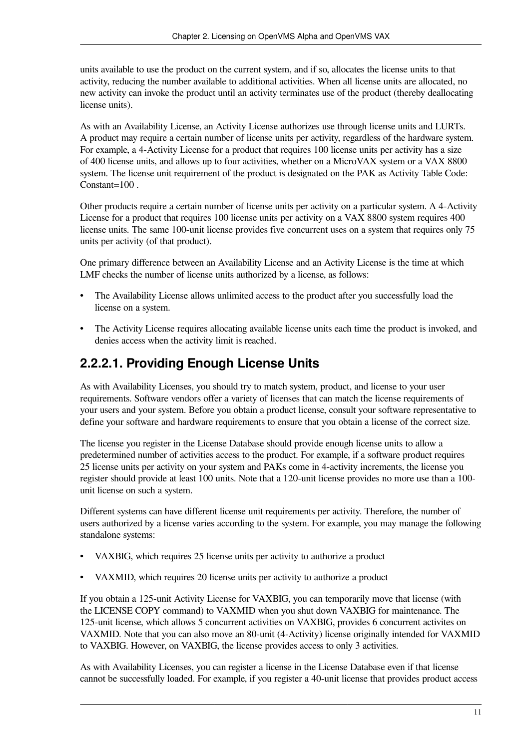units available to use the product on the current system, and if so, allocates the license units to that activity, reducing the number available to additional activities. When all license units are allocated, no new activity can invoke the product until an activity terminates use of the product (thereby deallocating license units).

As with an Availability License, an Activity License authorizes use through license units and LURTs. A product may require a certain number of license units per activity, regardless of the hardware system. For example, a 4-Activity License for a product that requires 100 license units per activity has a size of 400 license units, and allows up to four activities, whether on a MicroVAX system or a VAX 8800 system. The license unit requirement of the product is designated on the PAK as Activity Table Code: Constant=100 .

Other products require a certain number of license units per activity on a particular system. A 4-Activity License for a product that requires 100 license units per activity on a VAX 8800 system requires 400 license units. The same 100-unit license provides five concurrent uses on a system that requires only 75 units per activity (of that product).

One primary difference between an Availability License and an Activity License is the time at which LMF checks the number of license units authorized by a license, as follows:

- The Availability License allows unlimited access to the product after you successfully load the license on a system.
- The Activity License requires allocating available license units each time the product is invoked, and denies access when the activity limit is reached.

#### 2.2.2.1. Providing Enough License Units

As with Availability Licenses, you should try to match system, product, and license to your user requirements. Software vendors offer a variety of licenses that can match the license requirements of your users and your system. Before you obtain a product license, consult your software representative to define your software and hardware requirements to ensure that you obtain a license of the correct size.

The license you register in the License Database should provide enough license units to allow a predetermined number of activities access to the product. For example, if a software product requires 25 license units per activity on your system and PAKs come in 4-activity increments, the license you register should provide at least 100 units. Note that a 120-unit license provides no more use than a 100-unit license on such a system.

Different systems can have different license unit requirements per activity. Therefore, the number of users authorized by a license varies according to the system. For example, you may manage the following standalone systems:

- VAXBIG, which requires 25 license units per activity to authorize a product
- VAXMID, which requires 20 license units per activity to authorize a product

If you obtain a 125-unit Activity License for VAXBIG, you can temporarily move that license (with the LICENSE COPY command) to VAXMID when you shut down VAXBIG for maintenance. The 125-unit license, which allows 5 concurrent activities on VAXBIG, provides 6 concurrent activites on VAXMID. Note that you can also move an 80-unit (4-Activity) license originally intended for VAXMID to VAXBIG. However, on VAXBIG, the license provides access to only 3 activities.

As with Availability Licenses, you can register a license in the License Database even if that license cannot be successfully loaded. For example, if you register a 40-unit license that provides product access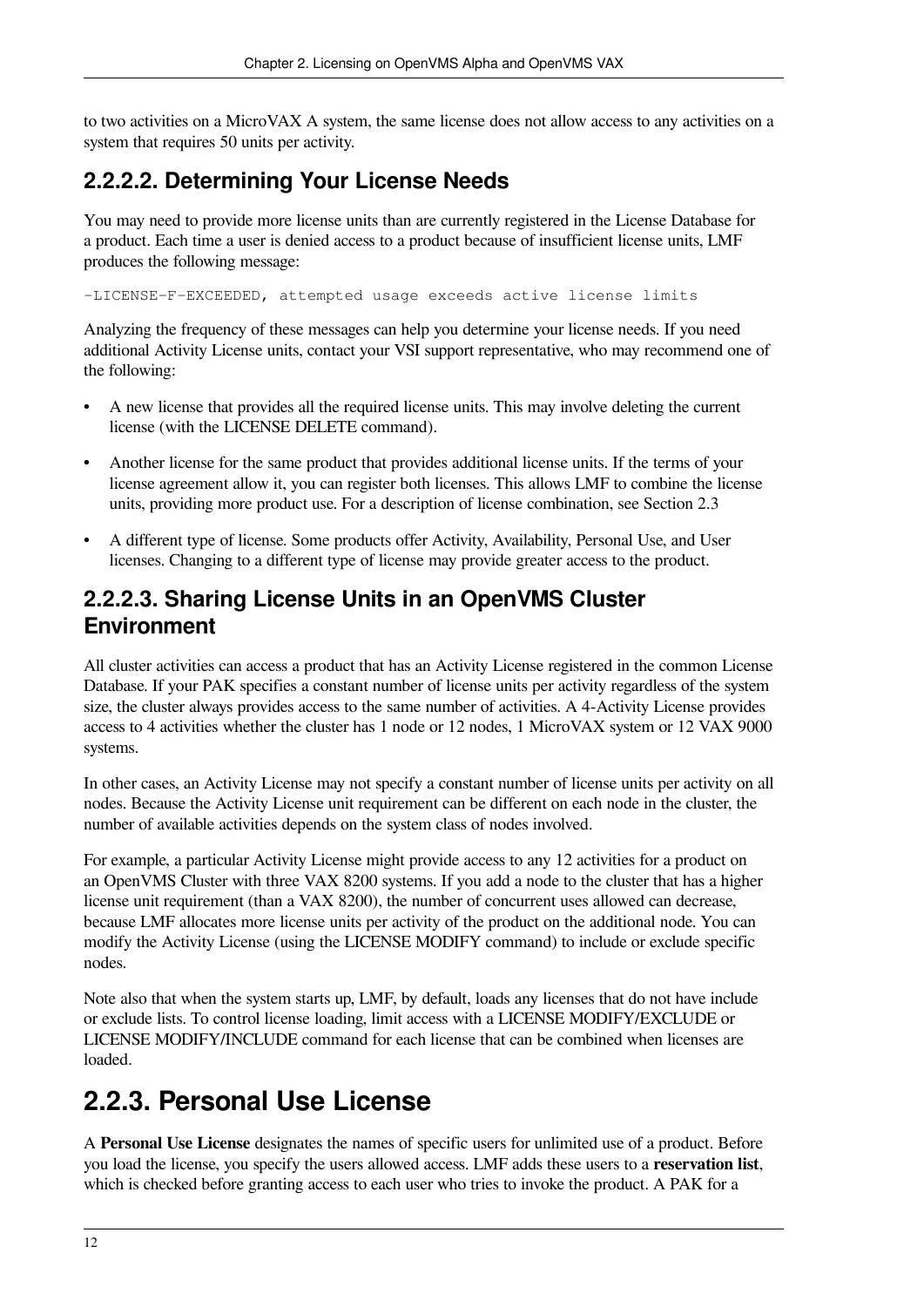to two activities on a MicroVAX A system, the same license does not allow access to any activities on a system that requires 50 units per activity.

#### 2.2.2.2. Determining Your License Needs

You may need to provide more license units than are currently registered in the License Database for a product. Each time a user is denied access to a product because of insufficient license units, LMF produces the following message:

```
-LICENSE-F-EXCEEDED, attempted usage exceeds active license limits
```

Analyzing the frequency of these messages can help you determine your license needs. If you need additional Activity License units, contact your VSI support representative, who may recommend one of the following:

- A new license that provides all the required license units. This may involve deleting the current license (with the LICENSE DELETE command).
- Another license for the same product that provides additional license units. If the terms of your license agreement allow it, you can register both licenses. This allows LMF to combine the license units, providing more product use. For a description of license combination, see Section 2.3
- A different type of license. Some products offer Activity, Availability, Personal Use, and User licenses. Changing to a different type of license may provide greater access to the product.

#### 2.2.2.3. Sharing License Units in an OpenVMS Cluster Environment

All cluster activities can access a product that has an Activity License registered in the common License Database. If your PAK specifies a constant number of license units per activity regardless of the system size, the cluster always provides access to the same number of activities. A 4-Activity License provides access to 4 activities whether the cluster has 1 node or 12 nodes, 1 MicroVAX system or 12 VAX 9000 systems.

In other cases, an Activity License may not specify a constant number of license units per activity on all nodes. Because the Activity License unit requirement can be different on each node in the cluster, the number of available activities depends on the system class of nodes involved.

For example, a particular Activity License might provide access to any 12 activities for a product on an OpenVMS Cluster with three VAX 8200 systems. If you add a node to the cluster that has a higher license unit requirement (than a VAX 8200), the number of concurrent uses allowed can decrease, because LMF allocates more license units per activity of the product on the additional node. You can modify the Activity License (using the LICENSE MODIFY command) to include or exclude specific nodes.

Note also that when the system starts up, LMF, by default, loads any licenses that do not have include or exclude lists. To control license loading, limit access with a LICENSE MODIFY/EXCLUDE or LICENSE MODIFY/INCLUDE command for each license that can be combined when licenses are loaded.

### 2.2.3. Personal Use License

A **Personal Use License** designates the names of specific users for unlimited use of a product. Before you load the license, you specify the users allowed access. LMF adds these users to a **reservation list**, which is checked before granting access to each user who tries to invoke the product. A PAK for a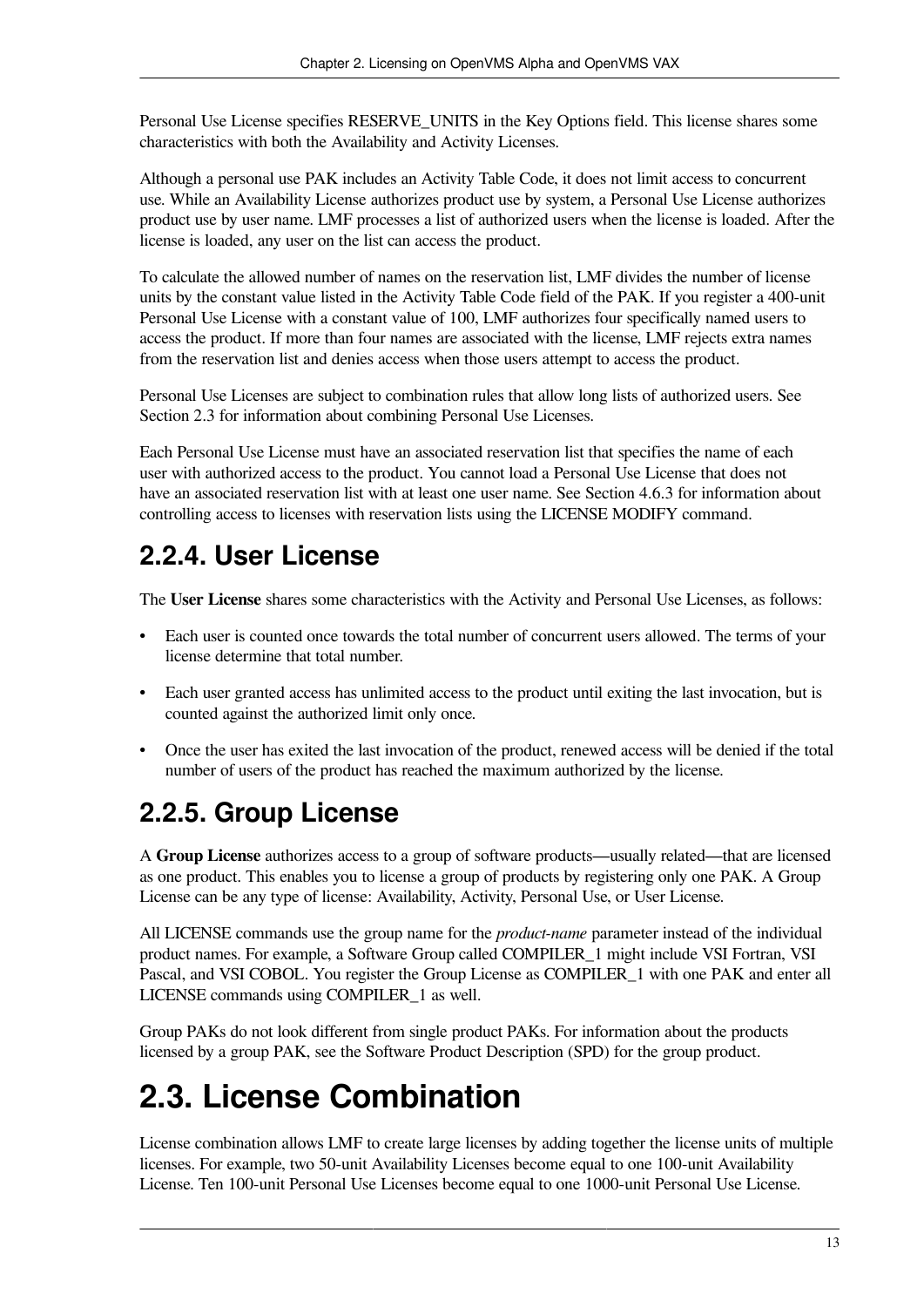Personal Use License specifies RESERVE_UNITS in the Key Options field. This license shares some characteristics with both the Availability and Activity Licenses.

Although a personal use PAK includes an Activity Table Code, it does not limit access to concurrent use. While an Availability License authorizes product use by system, a Personal Use License authorizes product use by user name. LMF processes a list of authorized users when the license is loaded. After the license is loaded, any user on the list can access the product.

To calculate the allowed number of names on the reservation list, LMF divides the number of license units by the constant value listed in the Activity Table Code field of the PAK. If you register a 400-unit Personal Use License with a constant value of 100, LMF authorizes four specifically named users to access the product. If more than four names are associated with the license, LMF rejects extra names from the reservation list and denies access when those users attempt to access the product.

Personal Use Licenses are subject to combination rules that allow long lists of authorized users. See Section 2.3 for information about combining Personal Use Licenses.

Each Personal Use License must have an associated reservation list that specifies the name of each user with authorized access to the product. You cannot load a Personal Use License that does not have an associated reservation list with at least one user name. See Section 4.6.3 for information about controlling access to licenses with reservation lists using the LICENSE MODIFY command.

### 2.2.4. User License

The **User License** shares some characteristics with the Activity and Personal Use Licenses, as follows:

- Each user is counted once towards the total number of concurrent users allowed. The terms of your license determine that total number.
- Each user granted access has unlimited access to the product until exiting the last invocation, but is counted against the authorized limit only once.
- Once the user has exited the last invocation of the product, renewed access will be denied if the total number of users of the product has reached the maximum authorized by the license.

### 2.2.5. Group License

A **Group License** authorizes access to a group of software products—usually related—that are licensed as one product. This enables you to license a group of products by registering only one PAK. A Group License can be any type of license: Availability, Activity, Personal Use, or User License.

All LICENSE commands use the group name for the *product-name* parameter instead of the individual product names. For example, a Software Group called COMPILER_1 might include VSI Fortran, VSI Pascal, and VSI COBOL. You register the Group License as COMPILER_1 with one PAK and enter all LICENSE commands using COMPILER_1 as well.

Group PAKs do not look different from single product PAKs. For information about the products licensed by a group PAK, see the Software Product Description (SPD) for the group product.

## 2.3. License Combination

License combination allows LMF to create large licenses by adding together the license units of multiple licenses. For example, two 50-unit Availability Licenses become equal to one 100-unit Availability License. Ten 100-unit Personal Use Licenses become equal to one 1000-unit Personal Use License.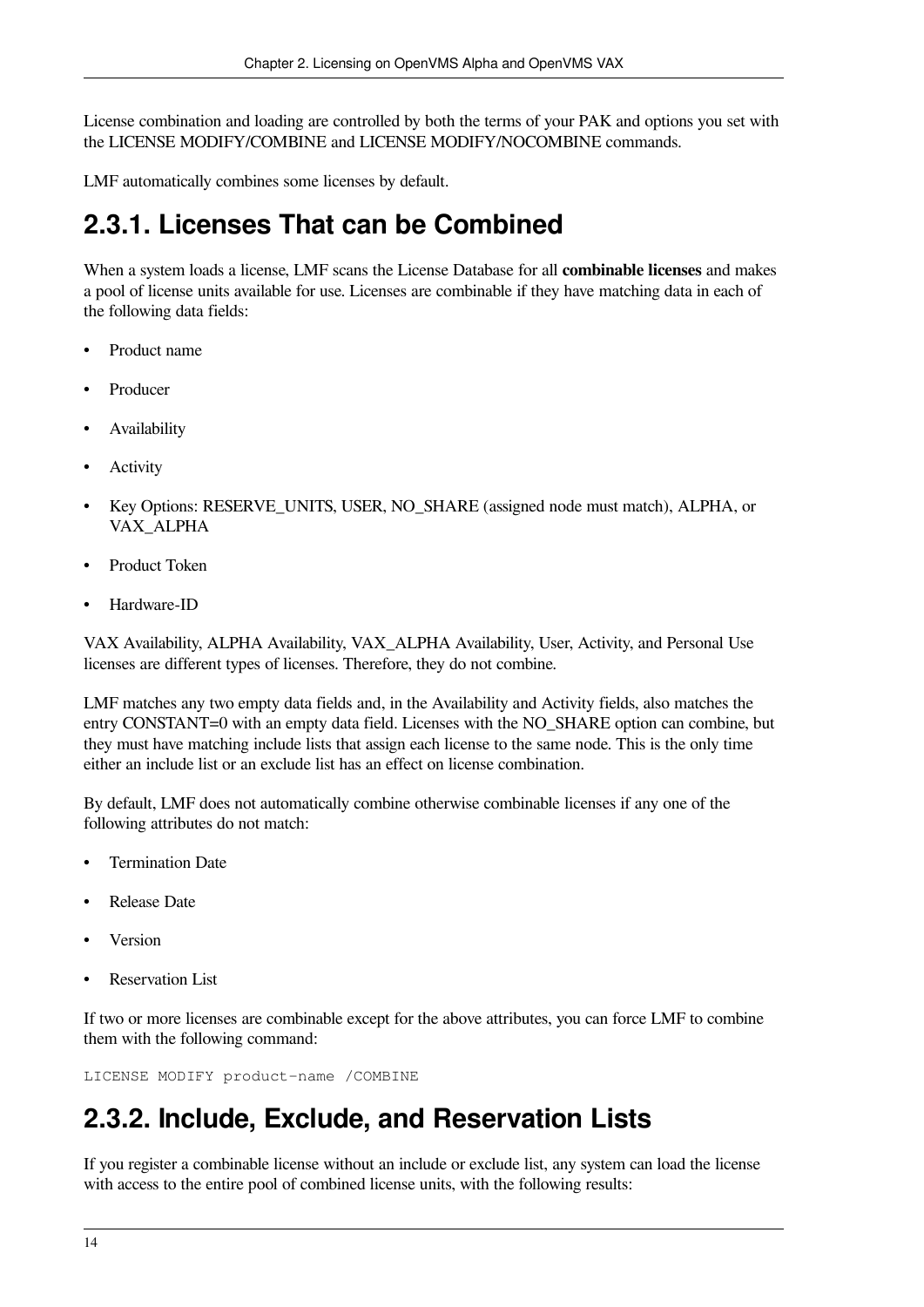License combination and loading are controlled by both the terms of your PAK and options you set with the LICENSE MODIFY/COMBINE and LICENSE MODIFY/NOCOMBINE commands.

LMF automatically combines some licenses by default.

## 2.3.1. Licenses That can be Combined

When a system loads a license, LMF scans the License Database for all **combinable licenses** and makes a pool of license units available for use. Licenses are combinable if they have matching data in each of the following data fields:

- Product name
- Producer
- Availability
- Activity
- Key Options: RESERVE_UNITS, USER, NO_SHARE (assigned node must match), ALPHA, or VAX_ALPHA
- Product Token
- Hardware-ID

VAX Availability, ALPHA Availability, VAX_ALPHA Availability, User, Activity, and Personal Use licenses are different types of licenses. Therefore, they do not combine.

LMF matches any two empty data fields and, in the Availability and Activity fields, also matches the entry CONSTANT=0 with an empty data field. Licenses with the NO_SHARE option can combine, but they must have matching include lists that assign each license to the same node. This is the only time either an include list or an exclude list has an effect on license combination.

By default, LMF does not automatically combine otherwise combinable licenses if any one of the following attributes do not match:

- Termination Date
- Release Date
- Version
- Reservation List

If two or more licenses are combinable except for the above attributes, you can force LMF to combine them with the following command:

```
LICENSE MODIFY product-name /COMBINE
```

## 2.3.2. Include, Exclude, and Reservation Lists

If you register a combinable license without an include or exclude list, any system can load the license with access to the entire pool of combined license units, with the following results: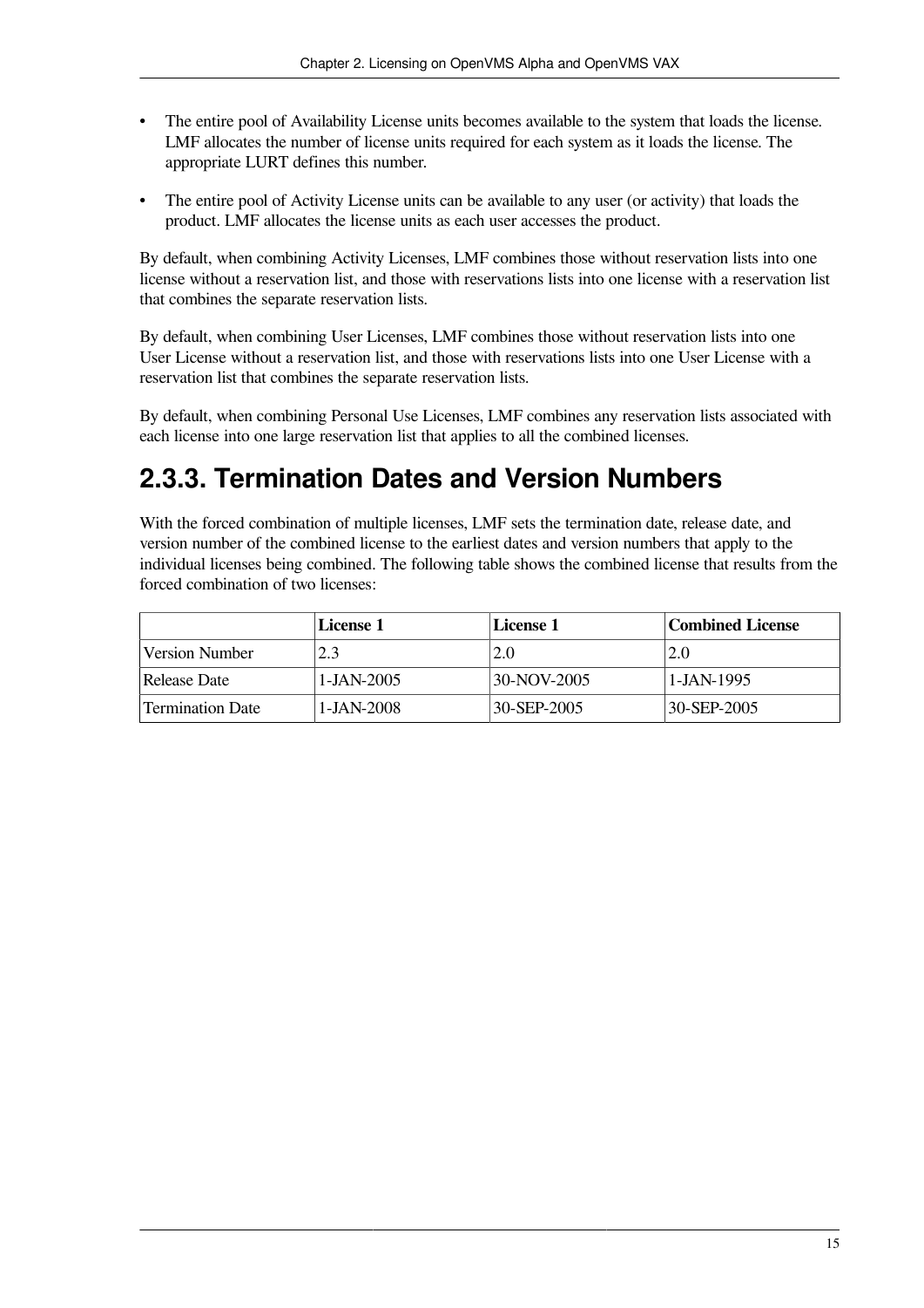- The entire pool of Availability License units becomes available to the system that loads the license. LMF allocates the number of license units required for each system as it loads the license. The appropriate LURT defines this number.
- The entire pool of Activity License units can be available to any user (or activity) that loads the product. LMF allocates the license units as each user accesses the product.

By default, when combining Activity Licenses, LMF combines those without reservation lists into one license without a reservation list, and those with reservations lists into one license with a reservation list that combines the separate reservation lists.

By default, when combining User Licenses, LMF combines those without reservation lists into one User License without a reservation list, and those with reservations lists into one User License with a reservation list that combines the separate reservation lists.

By default, when combining Personal Use Licenses, LMF combines any reservation lists associated with each license into one large reservation list that applies to all the combined licenses.

## 2.3.3. Termination Dates and Version Numbers

With the forced combination of multiple licenses, LMF sets the termination date, release date, and version number of the combined license to the earliest dates and version numbers that apply to the individual licenses being combined. The following table shows the combined license that results from the forced combination of two licenses:

| | **License 1** | **License 1** | **Combined License** |
|---|---|---|---|
| Version Number | 2.3 | 2.0 | 2.0 |
| Release Date | 1-JAN-2005 | 30-NOV-2005 | 1-JAN-1995 |
| Termination Date | 1-JAN-2008 | 30-SEP-2005 | 30-SEP-2005 |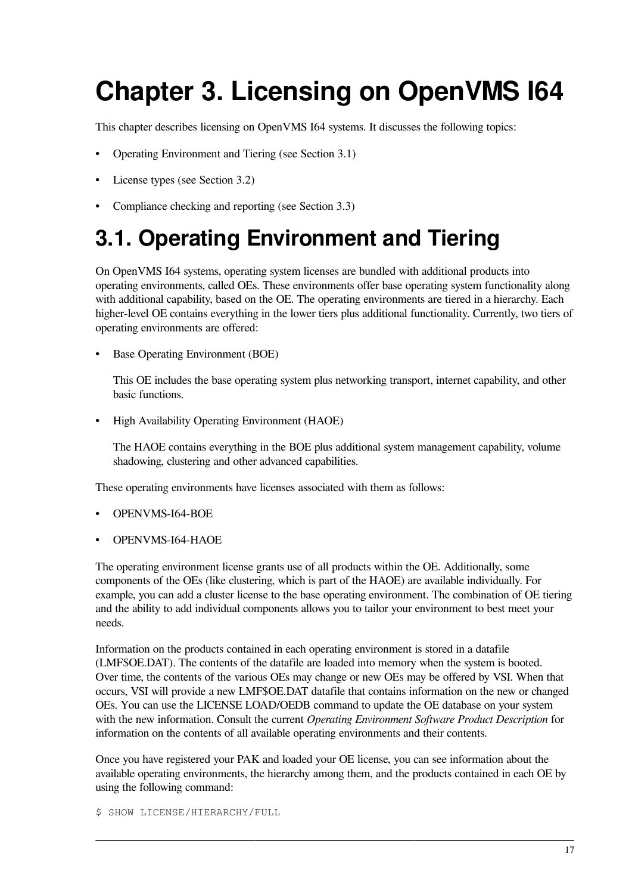# Chapter 3. Licensing on OpenVMS I64

This chapter describes licensing on OpenVMS I64 systems. It discusses the following topics:

- Operating Environment and Tiering (see Section 3.1)
- License types (see Section 3.2)
- Compliance checking and reporting (see Section 3.3)

## 3.1. Operating Environment and Tiering

On OpenVMS I64 systems, operating system licenses are bundled with additional products into operating environments, called OEs. These environments offer base operating system functionality along with additional capability, based on the OE. The operating environments are tiered in a hierarchy. Each higher-level OE contains everything in the lower tiers plus additional functionality. Currently, two tiers of operating environments are offered:

- Base Operating Environment (BOE)

  This OE includes the base operating system plus networking transport, internet capability, and other basic functions.

- High Availability Operating Environment (HAOE)

  The HAOE contains everything in the BOE plus additional system management capability, volume shadowing, clustering and other advanced capabilities.

These operating environments have licenses associated with them as follows:

- OPENVMS-I64-BOE
- OPENVMS-I64-HAOE

The operating environment license grants use of all products within the OE. Additionally, some components of the OEs (like clustering, which is part of the HAOE) are available individually. For example, you can add a cluster license to the base operating environment. The combination of OE tiering and the ability to add individual components allows you to tailor your environment to best meet your needs.

Information on the products contained in each operating environment is stored in a datafile (LMF$OE.DAT). The contents of the datafile are loaded into memory when the system is booted. Over time, the contents of the various OEs may change or new OEs may be offered by VSI. When that occurs, VSI will provide a new LMF$OE.DAT datafile that contains information on the new or changed OEs. You can use the LICENSE LOAD/OEDB command to update the OE database on your system with the new information. Consult the current *Operating Environment Software Product Description* for information on the contents of all available operating environments and their contents.

Once you have registered your PAK and loaded your OE license, you can see information about the available operating environments, the hierarchy among them, and the products contained in each OE by using the following command:

```
$ SHOW LICENSE/HIERARCHY/FULL
```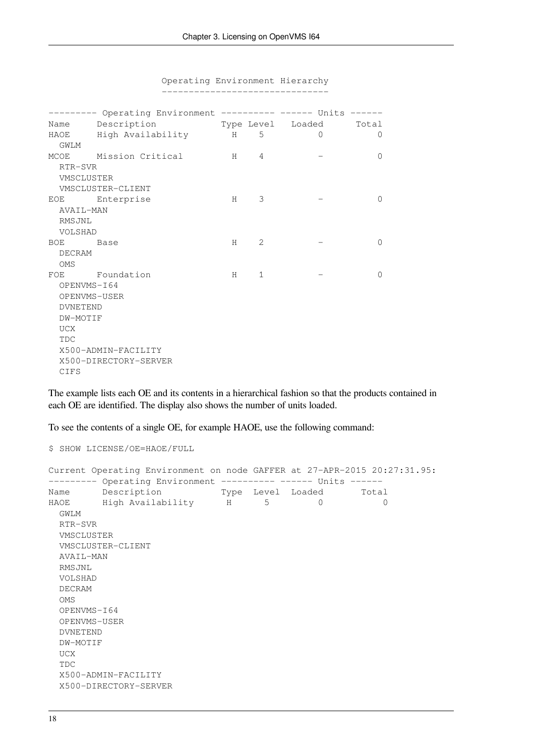```
                      Operating Environment Hierarchy
                      -------------------------------

--------- Operating Environment ---------- ------ Units ------
Name     Description            Type Level  Loaded       Total
HAOE     High Availability        H    5         0           0
  GWLM
MCOE     Mission Critical         H    4         -           0
  RTR-SVR
  VMSCLUSTER
  VMSCLUSTER-CLIENT
EOE      Enterprise               H    3         -           0
  AVAIL-MAN
  RMSJNL
  VOLSHAD
BOE      Base                     H    2         -           0
  DECRAM
  OMS
FOE      Foundation               H    1         -           0
  OPENVMS-I64
  OPENVMS-USER
  DVNETEND
  DW-MOTIF
  UCX
  TDC
  X500-ADMIN-FACILITY
  X500-DIRECTORY-SERVER
  CIFS
```

The example lists each OE and its contents in a hierarchical fashion so that the products contained in each OE are identified. The display also shows the number of units loaded.

To see the contents of a single OE, for example HAOE, use the following command:

```
$ SHOW LICENSE/OE=HAOE/FULL

Current Operating Environment on node GAFFER at 27-APR-2015 20:27:31.95:
--------- Operating Environment ---------- ------ Units ------
Name      Description           Type  Level  Loaded       Total
HAOE      High Availability      H      5       0            0
  GWLM
  RTR-SVR
  VMSCLUSTER
  VMSCLUSTER-CLIENT
  AVAIL-MAN
  RMSJNL
  VOLSHAD
  DECRAM
  OMS
  OPENVMS-I64
  OPENVMS-USER
  DVNETEND
  DW-MOTIF
  UCX
  TDC
  X500-ADMIN-FACILITY
  X500-DIRECTORY-SERVER
```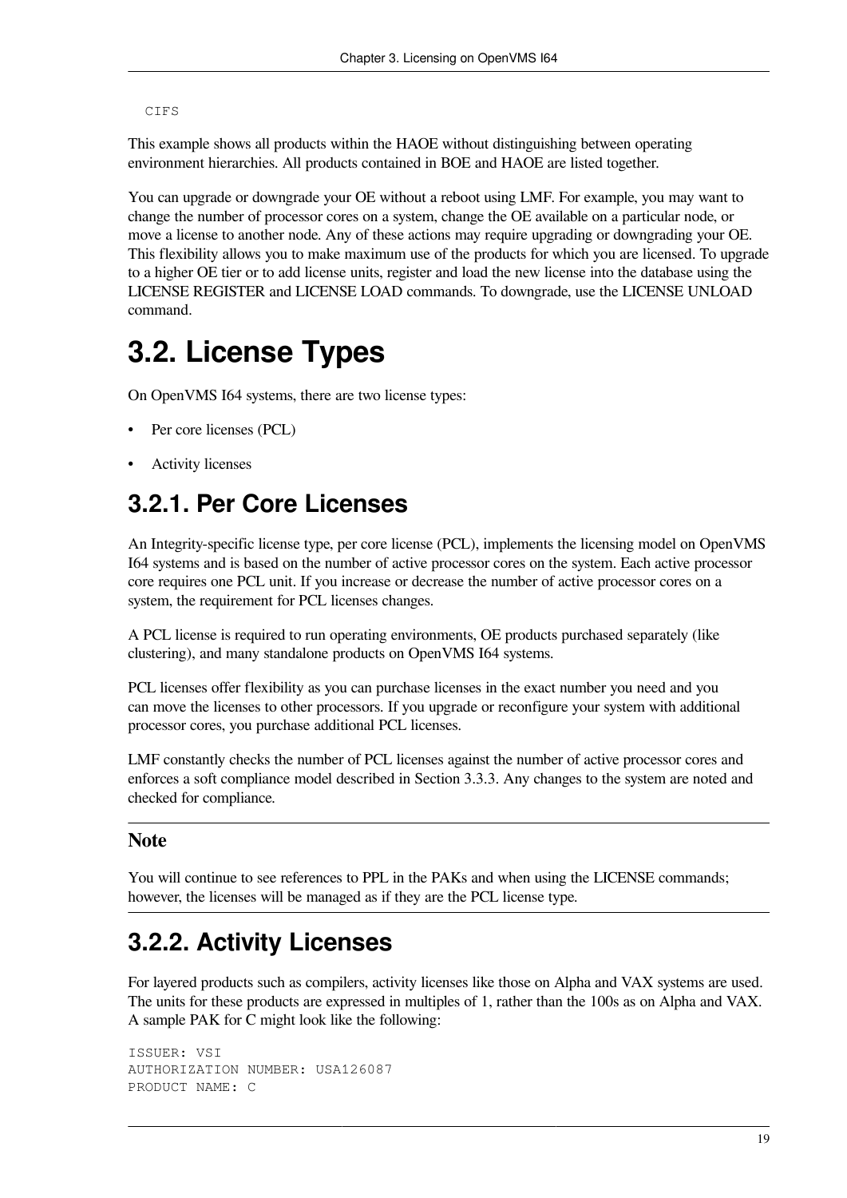```
CIFS
```

This example shows all products within the HAOE without distinguishing between operating environment hierarchies. All products contained in BOE and HAOE are listed together.

You can upgrade or downgrade your OE without a reboot using LMF. For example, you may want to change the number of processor cores on a system, change the OE available on a particular node, or move a license to another node. Any of these actions may require upgrading or downgrading your OE. This flexibility allows you to make maximum use of the products for which you are licensed. To upgrade to a higher OE tier or to add license units, register and load the new license into the database using the LICENSE REGISTER and LICENSE LOAD commands. To downgrade, use the LICENSE UNLOAD command.

# 3.2. License Types

On OpenVMS I64 systems, there are two license types:

- Per core licenses (PCL)
- Activity licenses

## 3.2.1. Per Core Licenses

An Integrity-specific license type, per core license (PCL), implements the licensing model on OpenVMS I64 systems and is based on the number of active processor cores on the system. Each active processor core requires one PCL unit. If you increase or decrease the number of active processor cores on a system, the requirement for PCL licenses changes.

A PCL license is required to run operating environments, OE products purchased separately (like clustering), and many standalone products on OpenVMS I64 systems.

PCL licenses offer flexibility as you can purchase licenses in the exact number you need and you can move the licenses to other processors. If you upgrade or reconfigure your system with additional processor cores, you purchase additional PCL licenses.

LMF constantly checks the number of PCL licenses against the number of active processor cores and enforces a soft compliance model described in Section 3.3.3. Any changes to the system are noted and checked for compliance.

**Note**

You will continue to see references to PPL in the PAKs and when using the LICENSE commands; however, the licenses will be managed as if they are the PCL license type.

## 3.2.2. Activity Licenses

For layered products such as compilers, activity licenses like those on Alpha and VAX systems are used. The units for these products are expressed in multiples of 1, rather than the 100s as on Alpha and VAX. A sample PAK for C might look like the following:

```
ISSUER: VSI
AUTHORIZATION NUMBER: USA126087
PRODUCT NAME: C
```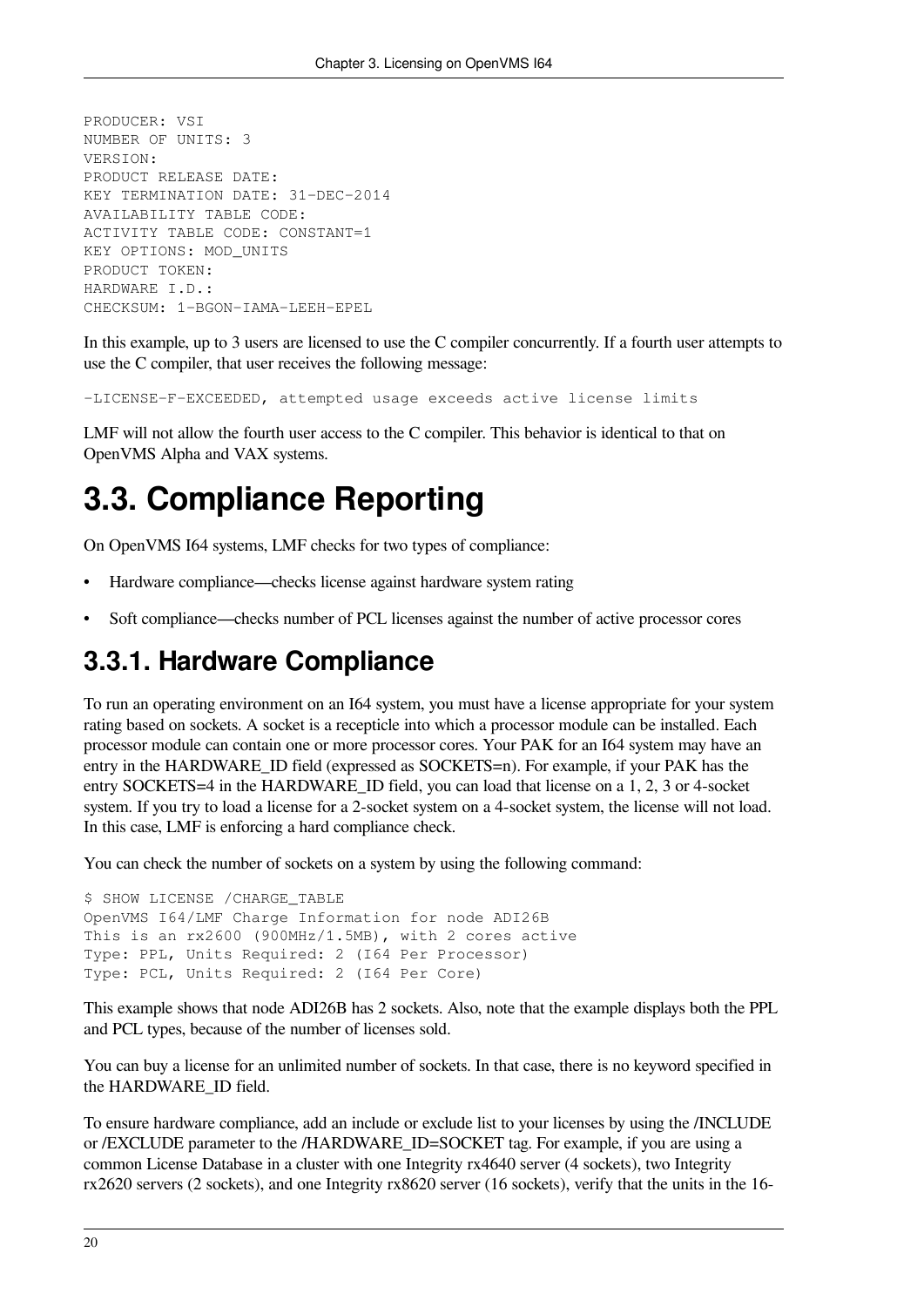```
PRODUCER: VSI
NUMBER OF UNITS: 3
VERSION:
PRODUCT RELEASE DATE:
KEY TERMINATION DATE: 31-DEC-2014
AVAILABILITY TABLE CODE:
ACTIVITY TABLE CODE: CONSTANT=1
KEY OPTIONS: MOD_UNITS
PRODUCT TOKEN:
HARDWARE I.D.:
CHECKSUM: 1-BGON-IAMA-LEEH-EPEL
```

In this example, up to 3 users are licensed to use the C compiler concurrently. If a fourth user attempts to use the C compiler, that user receives the following message:

```
-LICENSE-F-EXCEEDED, attempted usage exceeds active license limits
```

LMF will not allow the fourth user access to the C compiler. This behavior is identical to that on OpenVMS Alpha and VAX systems.

# 3.3. Compliance Reporting

On OpenVMS I64 systems, LMF checks for two types of compliance:

- Hardware compliance—checks license against hardware system rating
- Soft compliance—checks number of PCL licenses against the number of active processor cores

## 3.3.1. Hardware Compliance

To run an operating environment on an I64 system, you must have a license appropriate for your system rating based on sockets. A socket is a recepticle into which a processor module can be installed. Each processor module can contain one or more processor cores. Your PAK for an I64 system may have an entry in the HARDWARE_ID field (expressed as SOCKETS=n). For example, if your PAK has the entry SOCKETS=4 in the HARDWARE_ID field, you can load that license on a 1, 2, 3 or 4-socket system. If you try to load a license for a 2-socket system on a 4-socket system, the license will not load. In this case, LMF is enforcing a hard compliance check.

You can check the number of sockets on a system by using the following command:

```
$ SHOW LICENSE /CHARGE_TABLE
OpenVMS I64/LMF Charge Information for node ADI26B
This is an rx2600 (900MHz/1.5MB), with 2 cores active
Type: PPL, Units Required: 2 (I64 Per Processor)
Type: PCL, Units Required: 2 (I64 Per Core)
```

This example shows that node ADI26B has 2 sockets. Also, note that the example displays both the PPL and PCL types, because of the number of licenses sold.

You can buy a license for an unlimited number of sockets. In that case, there is no keyword specified in the HARDWARE_ID field.

To ensure hardware compliance, add an include or exclude list to your licenses by using the /INCLUDE or /EXCLUDE parameter to the /HARDWARE_ID=SOCKET tag. For example, if you are using a common License Database in a cluster with one Integrity rx4640 server (4 sockets), two Integrity rx2620 servers (2 sockets), and one Integrity rx8620 server (16 sockets), verify that the units in the 16-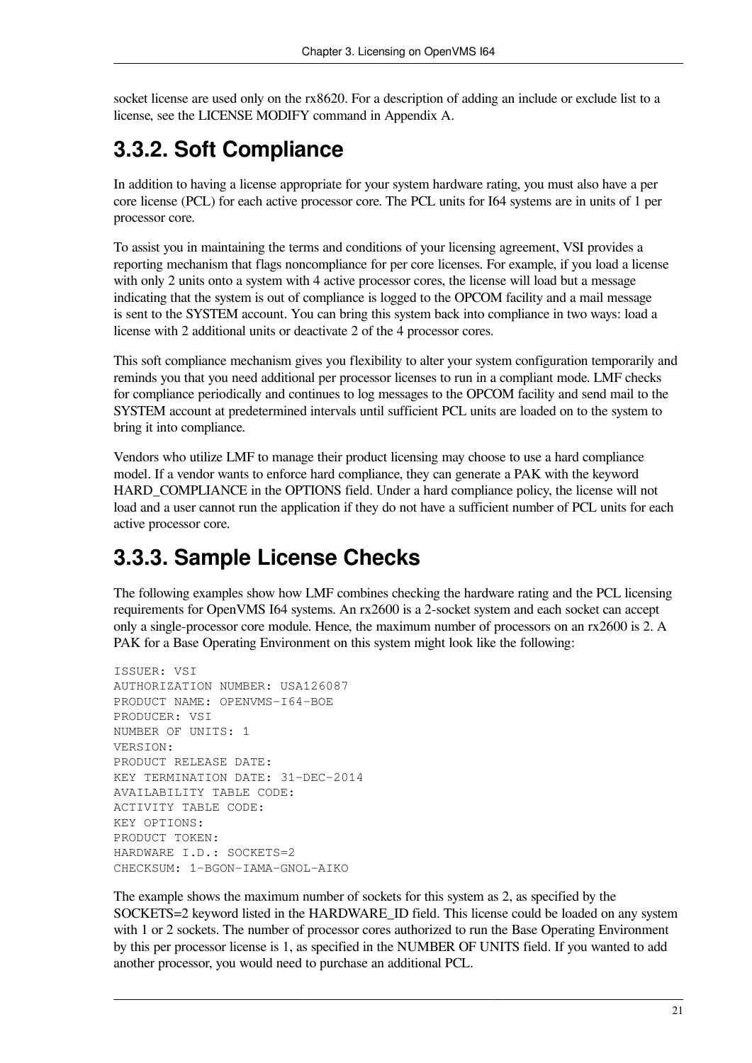socket license are used only on the rx8620. For a description of adding an include or exclude list to a license, see the LICENSE MODIFY command in Appendix A.

## 3.3.2. Soft Compliance

In addition to having a license appropriate for your system hardware rating, you must also have a per core license (PCL) for each active processor core. The PCL units for I64 systems are in units of 1 per processor core.

To assist you in maintaining the terms and conditions of your licensing agreement, VSI provides a reporting mechanism that flags noncompliance for per core licenses. For example, if you load a license with only 2 units onto a system with 4 active processor cores, the license will load but a message indicating that the system is out of compliance is logged to the OPCOM facility and a mail message is sent to the SYSTEM account. You can bring this system back into compliance in two ways: load a license with 2 additional units or deactivate 2 of the 4 processor cores.

This soft compliance mechanism gives you flexibility to alter your system configuration temporarily and reminds you that you need additional per processor licenses to run in a compliant mode. LMF checks for compliance periodically and continues to log messages to the OPCOM facility and send mail to the SYSTEM account at predetermined intervals until sufficient PCL units are loaded on to the system to bring it into compliance.

Vendors who utilize LMF to manage their product licensing may choose to use a hard compliance model. If a vendor wants to enforce hard compliance, they can generate a PAK with the keyword HARD_COMPLIANCE in the OPTIONS field. Under a hard compliance policy, the license will not load and a user cannot run the application if they do not have a sufficient number of PCL units for each active processor core.

## 3.3.3. Sample License Checks

The following examples show how LMF combines checking the hardware rating and the PCL licensing requirements for OpenVMS I64 systems. An rx2600 is a 2-socket system and each socket can accept only a single-processor core module. Hence, the maximum number of processors on an rx2600 is 2. A PAK for a Base Operating Environment on this system might look like the following:

```
ISSUER: VSI
AUTHORIZATION NUMBER: USA126087
PRODUCT NAME: OPENVMS-I64-BOE
PRODUCER: VSI
NUMBER OF UNITS: 1
VERSION:
PRODUCT RELEASE DATE:
KEY TERMINATION DATE: 31-DEC-2014
AVAILABILITY TABLE CODE:
ACTIVITY TABLE CODE:
KEY OPTIONS:
PRODUCT TOKEN:
HARDWARE I.D.: SOCKETS=2
CHECKSUM: 1-BGON-IAMA-GNOL-AIKO
```

The example shows the maximum number of sockets for this system as 2, as specified by the SOCKETS=2 keyword listed in the HARDWARE_ID field. This license could be loaded on any system with 1 or 2 sockets. The number of processor cores authorized to run the Base Operating Environment by this per processor license is 1, as specified in the NUMBER OF UNITS field. If you wanted to add another processor, you would need to purchase an additional PCL.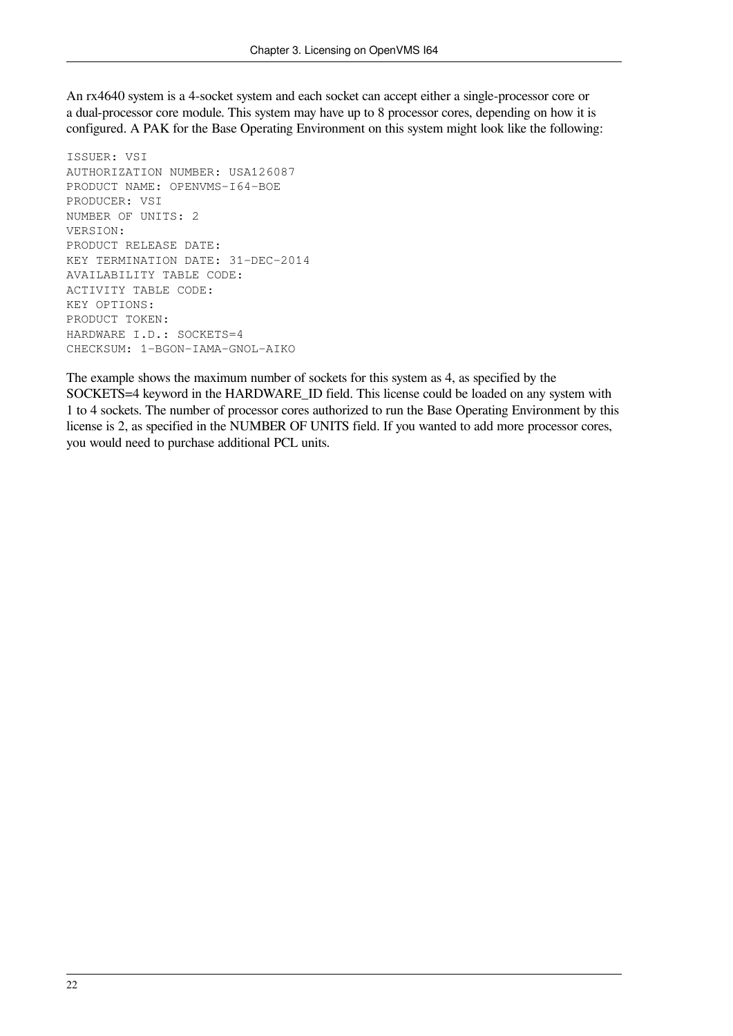An rx4640 system is a 4-socket system and each socket can accept either a single-processor core or a dual-processor core module. This system may have up to 8 processor cores, depending on how it is configured. A PAK for the Base Operating Environment on this system might look like the following:

```
ISSUER: VSI
AUTHORIZATION NUMBER: USA126087
PRODUCT NAME: OPENVMS-I64-BOE
PRODUCER: VSI
NUMBER OF UNITS: 2
VERSION:
PRODUCT RELEASE DATE:
KEY TERMINATION DATE: 31-DEC-2014
AVAILABILITY TABLE CODE:
ACTIVITY TABLE CODE:
KEY OPTIONS:
PRODUCT TOKEN:
HARDWARE I.D.: SOCKETS=4
CHECKSUM: 1-BGON-IAMA-GNOL-AIKO
```

The example shows the maximum number of sockets for this system as 4, as specified by the SOCKETS=4 keyword in the HARDWARE_ID field. This license could be loaded on any system with 1 to 4 sockets. The number of processor cores authorized to run the Base Operating Environment by this license is 2, as specified in the NUMBER OF UNITS field. If you wanted to add more processor cores, you would need to purchase additional PCL units.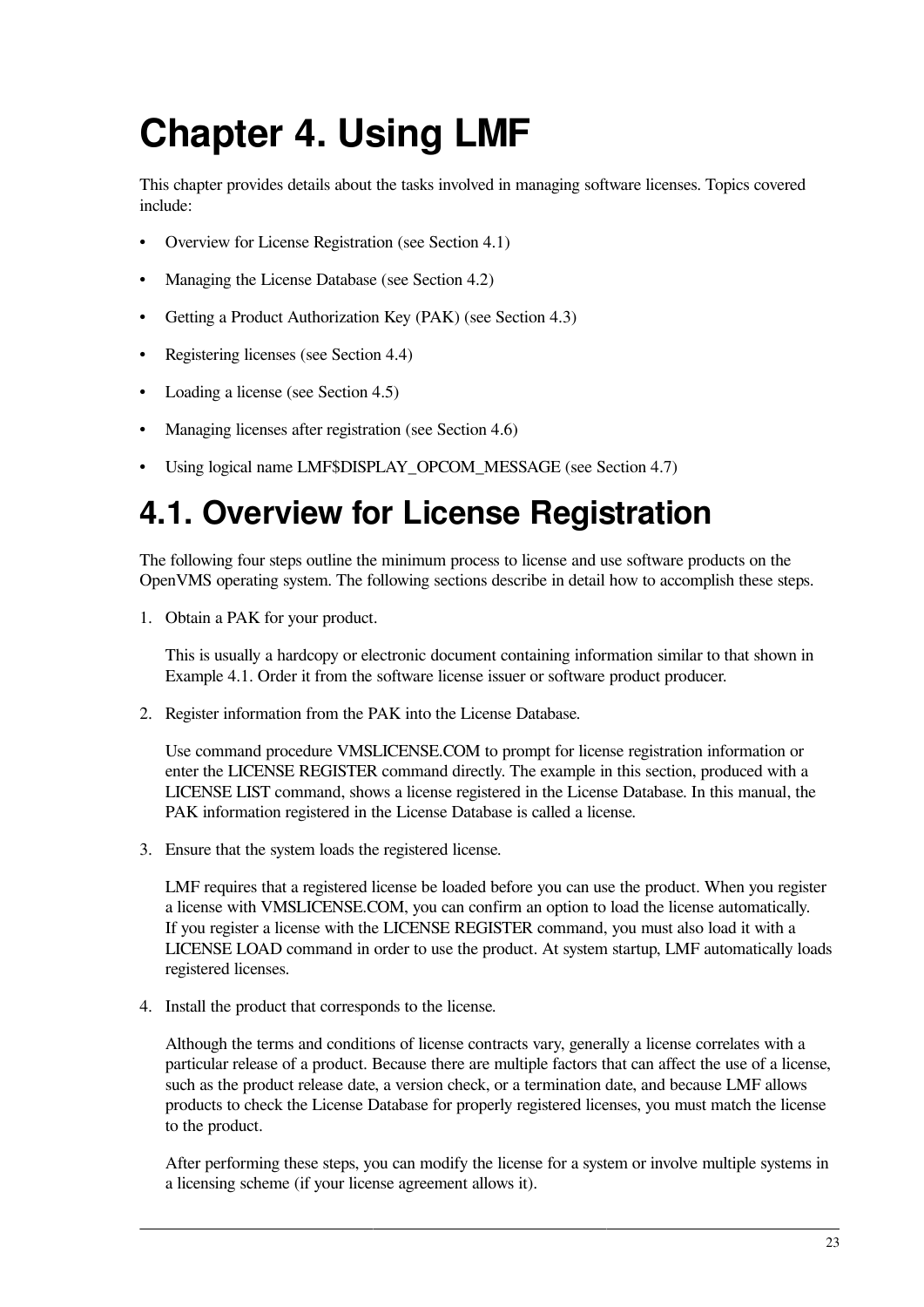# Chapter 4. Using LMF

This chapter provides details about the tasks involved in managing software licenses. Topics covered include:

- Overview for License Registration (see Section 4.1)
- Managing the License Database (see Section 4.2)
- Getting a Product Authorization Key (PAK) (see Section 4.3)
- Registering licenses (see Section 4.4)
- Loading a license (see Section 4.5)
- Managing licenses after registration (see Section 4.6)
- Using logical name LMF$DISPLAY_OPCOM_MESSAGE (see Section 4.7)

## 4.1. Overview for License Registration

The following four steps outline the minimum process to license and use software products on the OpenVMS operating system. The following sections describe in detail how to accomplish these steps.

1. Obtain a PAK for your product.

   This is usually a hardcopy or electronic document containing information similar to that shown in Example 4.1. Order it from the software license issuer or software product producer.

2. Register information from the PAK into the License Database.

   Use command procedure VMSLICENSE.COM to prompt for license registration information or enter the LICENSE REGISTER command directly. The example in this section, produced with a LICENSE LIST command, shows a license registered in the License Database. In this manual, the PAK information registered in the License Database is called a license.

3. Ensure that the system loads the registered license.

   LMF requires that a registered license be loaded before you can use the product. When you register a license with VMSLICENSE.COM, you can confirm an option to load the license automatically. If you register a license with the LICENSE REGISTER command, you must also load it with a LICENSE LOAD command in order to use the product. At system startup, LMF automatically loads registered licenses.

4. Install the product that corresponds to the license.

   Although the terms and conditions of license contracts vary, generally a license correlates with a particular release of a product. Because there are multiple factors that can affect the use of a license, such as the product release date, a version check, or a termination date, and because LMF allows products to check the License Database for properly registered licenses, you must match the license to the product.

   After performing these steps, you can modify the license for a system or involve multiple systems in a licensing scheme (if your license agreement allows it).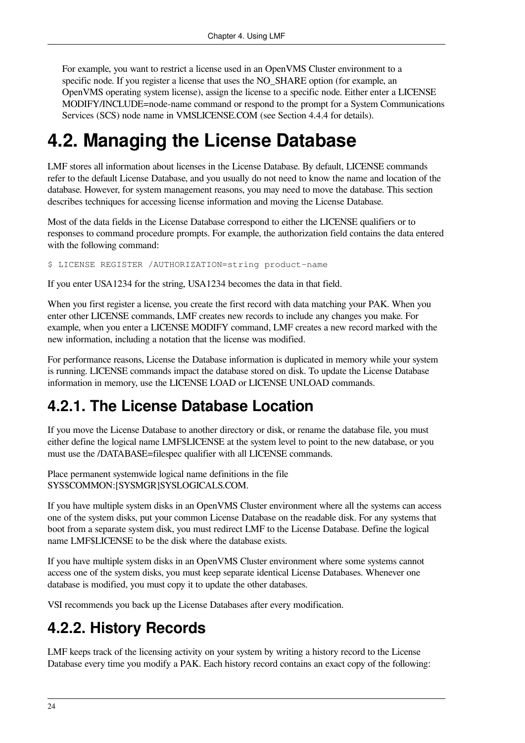For example, you want to restrict a license used in an OpenVMS Cluster environment to a specific node. If you register a license that uses the NO_SHARE option (for example, an OpenVMS operating system license), assign the license to a specific node. Either enter a LICENSE MODIFY/INCLUDE=node-name command or respond to the prompt for a System Communications Services (SCS) node name in VMSLICENSE.COM (see Section 4.4.4 for details).

# 4.2. Managing the License Database

LMF stores all information about licenses in the License Database. By default, LICENSE commands refer to the default License Database, and you usually do not need to know the name and location of the database. However, for system management reasons, you may need to move the database. This section describes techniques for accessing license information and moving the License Database.

Most of the data fields in the License Database correspond to either the LICENSE qualifiers or to responses to command procedure prompts. For example, the authorization field contains the data entered with the following command:

```
$ LICENSE REGISTER /AUTHORIZATION=string product-name
```

If you enter USA1234 for the string, USA1234 becomes the data in that field.

When you first register a license, you create the first record with data matching your PAK. When you enter other LICENSE commands, LMF creates new records to include any changes you make. For example, when you enter a LICENSE MODIFY command, LMF creates a new record marked with the new information, including a notation that the license was modified.

For performance reasons, License the Database information is duplicated in memory while your system is running. LICENSE commands impact the database stored on disk. To update the License Database information in memory, use the LICENSE LOAD or LICENSE UNLOAD commands.

## 4.2.1. The License Database Location

If you move the License Database to another directory or disk, or rename the database file, you must either define the logical name LMF$LICENSE at the system level to point to the new database, or you must use the /DATABASE=filespec qualifier with all LICENSE commands.

Place permanent systemwide logical name definitions in the file SYS$COMMON:[SYSMGR]SYSLOGICALS.COM.

If you have multiple system disks in an OpenVMS Cluster environment where all the systems can access one of the system disks, put your common License Database on the readable disk. For any systems that boot from a separate system disk, you must redirect LMF to the License Database. Define the logical name LMF$LICENSE to be the disk where the database exists.

If you have multiple system disks in an OpenVMS Cluster environment where some systems cannot access one of the system disks, you must keep separate identical License Databases. Whenever one database is modified, you must copy it to update the other databases.

VSI recommends you back up the License Databases after every modification.

## 4.2.2. History Records

LMF keeps track of the licensing activity on your system by writing a history record to the License Database every time you modify a PAK. Each history record contains an exact copy of the following: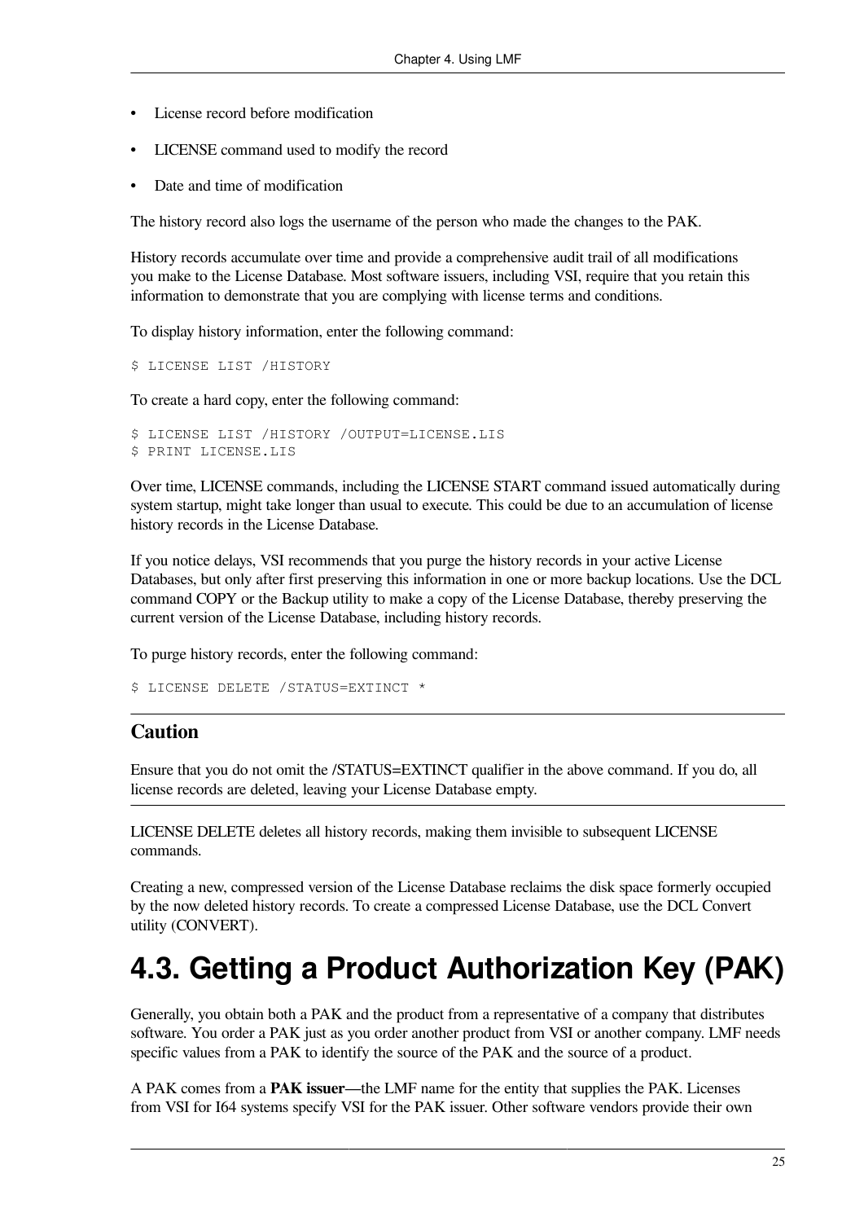- License record before modification
- LICENSE command used to modify the record
- Date and time of modification

The history record also logs the username of the person who made the changes to the PAK.

History records accumulate over time and provide a comprehensive audit trail of all modifications you make to the License Database. Most software issuers, including VSI, require that you retain this information to demonstrate that you are complying with license terms and conditions.

To display history information, enter the following command:

```
$ LICENSE LIST /HISTORY
```

To create a hard copy, enter the following command:

```
$ LICENSE LIST /HISTORY /OUTPUT=LICENSE.LIS
$ PRINT LICENSE.LIS
```

Over time, LICENSE commands, including the LICENSE START command issued automatically during system startup, might take longer than usual to execute. This could be due to an accumulation of license history records in the License Database.

If you notice delays, VSI recommends that you purge the history records in your active License Databases, but only after first preserving this information in one or more backup locations. Use the DCL command COPY or the Backup utility to make a copy of the License Database, thereby preserving the current version of the License Database, including history records.

To purge history records, enter the following command:

```
$ LICENSE DELETE /STATUS=EXTINCT *
```

### Caution

Ensure that you do not omit the /STATUS=EXTINCT qualifier in the above command. If you do, all license records are deleted, leaving your License Database empty.

LICENSE DELETE deletes all history records, making them invisible to subsequent LICENSE commands.

Creating a new, compressed version of the License Database reclaims the disk space formerly occupied by the now deleted history records. To create a compressed License Database, use the DCL Convert utility (CONVERT).

# 4.3. Getting a Product Authorization Key (PAK)

Generally, you obtain both a PAK and the product from a representative of a company that distributes software. You order a PAK just as you order another product from VSI or another company. LMF needs specific values from a PAK to identify the source of the PAK and the source of a product.

A PAK comes from a **PAK issuer—**the LMF name for the entity that supplies the PAK. Licenses from VSI for I64 systems specify VSI for the PAK issuer. Other software vendors provide their own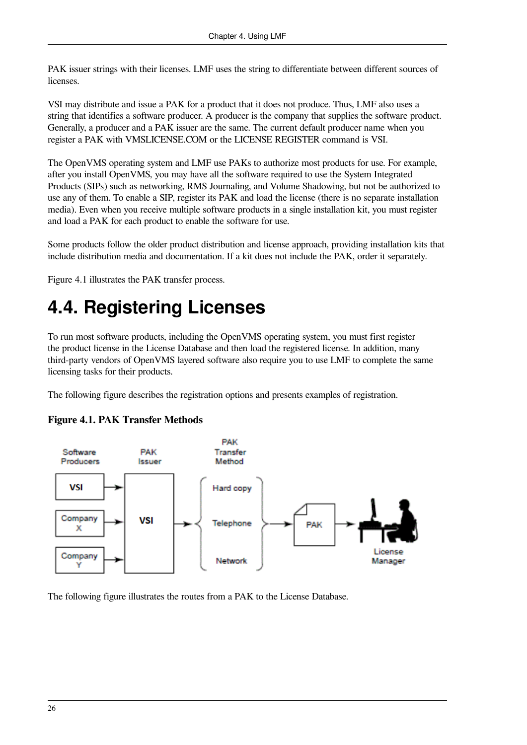PAK issuer strings with their licenses. LMF uses the string to differentiate between different sources of licenses.

VSI may distribute and issue a PAK for a product that it does not produce. Thus, LMF also uses a string that identifies a software producer. A producer is the company that supplies the software product. Generally, a producer and a PAK issuer are the same. The current default producer name when you register a PAK with VMSLICENSE.COM or the LICENSE REGISTER command is VSI.

The OpenVMS operating system and LMF use PAKs to authorize most products for use. For example, after you install OpenVMS, you may have all the software required to use the System Integrated Products (SIPs) such as networking, RMS Journaling, and Volume Shadowing, but not be authorized to use any of them. To enable a SIP, register its PAK and load the license (there is no separate installation media). Even when you receive multiple software products in a single installation kit, you must register and load a PAK for each product to enable the software for use.

Some products follow the older product distribution and license approach, providing installation kits that include distribution media and documentation. If a kit does not include the PAK, order it separately.

Figure 4.1 illustrates the PAK transfer process.

## 4.4. Registering Licenses

To run most software products, including the OpenVMS operating system, you must first register the product license in the License Database and then load the registered license. In addition, many third-party vendors of OpenVMS layered software also require you to use LMF to complete the same licensing tasks for their products.

The following figure describes the registration options and presents examples of registration.

**Figure 4.1. PAK Transfer Methods**

The following figure illustrates the routes from a PAK to the License Database.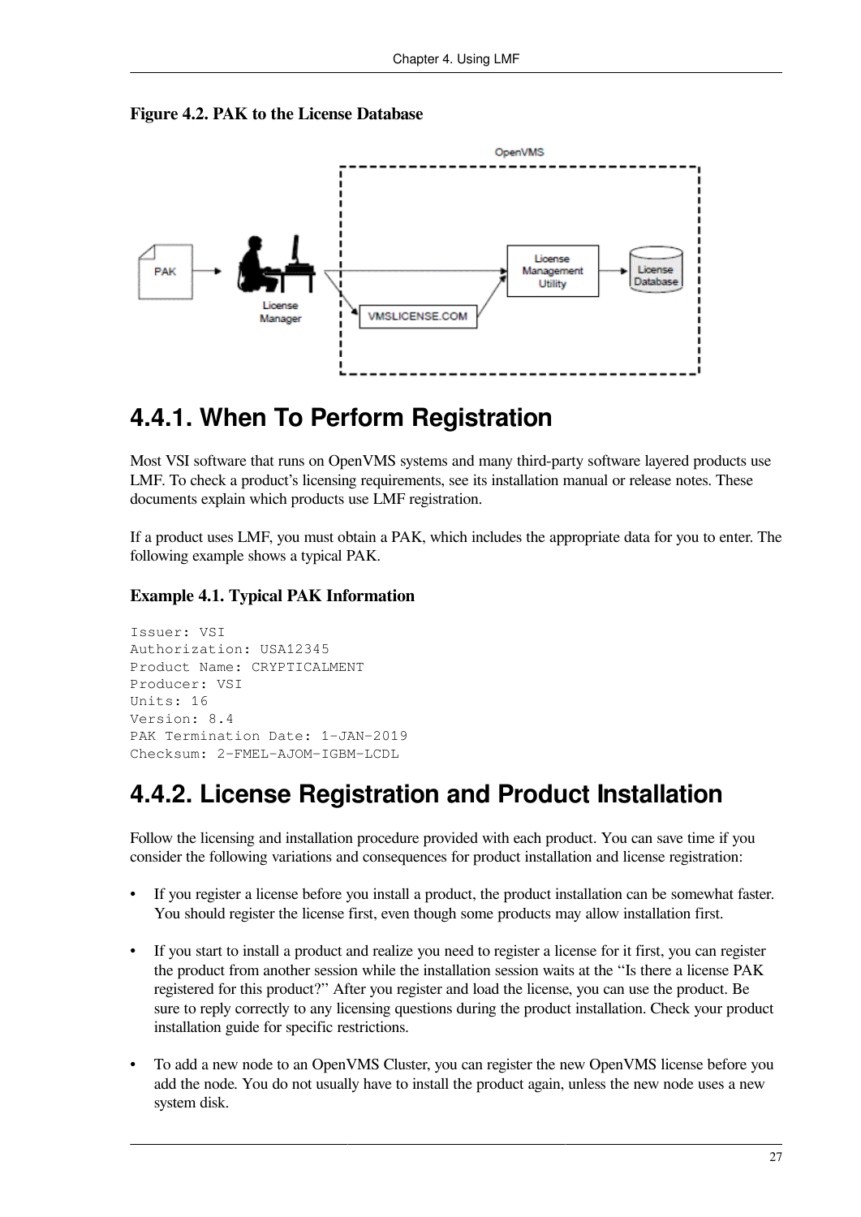**Figure 4.2. PAK to the License Database**

## 4.4.1. When To Perform Registration

Most VSI software that runs on OpenVMS systems and many third-party software layered products use LMF. To check a product's licensing requirements, see its installation manual or release notes. These documents explain which products use LMF registration.

If a product uses LMF, you must obtain a PAK, which includes the appropriate data for you to enter. The following example shows a typical PAK.

**Example 4.1. Typical PAK Information**

```
Issuer: VSI
Authorization: USA12345
Product Name: CRYPTICALMENT
Producer: VSI
Units: 16
Version: 8.4
PAK Termination Date: 1-JAN-2019
Checksum: 2-FMEL-AJOM-IGBM-LCDL
```

## 4.4.2. License Registration and Product Installation

Follow the licensing and installation procedure provided with each product. You can save time if you consider the following variations and consequences for product installation and license registration:

- If you register a license before you install a product, the product installation can be somewhat faster. You should register the license first, even though some products may allow installation first.
- If you start to install a product and realize you need to register a license for it first, you can register the product from another session while the installation session waits at the "Is there a license PAK registered for this product?" After you register and load the license, you can use the product. Be sure to reply correctly to any licensing questions during the product installation. Check your product installation guide for specific restrictions.
- To add a new node to an OpenVMS Cluster, you can register the new OpenVMS license before you add the node. You do not usually have to install the product again, unless the new node uses a new system disk.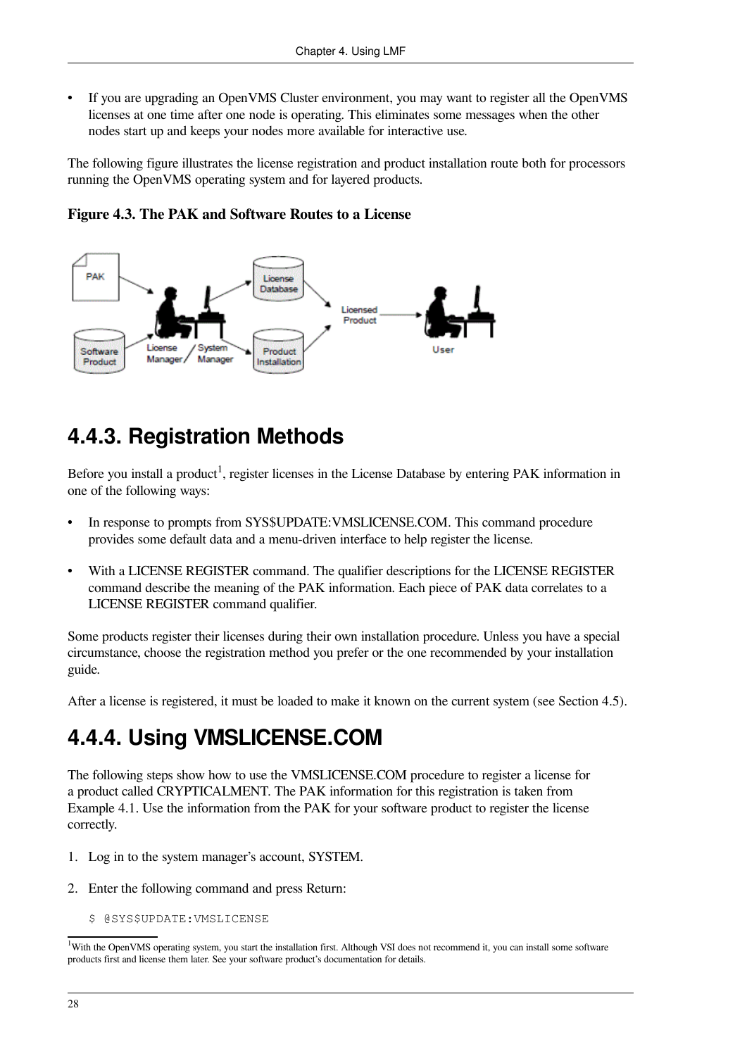- If you are upgrading an OpenVMS Cluster environment, you may want to register all the OpenVMS licenses at one time after one node is operating. This eliminates some messages when the other nodes start up and keeps your nodes more available for interactive use.

The following figure illustrates the license registration and product installation route both for processors running the OpenVMS operating system and for layered products.

**Figure 4.3. The PAK and Software Routes to a License**

## 4.4.3. Registration Methods

Before you install a product[1], register licenses in the License Database by entering PAK information in one of the following ways:

- In response to prompts from SYS$UPDATE:VMSLICENSE.COM. This command procedure provides some default data and a menu-driven interface to help register the license.
- With a LICENSE REGISTER command. The qualifier descriptions for the LICENSE REGISTER command describe the meaning of the PAK information. Each piece of PAK data correlates to a LICENSE REGISTER command qualifier.

Some products register their licenses during their own installation procedure. Unless you have a special circumstance, choose the registration method you prefer or the one recommended by your installation guide.

After a license is registered, it must be loaded to make it known on the current system (see Section 4.5).

## 4.4.4. Using VMSLICENSE.COM

The following steps show how to use the VMSLICENSE.COM procedure to register a license for a product called CRYPTICALMENT. The PAK information for this registration is taken from Example 4.1. Use the information from the PAK for your software product to register the license correctly.

1. Log in to the system manager's account, SYSTEM.
2. Enter the following command and press Return:

```
$ @SYS$UPDATE:VMSLICENSE
```

[1]With the OpenVMS operating system, you start the installation first. Although VSI does not recommend it, you can install some software products first and license them later. See your software product's documentation for details.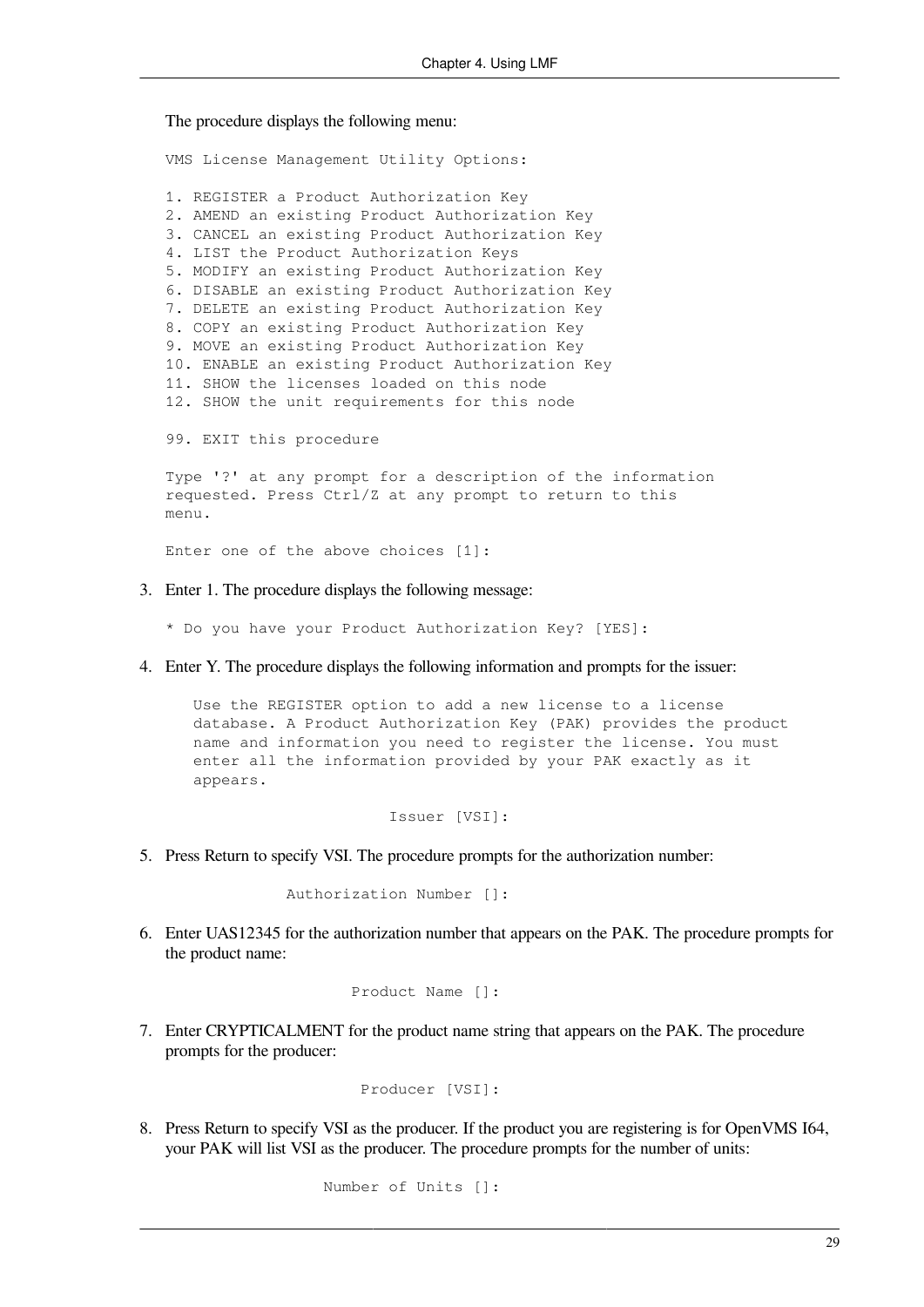The procedure displays the following menu:

```
VMS License Management Utility Options:

1. REGISTER a Product Authorization Key
2. AMEND an existing Product Authorization Key
3. CANCEL an existing Product Authorization Key
4. LIST the Product Authorization Keys
5. MODIFY an existing Product Authorization Key
6. DISABLE an existing Product Authorization Key
7. DELETE an existing Product Authorization Key
8. COPY an existing Product Authorization Key
9. MOVE an existing Product Authorization Key
10. ENABLE an existing Product Authorization Key
11. SHOW the licenses loaded on this node
12. SHOW the unit requirements for this node

99. EXIT this procedure

Type '?' at any prompt for a description of the information
requested. Press Ctrl/Z at any prompt to return to this
menu.

Enter one of the above choices [1]:
```

3. Enter 1. The procedure displays the following message:

   ```
   * Do you have your Product Authorization Key? [YES]:
   ```

4. Enter Y. The procedure displays the following information and prompts for the issuer:

   ```
      Use the REGISTER option to add a new license to a license
      database. A Product Authorization Key (PAK) provides the product
      name and information you need to register the license. You must
      enter all the information provided by your PAK exactly as it
      appears.

                            Issuer [VSI]:
   ```

5. Press Return to specify VSI. The procedure prompts for the authorization number:

   ```
                Authorization Number []:
   ```

6. Enter UAS12345 for the authorization number that appears on the PAK. The procedure prompts for the product name:

   ```
                       Product Name []:
   ```

7. Enter CRYPTICALMENT for the product name string that appears on the PAK. The procedure prompts for the producer:

   ```
                        Producer [VSI]:
   ```

8. Press Return to specify VSI as the producer. If the product you are registering is for OpenVMS I64, your PAK will list VSI as the producer. The procedure prompts for the number of units:

   ```
                    Number of Units []:
   ```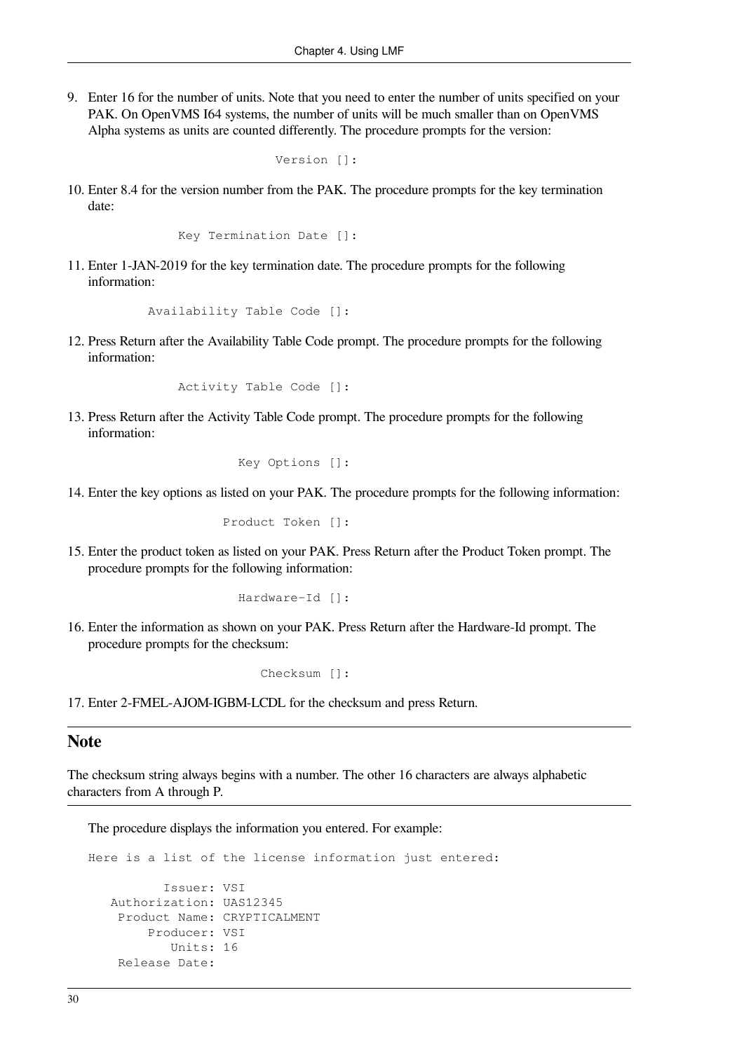9. Enter 16 for the number of units. Note that you need to enter the number of units specified on your PAK. On OpenVMS I64 systems, the number of units will be much smaller than on OpenVMS Alpha systems as units are counted differently. The procedure prompts for the version:

```
Version []:
```

10. Enter 8.4 for the version number from the PAK. The procedure prompts for the key termination date:

```
Key Termination Date []:
```

11. Enter 1-JAN-2019 for the key termination date. The procedure prompts for the following information:

```
Availability Table Code []:
```

12. Press Return after the Availability Table Code prompt. The procedure prompts for the following information:

```
Activity Table Code []:
```

13. Press Return after the Activity Table Code prompt. The procedure prompts for the following information:

```
Key Options []:
```

14. Enter the key options as listed on your PAK. The procedure prompts for the following information:

```
Product Token []:
```

15. Enter the product token as listed on your PAK. Press Return after the Product Token prompt. The procedure prompts for the following information:

```
Hardware-Id []:
```

16. Enter the information as shown on your PAK. Press Return after the Hardware-Id prompt. The procedure prompts for the checksum:

```
Checksum []:
```

17. Enter 2-FMEL-AJOM-IGBM-LCDL for the checksum and press Return.

## Note

The checksum string always begins with a number. The other 16 characters are always alphabetic characters from A through P.

The procedure displays the information you entered. For example:

```
Here is a list of the license information just entered:

          Issuer: VSI
   Authorization: UAS12345
    Product Name: CRYPTICALMENT
        Producer: VSI
           Units: 16
    Release Date:
```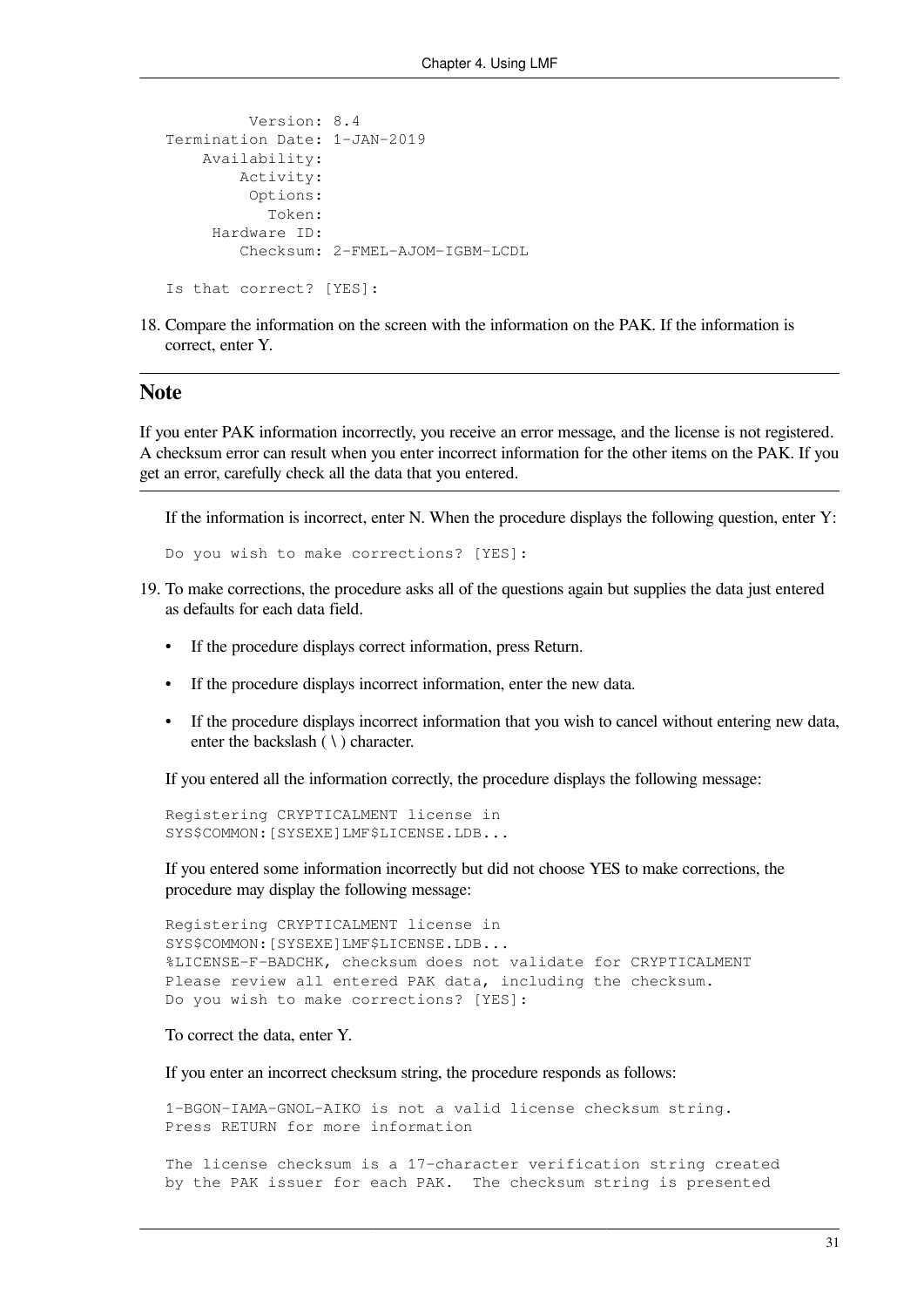```
         Version: 8.4
Termination Date: 1-JAN-2019
    Availability:
        Activity:
         Options:
           Token:
     Hardware ID:
        Checksum: 2-FMEL-AJOM-IGBM-LCDL

Is that correct? [YES]:
```

18. Compare the information on the screen with the information on the PAK. If the information is correct, enter Y.

## Note

If you enter PAK information incorrectly, you receive an error message, and the license is not registered. A checksum error can result when you enter incorrect information for the other items on the PAK. If you get an error, carefully check all the data that you entered.

If the information is incorrect, enter N. When the procedure displays the following question, enter Y:

```
Do you wish to make corrections? [YES]:
```

19. To make corrections, the procedure asks all of the questions again but supplies the data just entered as defaults for each data field.

    - If the procedure displays correct information, press Return.
    - If the procedure displays incorrect information, enter the new data.
    - If the procedure displays incorrect information that you wish to cancel without entering new data, enter the backslash ( \ ) character.

    If you entered all the information correctly, the procedure displays the following message:

    ```
    Registering CRYPTICALMENT license in
    SYS$COMMON:[SYSEXE]LMF$LICENSE.LDB...
    ```

    If you entered some information incorrectly but did not choose YES to make corrections, the procedure may display the following message:

    ```
    Registering CRYPTICALMENT license in
    SYS$COMMON:[SYSEXE]LMF$LICENSE.LDB...
    %LICENSE-F-BADCHK, checksum does not validate for CRYPTICALMENT
    Please review all entered PAK data, including the checksum.
    Do you wish to make corrections? [YES]:
    ```

    To correct the data, enter Y.

    If you enter an incorrect checksum string, the procedure responds as follows:

    ```
    1-BGON-IAMA-GNOL-AIKO is not a valid license checksum string.
    Press RETURN for more information

    The license checksum is a 17-character verification string created
    by the PAK issuer for each PAK.  The checksum string is presented
    ```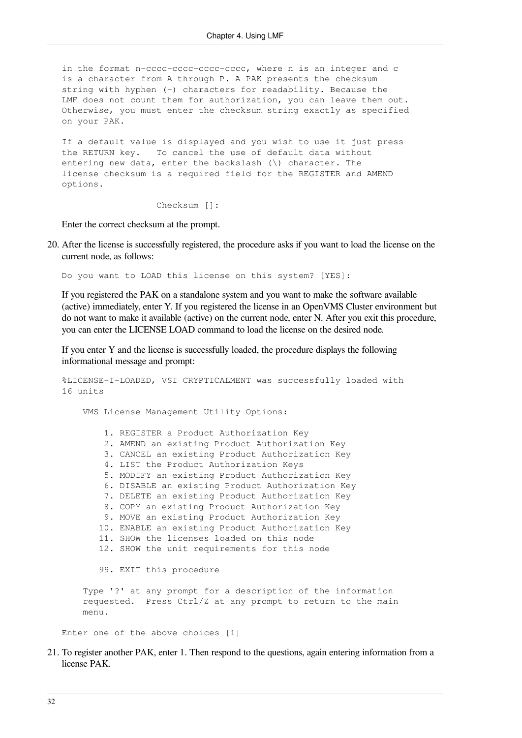```
in the format n-cccc-cccc-cccc-cccc, where n is an integer and c
is a character from A through P. A PAK presents the checksum
string with hyphen (-) characters for readability. Because the
LMF does not count them for authorization, you can leave them out.
Otherwise, you must enter the checksum string exactly as specified
on your PAK.

If a default value is displayed and you wish to use it just press
the RETURN key.   To cancel the use of default data without
entering new data, enter the backslash (\) character. The
license checksum is a required field for the REGISTER and AMEND
options.

                  Checksum []:
```

Enter the correct checksum at the prompt.

20. After the license is successfully registered, the procedure asks if you want to load the license on the current node, as follows:

    ```
    Do you want to LOAD this license on this system? [YES]:
    ```

    If you registered the PAK on a standalone system and you want to make the software available (active) immediately, enter Y. If you registered the license in an OpenVMS Cluster environment but do not want to make it available (active) on the current node, enter N. After you exit this procedure, you can enter the LICENSE LOAD command to load the license on the desired node.

    If you enter Y and the license is successfully loaded, the procedure displays the following informational message and prompt:

    ```
    %LICENSE-I-LOADED, VSI CRYPTICALMENT was successfully loaded with
    16 units

        VMS License Management Utility Options:

            1. REGISTER a Product Authorization Key
            2. AMEND an existing Product Authorization Key
            3. CANCEL an existing Product Authorization Key
            4. LIST the Product Authorization Keys
            5. MODIFY an existing Product Authorization Key
            6. DISABLE an existing Product Authorization Key
            7. DELETE an existing Product Authorization Key
            8. COPY an existing Product Authorization Key
            9. MOVE an existing Product Authorization Key
           10. ENABLE an existing Product Authorization Key
           11. SHOW the licenses loaded on this node
           12. SHOW the unit requirements for this node

           99. EXIT this procedure

        Type '?' at any prompt for a description of the information
        requested.  Press Ctrl/Z at any prompt to return to the main
        menu.

    Enter one of the above choices [1]
    ```

21. To register another PAK, enter 1. Then respond to the questions, again entering information from a license PAK.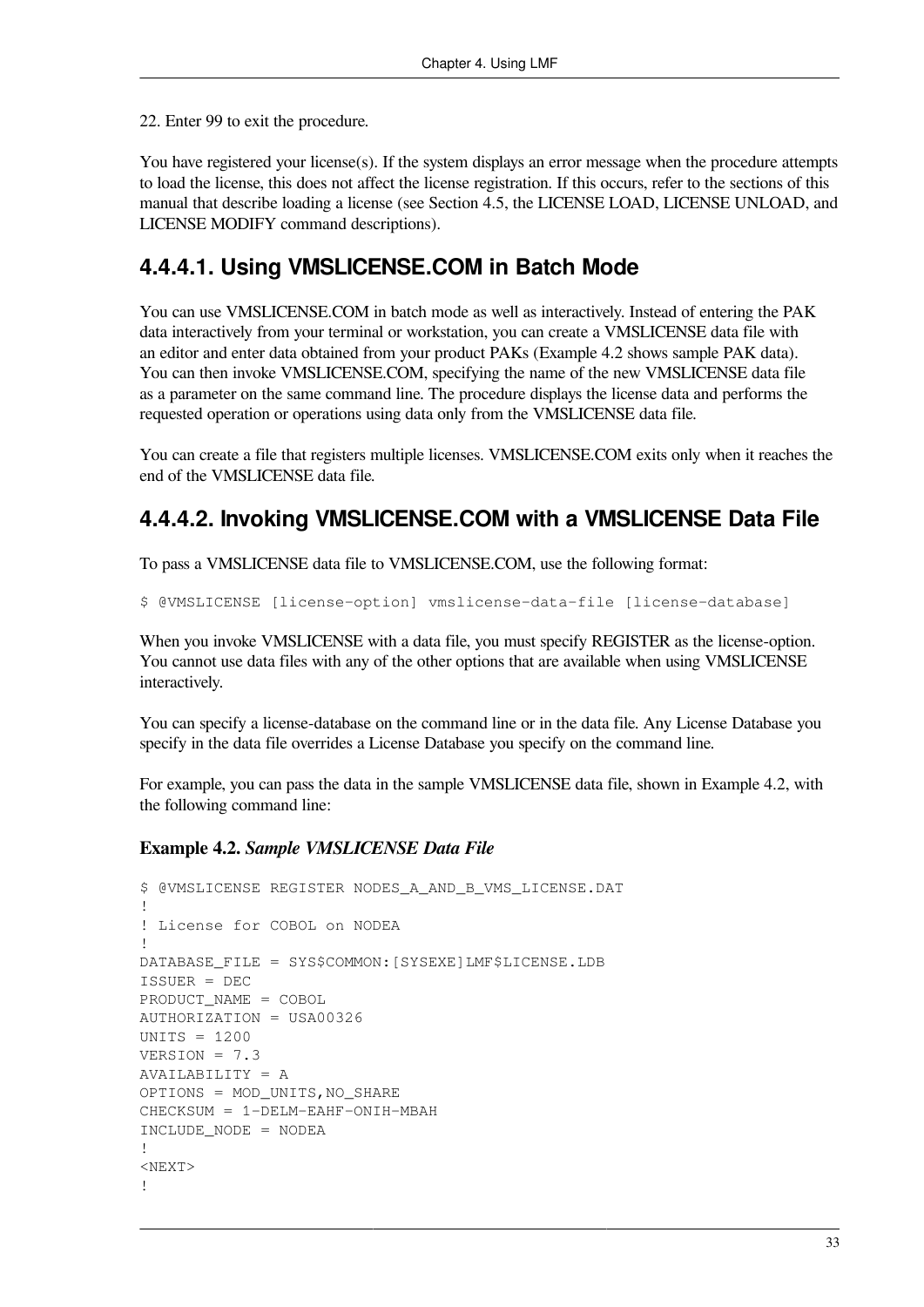22. Enter 99 to exit the procedure.

You have registered your license(s). If the system displays an error message when the procedure attempts to load the license, this does not affect the license registration. If this occurs, refer to the sections of this manual that describe loading a license (see Section 4.5, the LICENSE LOAD, LICENSE UNLOAD, and LICENSE MODIFY command descriptions).

#### 4.4.4.1. Using VMSLICENSE.COM in Batch Mode

You can use VMSLICENSE.COM in batch mode as well as interactively. Instead of entering the PAK data interactively from your terminal or workstation, you can create a VMSLICENSE data file with an editor and enter data obtained from your product PAKs (Example 4.2 shows sample PAK data). You can then invoke VMSLICENSE.COM, specifying the name of the new VMSLICENSE data file as a parameter on the same command line. The procedure displays the license data and performs the requested operation or operations using data only from the VMSLICENSE data file.

You can create a file that registers multiple licenses. VMSLICENSE.COM exits only when it reaches the end of the VMSLICENSE data file.

#### 4.4.4.2. Invoking VMSLICENSE.COM with a VMSLICENSE Data File

To pass a VMSLICENSE data file to VMSLICENSE.COM, use the following format:

```
$ @VMSLICENSE [license-option] vmslicense-data-file [license-database]
```

When you invoke VMSLICENSE with a data file, you must specify REGISTER as the license-option. You cannot use data files with any of the other options that are available when using VMSLICENSE interactively.

You can specify a license-database on the command line or in the data file. Any License Database you specify in the data file overrides a License Database you specify on the command line.

For example, you can pass the data in the sample VMSLICENSE data file, shown in Example 4.2, with the following command line:

**Example 4.2.** ***Sample VMSLICENSE Data File***

```
$ @VMSLICENSE REGISTER NODES_A_AND_B_VMS_LICENSE.DAT
!
! License for COBOL on NODEA
!
DATABASE_FILE = SYS$COMMON:[SYSEXE]LMF$LICENSE.LDB
ISSUER = DEC
PRODUCT_NAME = COBOL
AUTHORIZATION = USA00326
UNITS = 1200
VERSION = 7.3
AVAILABILITY = A
OPTIONS = MOD_UNITS,NO_SHARE
CHECKSUM = 1-DELM-EAHF-ONIH-MBAH
INCLUDE_NODE = NODEA
!
<NEXT>
!
```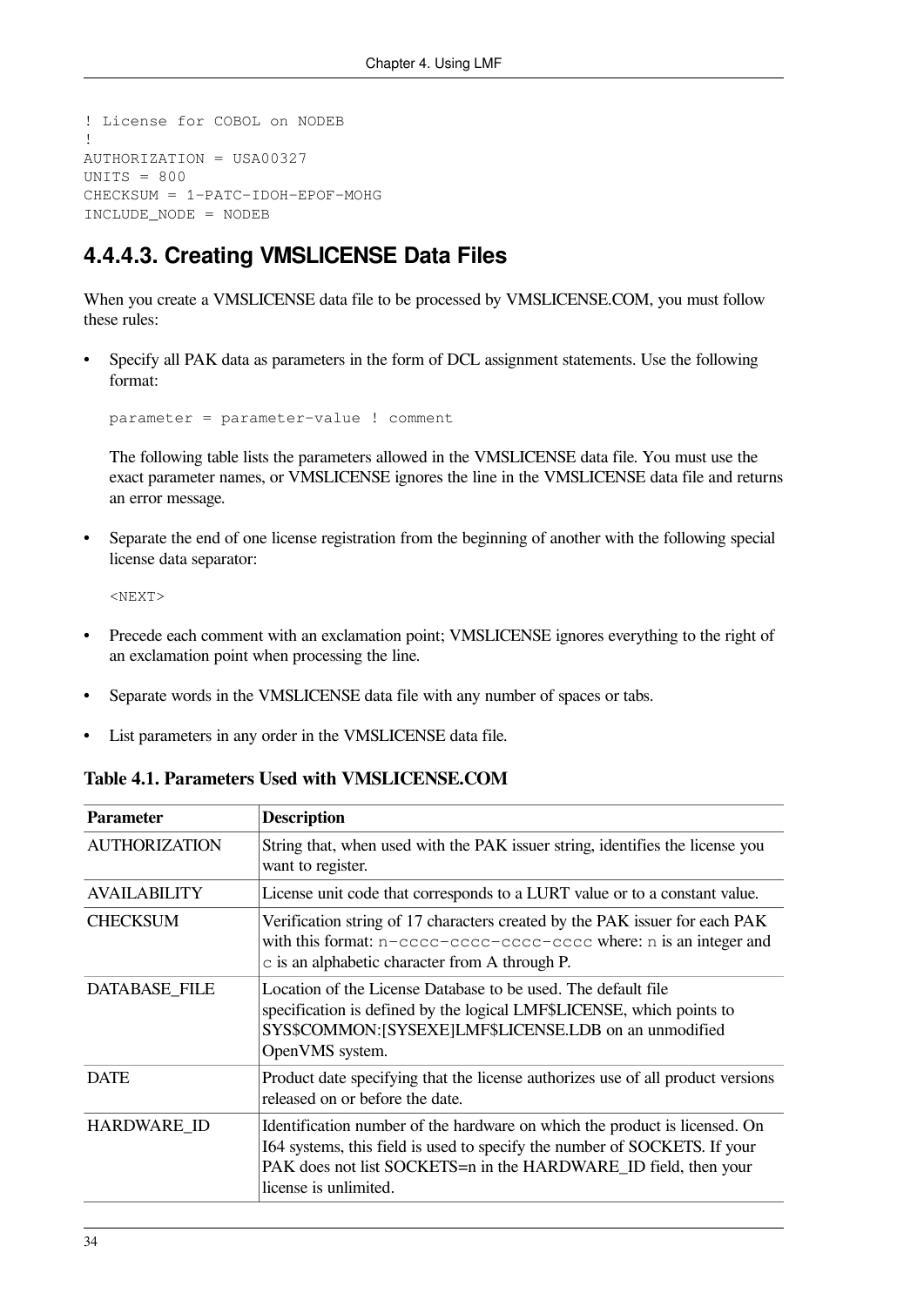```
! License for COBOL on NODEB
!
AUTHORIZATION = USA00327
UNITS = 800
CHECKSUM = 1-PATC-IDOH-EPOF-MOHG
INCLUDE_NODE = NODEB
```

### 4.4.4.3. Creating VMSLICENSE Data Files

When you create a VMSLICENSE data file to be processed by VMSLICENSE.COM, you must follow these rules:

- Specify all PAK data as parameters in the form of DCL assignment statements. Use the following format:

  ```
  parameter = parameter-value ! comment
  ```

  The following table lists the parameters allowed in the VMSLICENSE data file. You must use the exact parameter names, or VMSLICENSE ignores the line in the VMSLICENSE data file and returns an error message.

- Separate the end of one license registration from the beginning of another with the following special license data separator:

  ```
  <NEXT>
  ```

- Precede each comment with an exclamation point; VMSLICENSE ignores everything to the right of an exclamation point when processing the line.

- Separate words in the VMSLICENSE data file with any number of spaces or tabs.

- List parameters in any order in the VMSLICENSE data file.

**Table 4.1. Parameters Used with VMSLICENSE.COM**

| Parameter | Description |
|---|---|
| AUTHORIZATION | String that, when used with the PAK issuer string, identifies the license you want to register. |
| AVAILABILITY | License unit code that corresponds to a LURT value or to a constant value. |
| CHECKSUM | Verification string of 17 characters created by the PAK issuer for each PAK with this format: `n-cccc-cccc-cccc-cccc` where: `n` is an integer and `c` is an alphabetic character from A through P. |
| DATABASE_FILE | Location of the License Database to be used. The default file specification is defined by the logical LMF$LICENSE, which points to SYS$COMMON:[SYSEXE]LMF$LICENSE.LDB on an unmodified OpenVMS system. |
| DATE | Product date specifying that the license authorizes use of all product versions released on or before the date. |
| HARDWARE_ID | Identification number of the hardware on which the product is licensed. On I64 systems, this field is used to specify the number of SOCKETS. If your PAK does not list SOCKETS=n in the HARDWARE_ID field, then your license is unlimited. |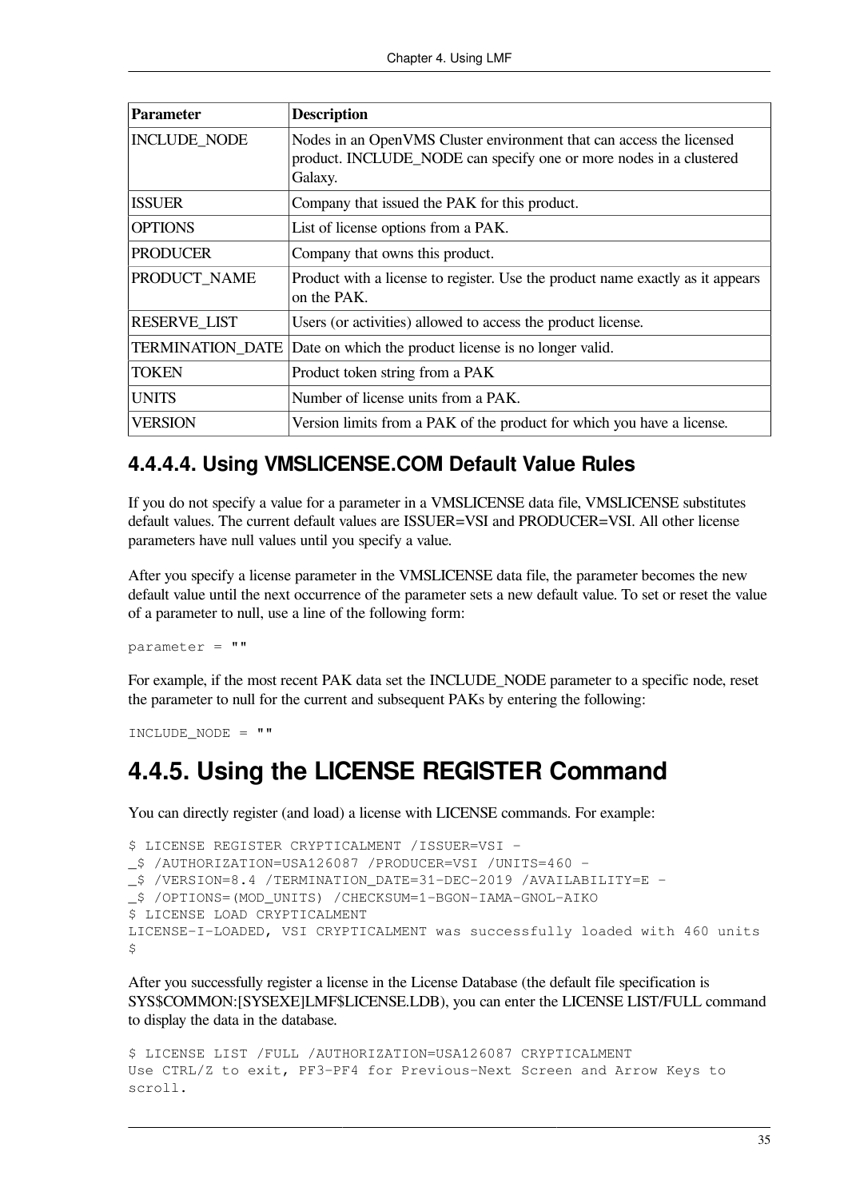| Parameter | Description |
| --- | --- |
| INCLUDE_NODE | Nodes in an OpenVMS Cluster environment that can access the licensed product. INCLUDE_NODE can specify one or more nodes in a clustered Galaxy. |
| ISSUER | Company that issued the PAK for this product. |
| OPTIONS | List of license options from a PAK. |
| PRODUCER | Company that owns this product. |
| PRODUCT_NAME | Product with a license to register. Use the product name exactly as it appears on the PAK. |
| RESERVE_LIST | Users (or activities) allowed to access the product license. |
| TERMINATION_DATE | Date on which the product license is no longer valid. |
| TOKEN | Product token string from a PAK |
| UNITS | Number of license units from a PAK. |
| VERSION | Version limits from a PAK of the product for which you have a license. |

#### 4.4.4.4. Using VMSLICENSE.COM Default Value Rules

If you do not specify a value for a parameter in a VMSLICENSE data file, VMSLICENSE substitutes default values. The current default values are ISSUER=VSI and PRODUCER=VSI. All other license parameters have null values until you specify a value.

After you specify a license parameter in the VMSLICENSE data file, the parameter becomes the new default value until the next occurrence of the parameter sets a new default value. To set or reset the value of a parameter to null, use a line of the following form:

```
parameter = ""
```

For example, if the most recent PAK data set the INCLUDE_NODE parameter to a specific node, reset the parameter to null for the current and subsequent PAKs by entering the following:

```
INCLUDE_NODE = ""
```

## 4.4.5. Using the LICENSE REGISTER Command

You can directly register (and load) a license with LICENSE commands. For example:

```
$ LICENSE REGISTER CRYPTICALMENT /ISSUER=VSI -
_$ /AUTHORIZATION=USA126087 /PRODUCER=VSI /UNITS=460 -
_$ /VERSION=8.4 /TERMINATION_DATE=31-DEC-2019 /AVAILABILITY=E -
_$ /OPTIONS=(MOD_UNITS) /CHECKSUM=1-BGON-IAMA-GNOL-AIKO
$ LICENSE LOAD CRYPTICALMENT
LICENSE-I-LOADED, VSI CRYPTICALMENT was successfully loaded with 460 units
$
```

After you successfully register a license in the License Database (the default file specification is SYS$COMMON:[SYSEXE]LMF$LICENSE.LDB), you can enter the LICENSE LIST/FULL command to display the data in the database.

```
$ LICENSE LIST /FULL /AUTHORIZATION=USA126087 CRYPTICALMENT
Use CTRL/Z to exit, PF3-PF4 for Previous-Next Screen and Arrow Keys to
scroll.
```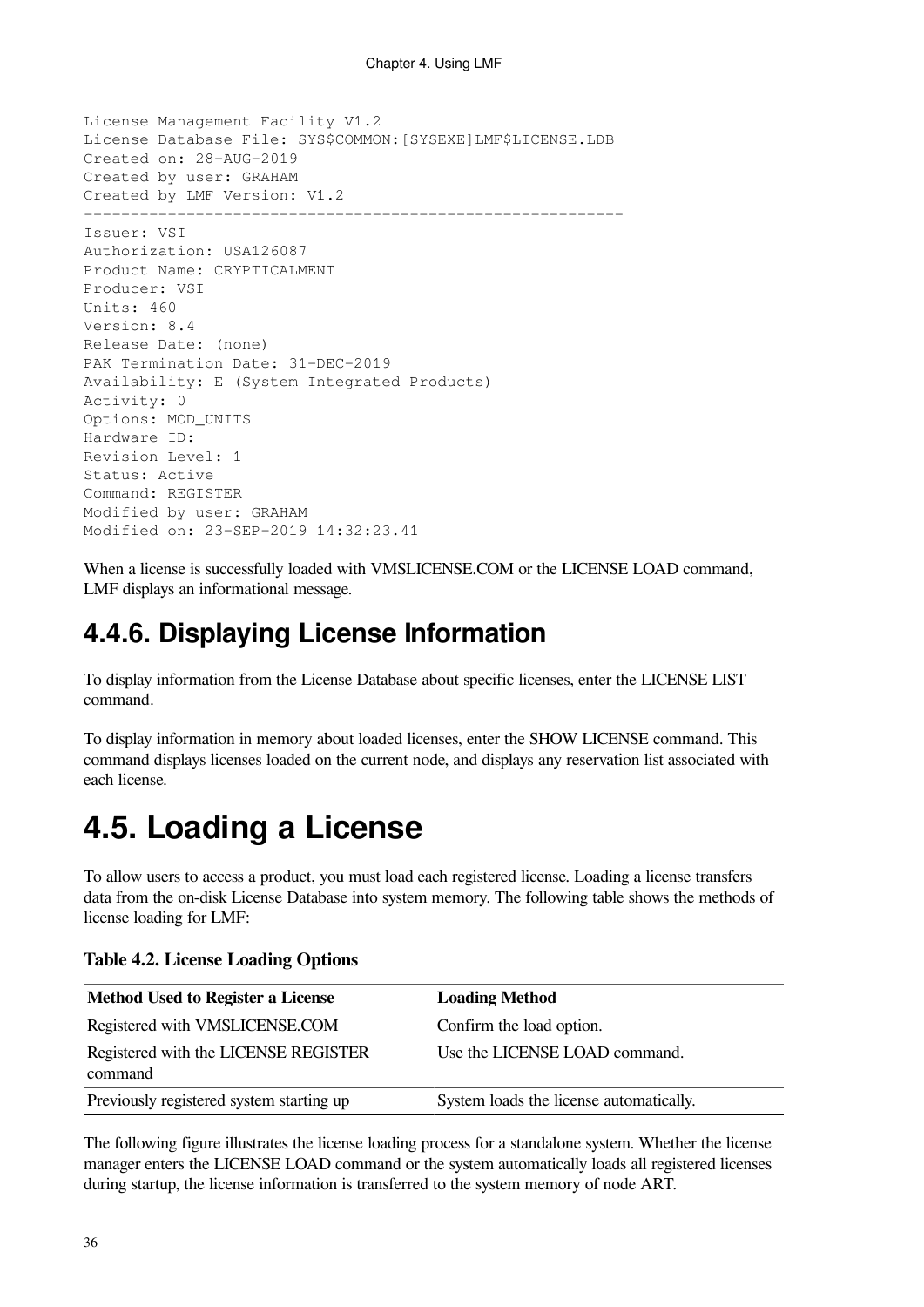```
License Management Facility V1.2
License Database File: SYS$COMMON:[SYSEXE]LMF$LICENSE.LDB
Created on: 28-AUG-2019
Created by user: GRAHAM
Created by LMF Version: V1.2
----------------------------------------------------------
Issuer: VSI
Authorization: USA126087
Product Name: CRYPTICALMENT
Producer: VSI
Units: 460
Version: 8.4
Release Date: (none)
PAK Termination Date: 31-DEC-2019
Availability: E (System Integrated Products)
Activity: 0
Options: MOD_UNITS
Hardware ID:
Revision Level: 1
Status: Active
Command: REGISTER
Modified by user: GRAHAM
Modified on: 23-SEP-2019 14:32:23.41
```

When a license is successfully loaded with VMSLICENSE.COM or the LICENSE LOAD command, LMF displays an informational message.

### 4.4.6. Displaying License Information

To display information from the License Database about specific licenses, enter the LICENSE LIST command.

To display information in memory about loaded licenses, enter the SHOW LICENSE command. This command displays licenses loaded on the current node, and displays any reservation list associated with each license.

## 4.5. Loading a License

To allow users to access a product, you must load each registered license. Loading a license transfers data from the on-disk License Database into system memory. The following table shows the methods of license loading for LMF:

**Table 4.2. License Loading Options**

| Method Used to Register a License | Loading Method |
|---|---|
| Registered with VMSLICENSE.COM | Confirm the load option. |
| Registered with the LICENSE REGISTER command | Use the LICENSE LOAD command. |
| Previously registered system starting up | System loads the license automatically. |

The following figure illustrates the license loading process for a standalone system. Whether the license manager enters the LICENSE LOAD command or the system automatically loads all registered licenses during startup, the license information is transferred to the system memory of node ART.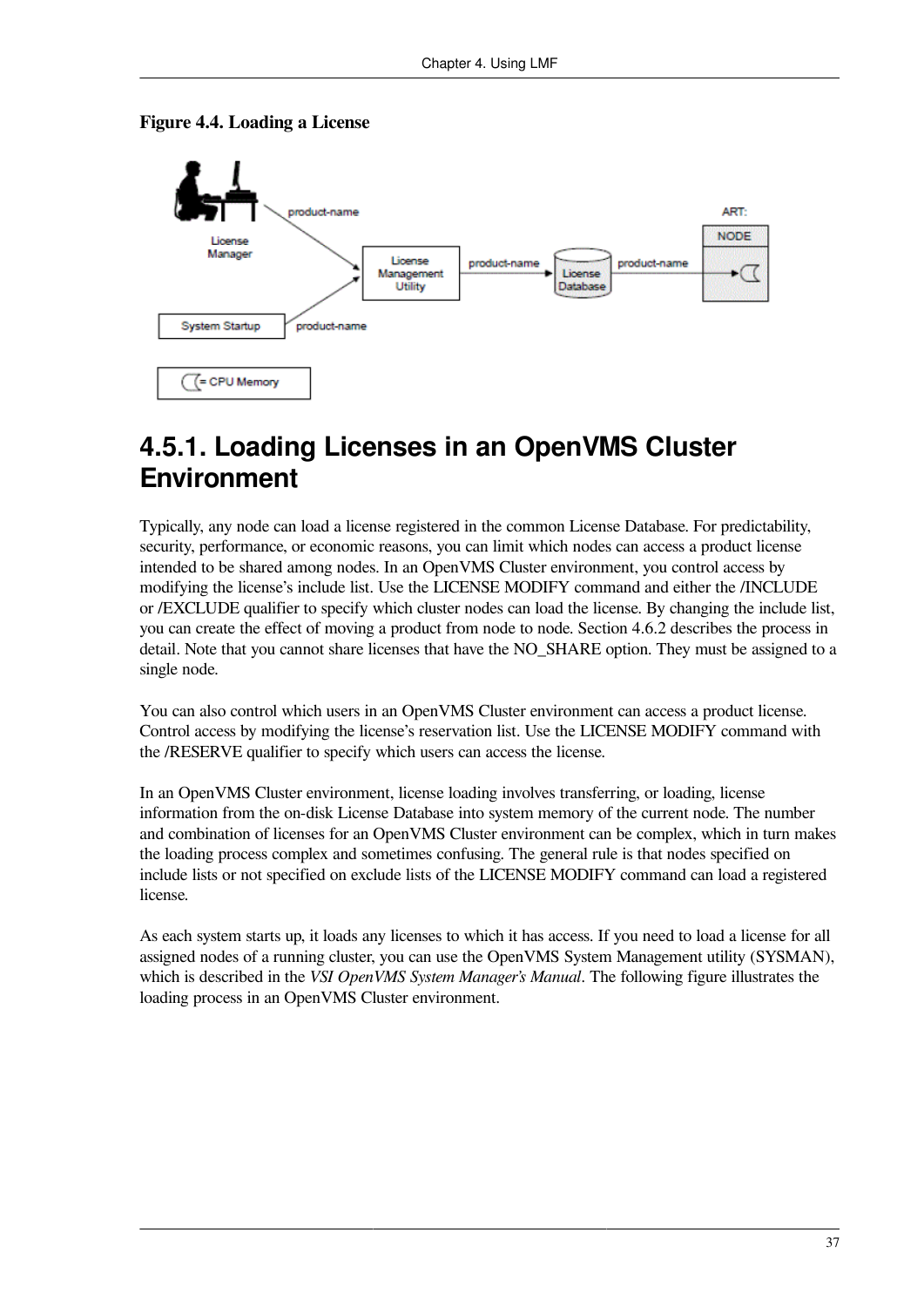**Figure 4.4. Loading a License**

## 4.5.1. Loading Licenses in an OpenVMS Cluster Environment

Typically, any node can load a license registered in the common License Database. For predictability, security, performance, or economic reasons, you can limit which nodes can access a product license intended to be shared among nodes. In an OpenVMS Cluster environment, you control access by modifying the license's include list. Use the LICENSE MODIFY command and either the /INCLUDE or /EXCLUDE qualifier to specify which cluster nodes can load the license. By changing the include list, you can create the effect of moving a product from node to node. Section 4.6.2 describes the process in detail. Note that you cannot share licenses that have the NO_SHARE option. They must be assigned to a single node.

You can also control which users in an OpenVMS Cluster environment can access a product license. Control access by modifying the license's reservation list. Use the LICENSE MODIFY command with the /RESERVE qualifier to specify which users can access the license.

In an OpenVMS Cluster environment, license loading involves transferring, or loading, license information from the on-disk License Database into system memory of the current node. The number and combination of licenses for an OpenVMS Cluster environment can be complex, which in turn makes the loading process complex and sometimes confusing. The general rule is that nodes specified on include lists or not specified on exclude lists of the LICENSE MODIFY command can load a registered license.

As each system starts up, it loads any licenses to which it has access. If you need to load a license for all assigned nodes of a running cluster, you can use the OpenVMS System Management utility (SYSMAN), which is described in the *VSI OpenVMS System Manager's Manual*. The following figure illustrates the loading process in an OpenVMS Cluster environment.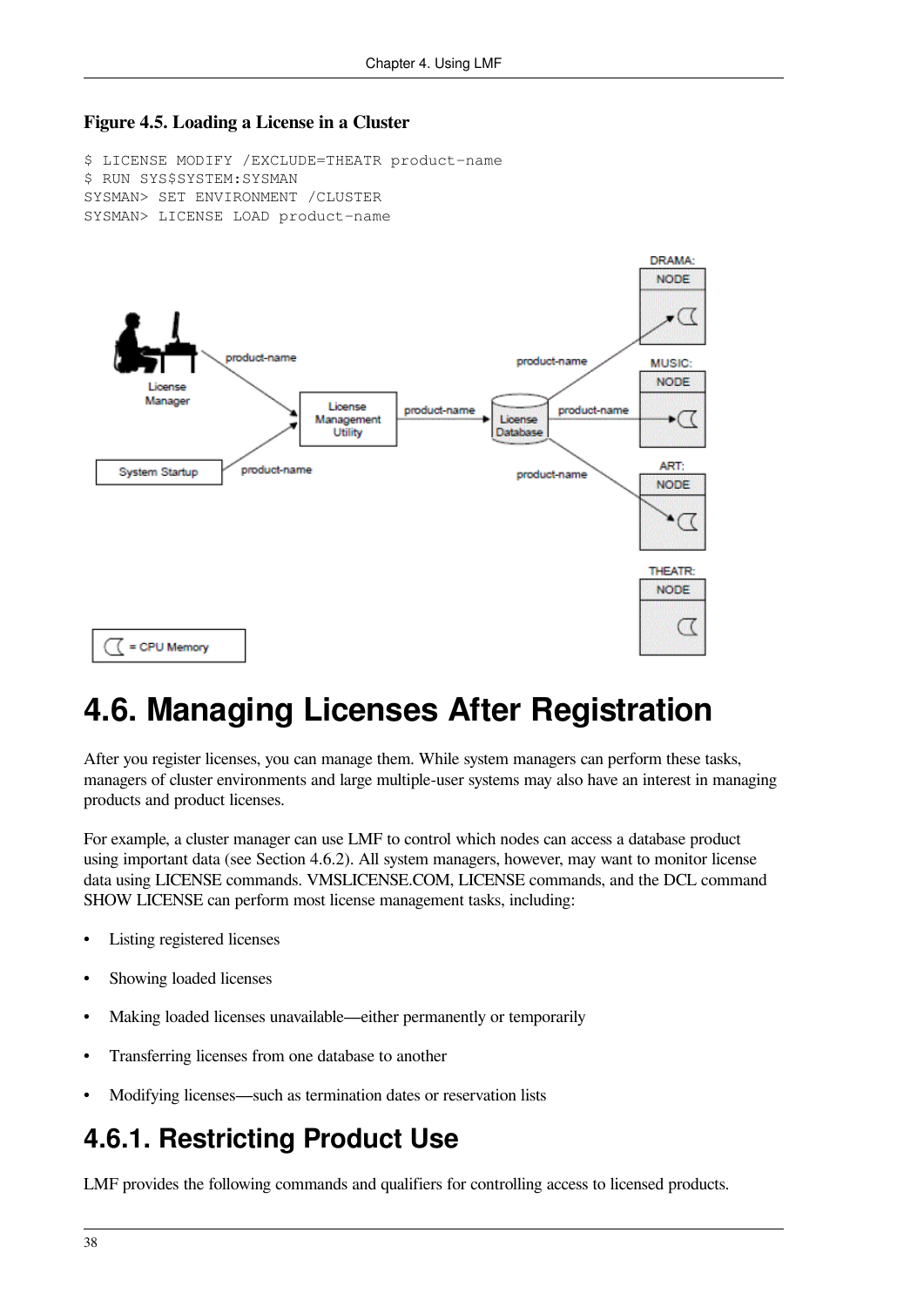**Figure 4.5. Loading a License in a Cluster**

```
$ LICENSE MODIFY /EXCLUDE=THEATR product-name
$ RUN SYS$SYSTEM:SYSMAN
SYSMAN> SET ENVIRONMENT /CLUSTER
SYSMAN> LICENSE LOAD product-name
```

# 4.6. Managing Licenses After Registration

After you register licenses, you can manage them. While system managers can perform these tasks, managers of cluster environments and large multiple-user systems may also have an interest in managing products and product licenses.

For example, a cluster manager can use LMF to control which nodes can access a database product using important data (see Section 4.6.2). All system managers, however, may want to monitor license data using LICENSE commands. VMSLICENSE.COM, LICENSE commands, and the DCL command SHOW LICENSE can perform most license management tasks, including:

- Listing registered licenses
- Showing loaded licenses
- Making loaded licenses unavailable—either permanently or temporarily
- Transferring licenses from one database to another
- Modifying licenses—such as termination dates or reservation lists

## 4.6.1. Restricting Product Use

LMF provides the following commands and qualifiers for controlling access to licensed products.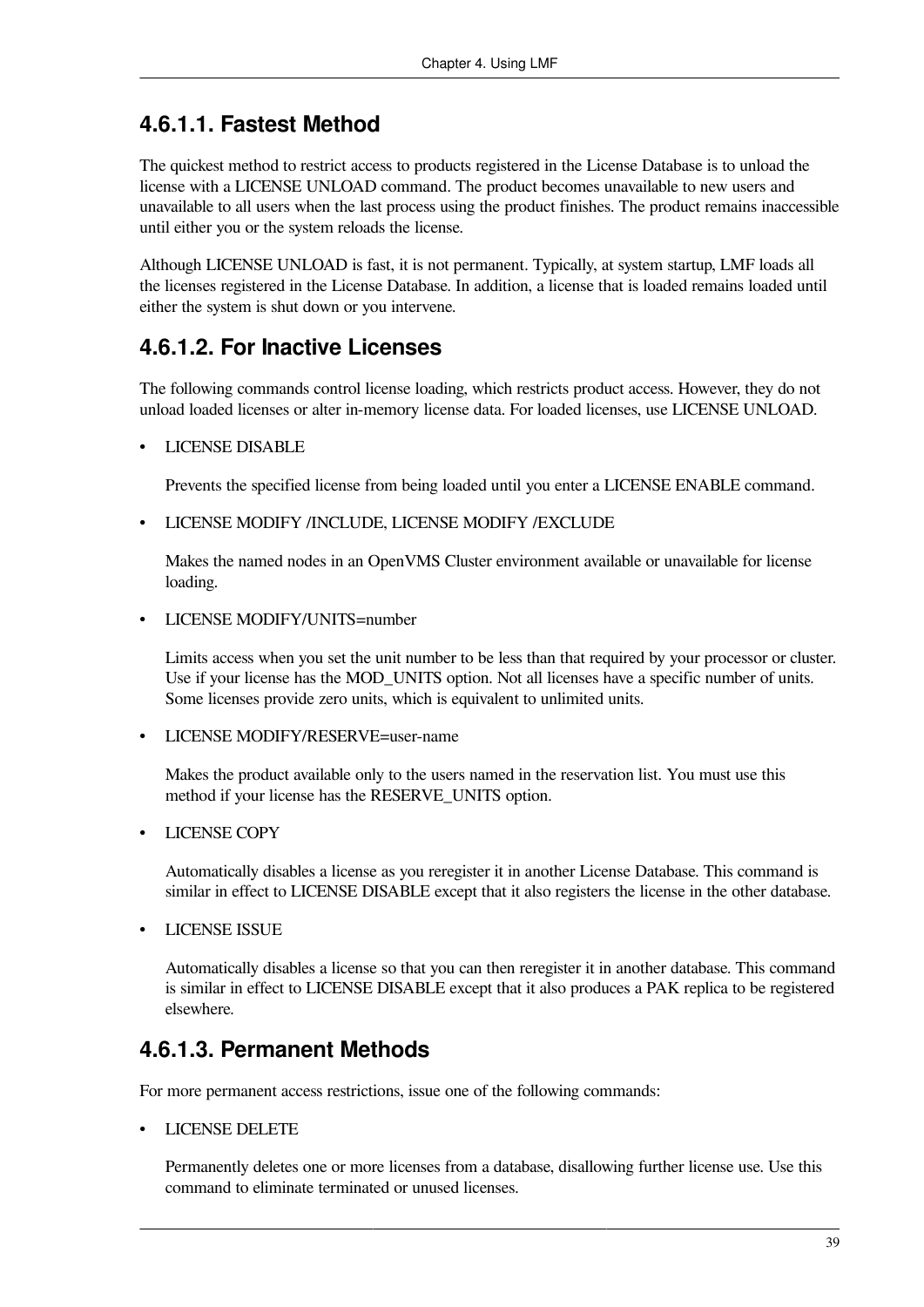#### 4.6.1.1. Fastest Method

The quickest method to restrict access to products registered in the License Database is to unload the license with a LICENSE UNLOAD command. The product becomes unavailable to new users and unavailable to all users when the last process using the product finishes. The product remains inaccessible until either you or the system reloads the license.

Although LICENSE UNLOAD is fast, it is not permanent. Typically, at system startup, LMF loads all the licenses registered in the License Database. In addition, a license that is loaded remains loaded until either the system is shut down or you intervene.

#### 4.6.1.2. For Inactive Licenses

The following commands control license loading, which restricts product access. However, they do not unload loaded licenses or alter in-memory license data. For loaded licenses, use LICENSE UNLOAD.

- LICENSE DISABLE

  Prevents the specified license from being loaded until you enter a LICENSE ENABLE command.

- LICENSE MODIFY /INCLUDE, LICENSE MODIFY /EXCLUDE

  Makes the named nodes in an OpenVMS Cluster environment available or unavailable for license loading.

- LICENSE MODIFY/UNITS=number

  Limits access when you set the unit number to be less than that required by your processor or cluster. Use if your license has the MOD_UNITS option. Not all licenses have a specific number of units. Some licenses provide zero units, which is equivalent to unlimited units.

- LICENSE MODIFY/RESERVE=user-name

  Makes the product available only to the users named in the reservation list. You must use this method if your license has the RESERVE_UNITS option.

- LICENSE COPY

  Automatically disables a license as you reregister it in another License Database. This command is similar in effect to LICENSE DISABLE except that it also registers the license in the other database.

- LICENSE ISSUE

  Automatically disables a license so that you can then reregister it in another database. This command is similar in effect to LICENSE DISABLE except that it also produces a PAK replica to be registered elsewhere.

#### 4.6.1.3. Permanent Methods

For more permanent access restrictions, issue one of the following commands:

- LICENSE DELETE

  Permanently deletes one or more licenses from a database, disallowing further license use. Use this command to eliminate terminated or unused licenses.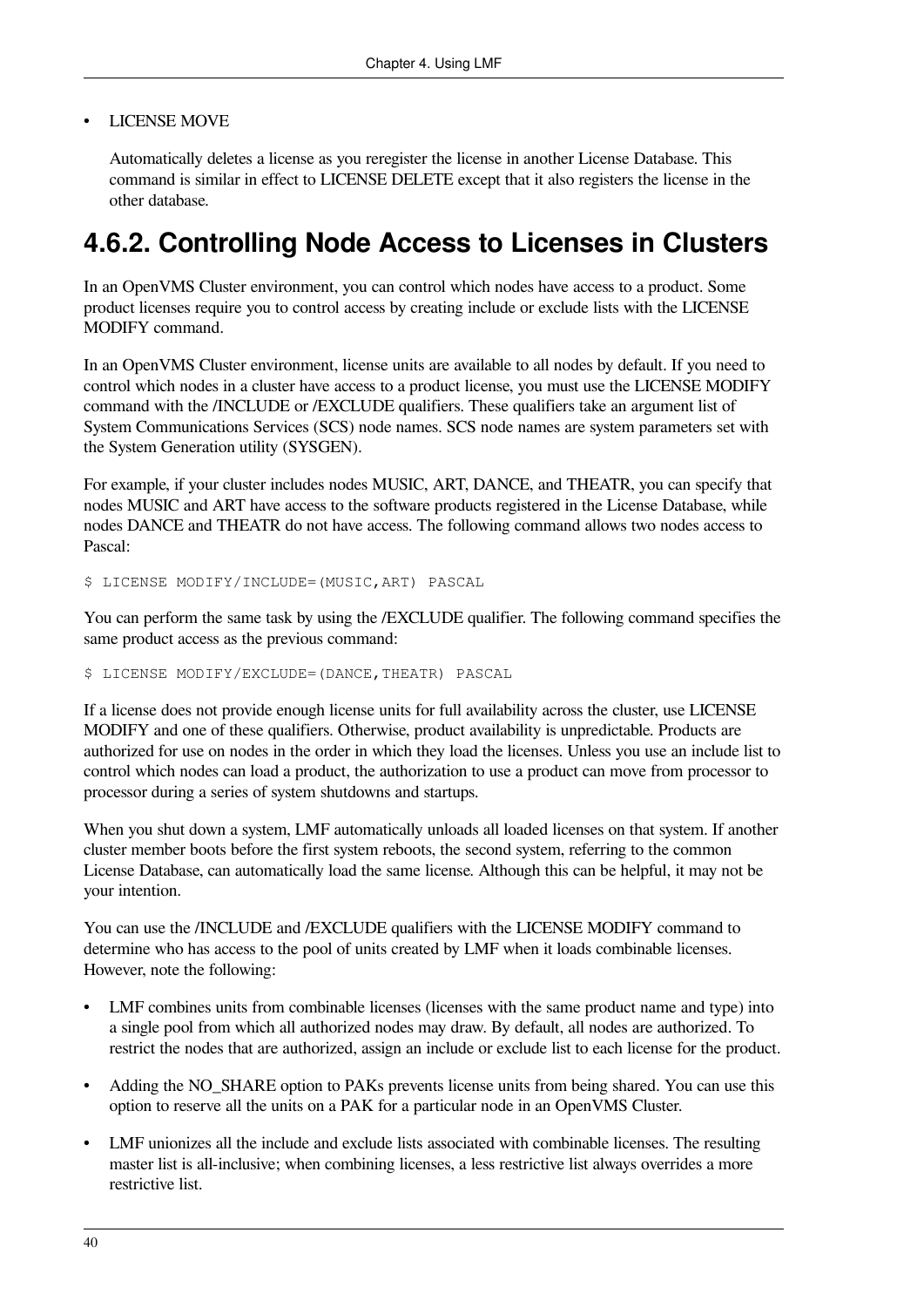- LICENSE MOVE

  Automatically deletes a license as you reregister the license in another License Database. This command is similar in effect to LICENSE DELETE except that it also registers the license in the other database.

### 4.6.2. Controlling Node Access to Licenses in Clusters

In an OpenVMS Cluster environment, you can control which nodes have access to a product. Some product licenses require you to control access by creating include or exclude lists with the LICENSE MODIFY command.

In an OpenVMS Cluster environment, license units are available to all nodes by default. If you need to control which nodes in a cluster have access to a product license, you must use the LICENSE MODIFY command with the /INCLUDE or /EXCLUDE qualifiers. These qualifiers take an argument list of System Communications Services (SCS) node names. SCS node names are system parameters set with the System Generation utility (SYSGEN).

For example, if your cluster includes nodes MUSIC, ART, DANCE, and THEATR, you can specify that nodes MUSIC and ART have access to the software products registered in the License Database, while nodes DANCE and THEATR do not have access. The following command allows two nodes access to Pascal:

```
$ LICENSE MODIFY/INCLUDE=(MUSIC,ART) PASCAL
```

You can perform the same task by using the /EXCLUDE qualifier. The following command specifies the same product access as the previous command:

```
$ LICENSE MODIFY/EXCLUDE=(DANCE,THEATR) PASCAL
```

If a license does not provide enough license units for full availability across the cluster, use LICENSE MODIFY and one of these qualifiers. Otherwise, product availability is unpredictable. Products are authorized for use on nodes in the order in which they load the licenses. Unless you use an include list to control which nodes can load a product, the authorization to use a product can move from processor to processor during a series of system shutdowns and startups.

When you shut down a system, LMF automatically unloads all loaded licenses on that system. If another cluster member boots before the first system reboots, the second system, referring to the common License Database, can automatically load the same license. Although this can be helpful, it may not be your intention.

You can use the /INCLUDE and /EXCLUDE qualifiers with the LICENSE MODIFY command to determine who has access to the pool of units created by LMF when it loads combinable licenses. However, note the following:

- LMF combines units from combinable licenses (licenses with the same product name and type) into a single pool from which all authorized nodes may draw. By default, all nodes are authorized. To restrict the nodes that are authorized, assign an include or exclude list to each license for the product.
- Adding the NO_SHARE option to PAKs prevents license units from being shared. You can use this option to reserve all the units on a PAK for a particular node in an OpenVMS Cluster.
- LMF unionizes all the include and exclude lists associated with combinable licenses. The resulting master list is all-inclusive; when combining licenses, a less restrictive list always overrides a more restrictive list.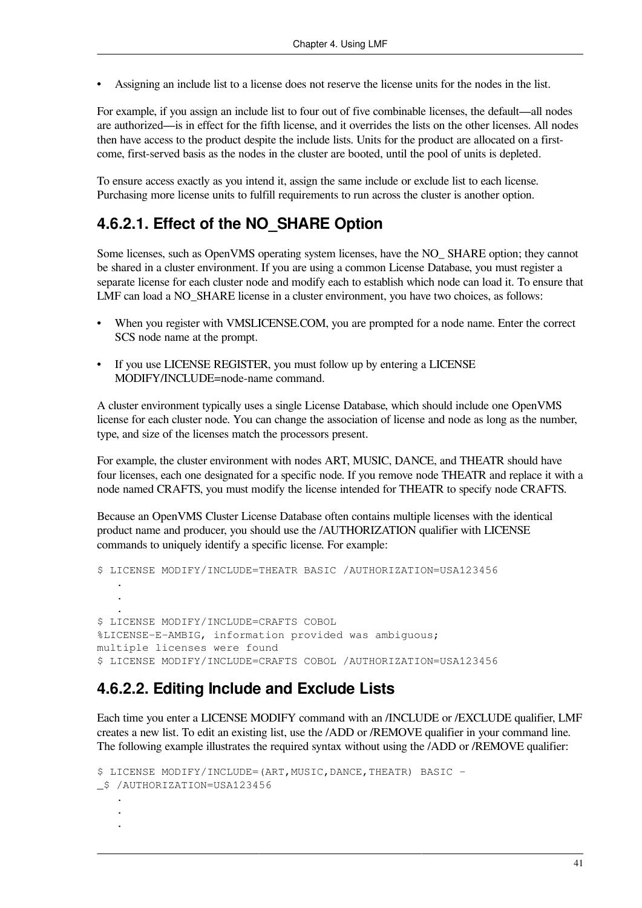- Assigning an include list to a license does not reserve the license units for the nodes in the list.

For example, if you assign an include list to four out of five combinable licenses, the default—all nodes are authorized—is in effect for the fifth license, and it overrides the lists on the other licenses. All nodes then have access to the product despite the include lists. Units for the product are allocated on a first-come, first-served basis as the nodes in the cluster are booted, until the pool of units is depleted.

To ensure access exactly as you intend it, assign the same include or exclude list to each license. Purchasing more license units to fulfill requirements to run across the cluster is another option.

#### 4.6.2.1. Effect of the NO_SHARE Option

Some licenses, such as OpenVMS operating system licenses, have the NO_ SHARE option; they cannot be shared in a cluster environment. If you are using a common License Database, you must register a separate license for each cluster node and modify each to establish which node can load it. To ensure that LMF can load a NO_SHARE license in a cluster environment, you have two choices, as follows:

- When you register with VMSLICENSE.COM, you are prompted for a node name. Enter the correct SCS node name at the prompt.
- If you use LICENSE REGISTER, you must follow up by entering a LICENSE MODIFY/INCLUDE=node-name command.

A cluster environment typically uses a single License Database, which should include one OpenVMS license for each cluster node. You can change the association of license and node as long as the number, type, and size of the licenses match the processors present.

For example, the cluster environment with nodes ART, MUSIC, DANCE, and THEATR should have four licenses, each one designated for a specific node. If you remove node THEATR and replace it with a node named CRAFTS, you must modify the license intended for THEATR to specify node CRAFTS.

Because an OpenVMS Cluster License Database often contains multiple licenses with the identical product name and producer, you should use the /AUTHORIZATION qualifier with LICENSE commands to uniquely identify a specific license. For example:

```
$ LICENSE MODIFY/INCLUDE=THEATR BASIC /AUTHORIZATION=USA123456
    .
    .
    .
$ LICENSE MODIFY/INCLUDE=CRAFTS COBOL
%LICENSE-E-AMBIG, information provided was ambiguous;
multiple licenses were found
$ LICENSE MODIFY/INCLUDE=CRAFTS COBOL /AUTHORIZATION=USA123456
```

#### 4.6.2.2. Editing Include and Exclude Lists

Each time you enter a LICENSE MODIFY command with an /INCLUDE or /EXCLUDE qualifier, LMF creates a new list. To edit an existing list, use the /ADD or /REMOVE qualifier in your command line. The following example illustrates the required syntax without using the /ADD or /REMOVE qualifier:

```
$ LICENSE MODIFY/INCLUDE=(ART,MUSIC,DANCE,THEATR) BASIC -
_$ /AUTHORIZATION=USA123456
    .
    .
    .
```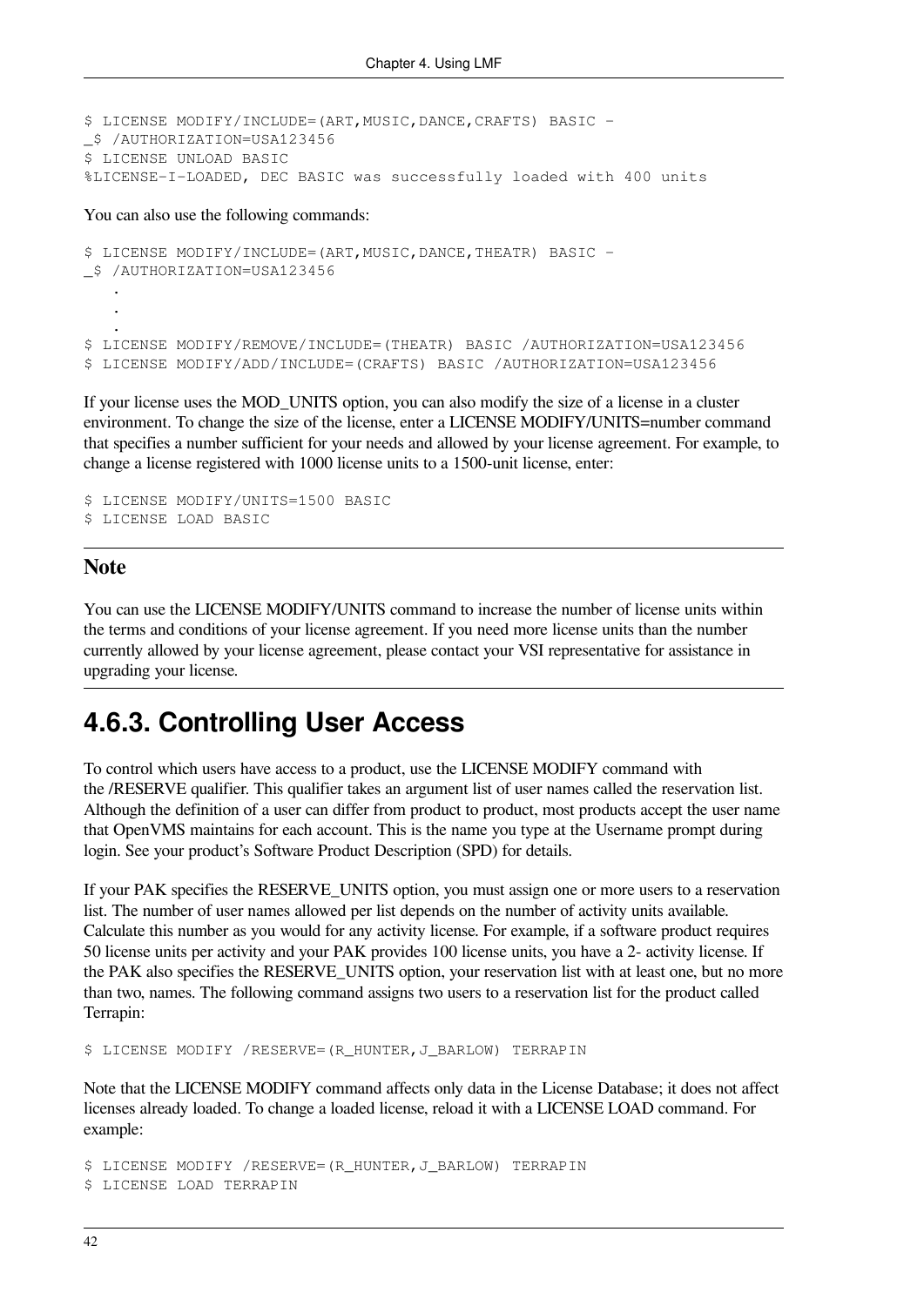```
$ LICENSE MODIFY/INCLUDE=(ART,MUSIC,DANCE,CRAFTS) BASIC -
_$ /AUTHORIZATION=USA123456
$ LICENSE UNLOAD BASIC
%LICENSE-I-LOADED, DEC BASIC was successfully loaded with 400 units
```

You can also use the following commands:

```
$ LICENSE MODIFY/INCLUDE=(ART,MUSIC,DANCE,THEATR) BASIC -
_$ /AUTHORIZATION=USA123456
   .
   .
   .
$ LICENSE MODIFY/REMOVE/INCLUDE=(THEATR) BASIC /AUTHORIZATION=USA123456
$ LICENSE MODIFY/ADD/INCLUDE=(CRAFTS) BASIC /AUTHORIZATION=USA123456
```

If your license uses the MOD_UNITS option, you can also modify the size of a license in a cluster environment. To change the size of the license, enter a LICENSE MODIFY/UNITS=number command that specifies a number sufficient for your needs and allowed by your license agreement. For example, to change a license registered with 1000 license units to a 1500-unit license, enter:

```
$ LICENSE MODIFY/UNITS=1500 BASIC
$ LICENSE LOAD BASIC
```

### Note

You can use the LICENSE MODIFY/UNITS command to increase the number of license units within the terms and conditions of your license agreement. If you need more license units than the number currently allowed by your license agreement, please contact your VSI representative for assistance in upgrading your license.

## 4.6.3. Controlling User Access

To control which users have access to a product, use the LICENSE MODIFY command with the /RESERVE qualifier. This qualifier takes an argument list of user names called the reservation list. Although the definition of a user can differ from product to product, most products accept the user name that OpenVMS maintains for each account. This is the name you type at the Username prompt during login. See your product's Software Product Description (SPD) for details.

If your PAK specifies the RESERVE_UNITS option, you must assign one or more users to a reservation list. The number of user names allowed per list depends on the number of activity units available. Calculate this number as you would for any activity license. For example, if a software product requires 50 license units per activity and your PAK provides 100 license units, you have a 2- activity license. If the PAK also specifies the RESERVE_UNITS option, your reservation list with at least one, but no more than two, names. The following command assigns two users to a reservation list for the product called Terrapin:

```
$ LICENSE MODIFY /RESERVE=(R_HUNTER,J_BARLOW) TERRAPIN
```

Note that the LICENSE MODIFY command affects only data in the License Database; it does not affect licenses already loaded. To change a loaded license, reload it with a LICENSE LOAD command. For example:

```
$ LICENSE MODIFY /RESERVE=(R_HUNTER,J_BARLOW) TERRAPIN
$ LICENSE LOAD TERRAPIN
```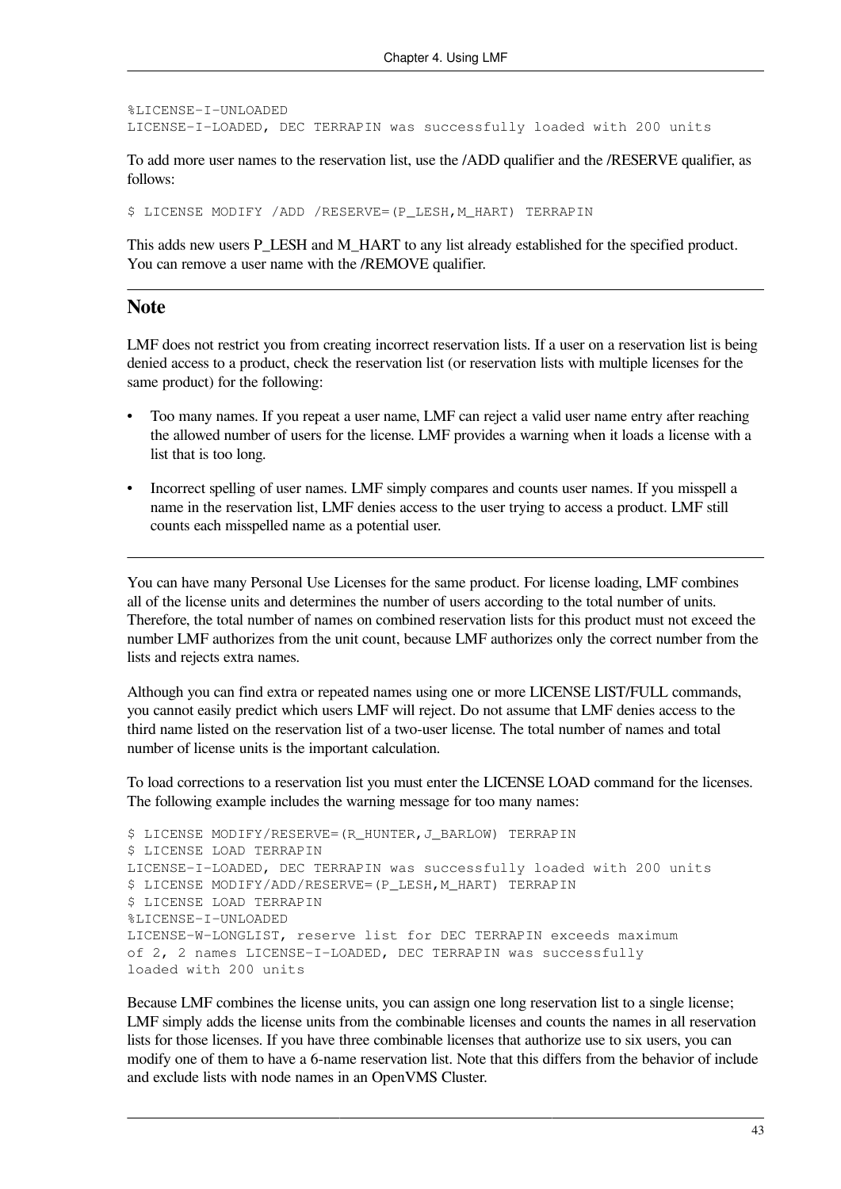```
%LICENSE-I-UNLOADED
LICENSE-I-LOADED, DEC TERRAPIN was successfully loaded with 200 units
```

To add more user names to the reservation list, use the /ADD qualifier and the /RESERVE qualifier, as follows:

```
$ LICENSE MODIFY /ADD /RESERVE=(P_LESH,M_HART) TERRAPIN
```

This adds new users P_LESH and M_HART to any list already established for the specified product. You can remove a user name with the /REMOVE qualifier.

## Note

LMF does not restrict you from creating incorrect reservation lists. If a user on a reservation list is being denied access to a product, check the reservation list (or reservation lists with multiple licenses for the same product) for the following:

- Too many names. If you repeat a user name, LMF can reject a valid user name entry after reaching the allowed number of users for the license. LMF provides a warning when it loads a license with a list that is too long.
- Incorrect spelling of user names. LMF simply compares and counts user names. If you misspell a name in the reservation list, LMF denies access to the user trying to access a product. LMF still counts each misspelled name as a potential user.

You can have many Personal Use Licenses for the same product. For license loading, LMF combines all of the license units and determines the number of users according to the total number of units. Therefore, the total number of names on combined reservation lists for this product must not exceed the number LMF authorizes from the unit count, because LMF authorizes only the correct number from the lists and rejects extra names.

Although you can find extra or repeated names using one or more LICENSE LIST/FULL commands, you cannot easily predict which users LMF will reject. Do not assume that LMF denies access to the third name listed on the reservation list of a two-user license. The total number of names and total number of license units is the important calculation.

To load corrections to a reservation list you must enter the LICENSE LOAD command for the licenses. The following example includes the warning message for too many names:

```
$ LICENSE MODIFY/RESERVE=(R_HUNTER,J_BARLOW) TERRAPIN
$ LICENSE LOAD TERRAPIN
LICENSE-I-LOADED, DEC TERRAPIN was successfully loaded with 200 units
$ LICENSE MODIFY/ADD/RESERVE=(P_LESH,M_HART) TERRAPIN
$ LICENSE LOAD TERRAPIN
%LICENSE-I-UNLOADED
LICENSE-W-LONGLIST, reserve list for DEC TERRAPIN exceeds maximum
of 2, 2 names LICENSE-I-LOADED, DEC TERRAPIN was successfully
loaded with 200 units
```

Because LMF combines the license units, you can assign one long reservation list to a single license; LMF simply adds the license units from the combinable licenses and counts the names in all reservation lists for those licenses. If you have three combinable licenses that authorize use to six users, you can modify one of them to have a 6-name reservation list. Note that this differs from the behavior of include and exclude lists with node names in an OpenVMS Cluster.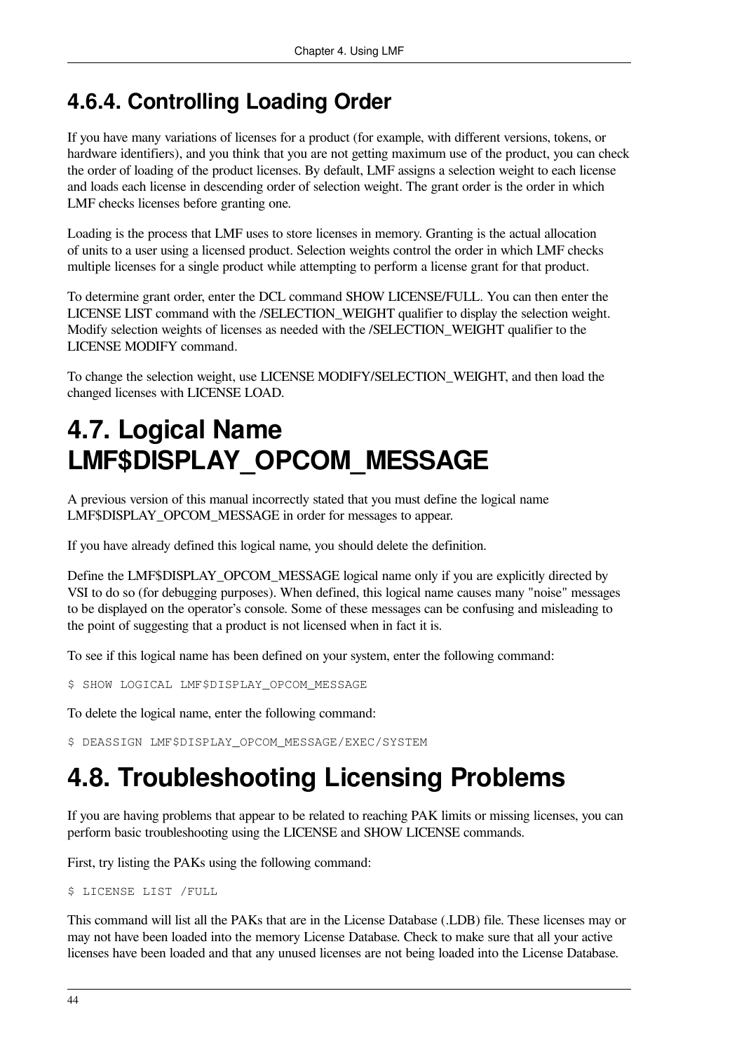### 4.6.4. Controlling Loading Order

If you have many variations of licenses for a product (for example, with different versions, tokens, or hardware identifiers), and you think that you are not getting maximum use of the product, you can check the order of loading of the product licenses. By default, LMF assigns a selection weight to each license and loads each license in descending order of selection weight. The grant order is the order in which LMF checks licenses before granting one.

Loading is the process that LMF uses to store licenses in memory. Granting is the actual allocation of units to a user using a licensed product. Selection weights control the order in which LMF checks multiple licenses for a single product while attempting to perform a license grant for that product.

To determine grant order, enter the DCL command SHOW LICENSE/FULL. You can then enter the LICENSE LIST command with the /SELECTION_WEIGHT qualifier to display the selection weight. Modify selection weights of licenses as needed with the /SELECTION_WEIGHT qualifier to the LICENSE MODIFY command.

To change the selection weight, use LICENSE MODIFY/SELECTION_WEIGHT, and then load the changed licenses with LICENSE LOAD.

## 4.7. Logical Name LMF$DISPLAY_OPCOM_MESSAGE

A previous version of this manual incorrectly stated that you must define the logical name LMF$DISPLAY_OPCOM_MESSAGE in order for messages to appear.

If you have already defined this logical name, you should delete the definition.

Define the LMF$DISPLAY_OPCOM_MESSAGE logical name only if you are explicitly directed by VSI to do so (for debugging purposes). When defined, this logical name causes many "noise" messages to be displayed on the operator's console. Some of these messages can be confusing and misleading to the point of suggesting that a product is not licensed when in fact it is.

To see if this logical name has been defined on your system, enter the following command:

```
$ SHOW LOGICAL LMF$DISPLAY_OPCOM_MESSAGE
```

To delete the logical name, enter the following command:

```
$ DEASSIGN LMF$DISPLAY_OPCOM_MESSAGE/EXEC/SYSTEM
```

## 4.8. Troubleshooting Licensing Problems

If you are having problems that appear to be related to reaching PAK limits or missing licenses, you can perform basic troubleshooting using the LICENSE and SHOW LICENSE commands.

First, try listing the PAKs using the following command:

```
$ LICENSE LIST /FULL
```

This command will list all the PAKs that are in the License Database (.LDB) file. These licenses may or may not have been loaded into the memory License Database. Check to make sure that all your active licenses have been loaded and that any unused licenses are not being loaded into the License Database.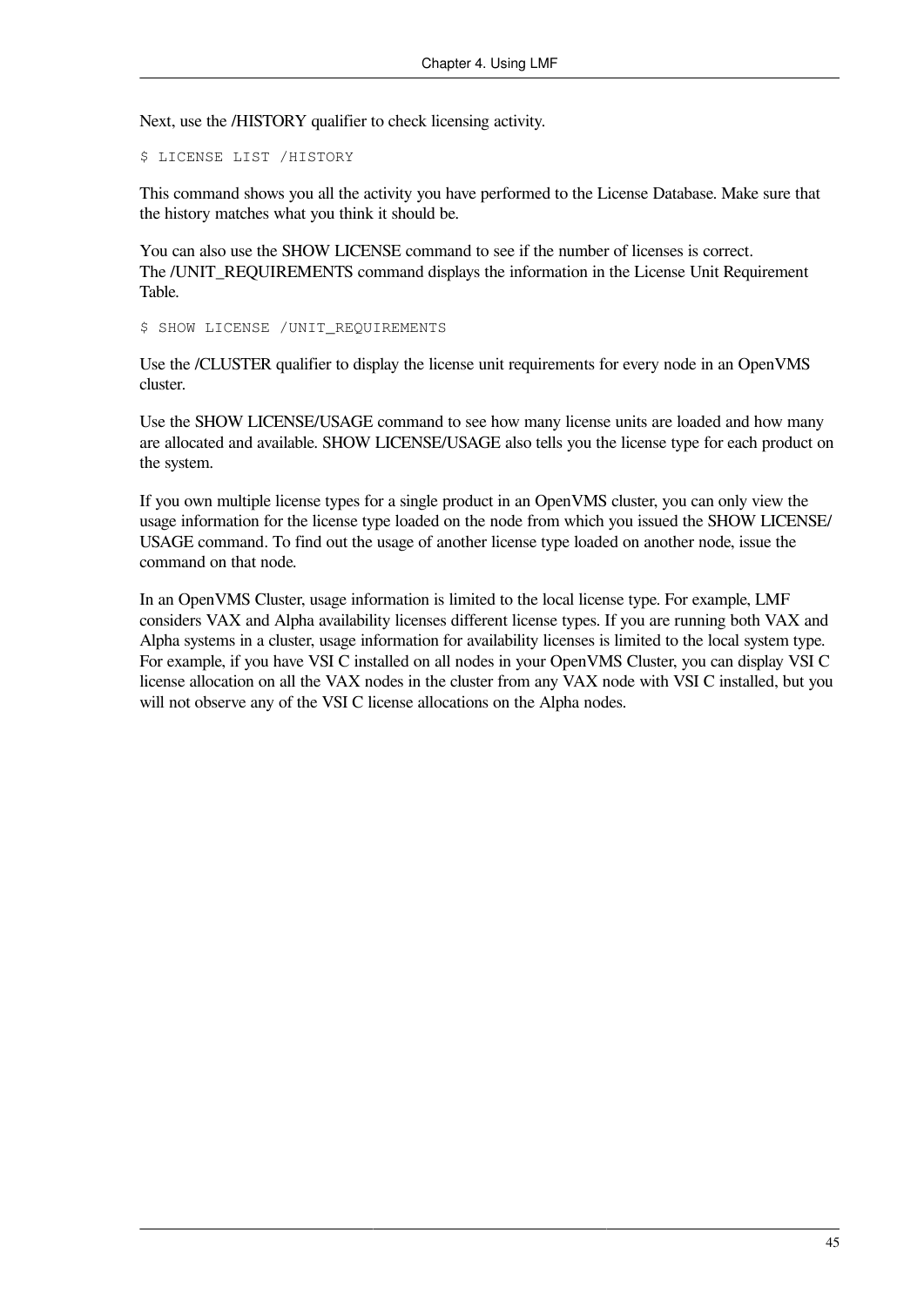Next, use the /HISTORY qualifier to check licensing activity.

```
$ LICENSE LIST /HISTORY
```

This command shows you all the activity you have performed to the License Database. Make sure that the history matches what you think it should be.

You can also use the SHOW LICENSE command to see if the number of licenses is correct. The /UNIT_REQUIREMENTS command displays the information in the License Unit Requirement Table.

```
$ SHOW LICENSE /UNIT_REQUIREMENTS
```

Use the /CLUSTER qualifier to display the license unit requirements for every node in an OpenVMS cluster.

Use the SHOW LICENSE/USAGE command to see how many license units are loaded and how many are allocated and available. SHOW LICENSE/USAGE also tells you the license type for each product on the system.

If you own multiple license types for a single product in an OpenVMS cluster, you can only view the usage information for the license type loaded on the node from which you issued the SHOW LICENSE/USAGE command. To find out the usage of another license type loaded on another node, issue the command on that node.

In an OpenVMS Cluster, usage information is limited to the local license type. For example, LMF considers VAX and Alpha availability licenses different license types. If you are running both VAX and Alpha systems in a cluster, usage information for availability licenses is limited to the local system type. For example, if you have VSI C installed on all nodes in your OpenVMS Cluster, you can display VSI C license allocation on all the VAX nodes in the cluster from any VAX node with VSI C installed, but you will not observe any of the VSI C license allocations on the Alpha nodes.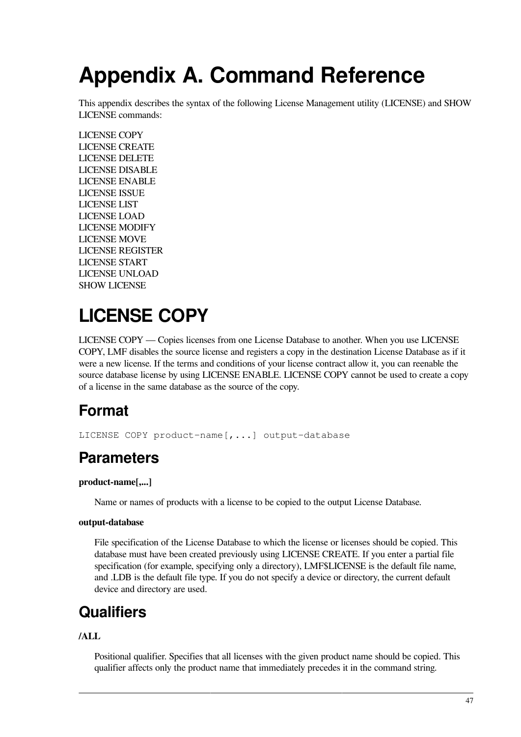# Appendix A. Command Reference

This appendix describes the syntax of the following License Management utility (LICENSE) and SHOW LICENSE commands:

LICENSE COPY
LICENSE CREATE
LICENSE DELETE
LICENSE DISABLE
LICENSE ENABLE
LICENSE ISSUE
LICENSE LIST
LICENSE LOAD
LICENSE MODIFY
LICENSE MOVE
LICENSE REGISTER
LICENSE START
LICENSE UNLOAD
SHOW LICENSE

# LICENSE COPY

LICENSE COPY — Copies licenses from one License Database to another. When you use LICENSE COPY, LMF disables the source license and registers a copy in the destination License Database as if it were a new license. If the terms and conditions of your license contract allow it, you can reenable the source database license by using LICENSE ENABLE. LICENSE COPY cannot be used to create a copy of a license in the same database as the source of the copy.

## Format

```
LICENSE COPY product-name[,...] output-database
```

## Parameters

**product-name[,...]**

Name or names of products with a license to be copied to the output License Database.

**output-database**

File specification of the License Database to which the license or licenses should be copied. This database must have been created previously using LICENSE CREATE. If you enter a partial file specification (for example, specifying only a directory), LMF$LICENSE is the default file name, and .LDB is the default file type. If you do not specify a device or directory, the current default device and directory are used.

## Qualifiers

**/ALL**

Positional qualifier. Specifies that all licenses with the given product name should be copied. This qualifier affects only the product name that immediately precedes it in the command string.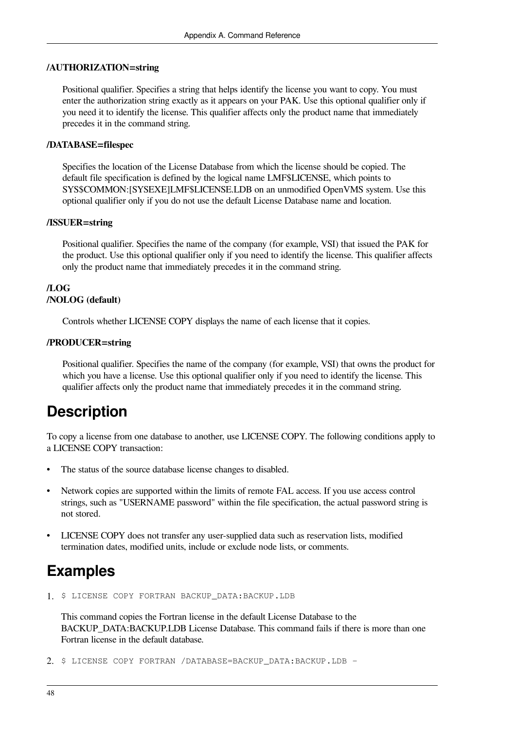**/AUTHORIZATION=string**

Positional qualifier. Specifies a string that helps identify the license you want to copy. You must enter the authorization string exactly as it appears on your PAK. Use this optional qualifier only if you need it to identify the license. This qualifier affects only the product name that immediately precedes it in the command string.

**/DATABASE=filespec**

Specifies the location of the License Database from which the license should be copied. The default file specification is defined by the logical name LMF$LICENSE, which points to SYS$COMMON:[SYSEXE]LMF$LICENSE.LDB on an unmodified OpenVMS system. Use this optional qualifier only if you do not use the default License Database name and location.

**/ISSUER=string**

Positional qualifier. Specifies the name of the company (for example, VSI) that issued the PAK for the product. Use this optional qualifier only if you need to identify the license. This qualifier affects only the product name that immediately precedes it in the command string.

**/LOG**
**/NOLOG (default)**

Controls whether LICENSE COPY displays the name of each license that it copies.

**/PRODUCER=string**

Positional qualifier. Specifies the name of the company (for example, VSI) that owns the product for which you have a license. Use this optional qualifier only if you need to identify the license. This qualifier affects only the product name that immediately precedes it in the command string.

## Description

To copy a license from one database to another, use LICENSE COPY. The following conditions apply to a LICENSE COPY transaction:

- The status of the source database license changes to disabled.
- Network copies are supported within the limits of remote FAL access. If you use access control strings, such as "USERNAME password" within the file specification, the actual password string is not stored.
- LICENSE COPY does not transfer any user-supplied data such as reservation lists, modified termination dates, modified units, include or exclude node lists, or comments.

## Examples

1. 
```
$ LICENSE COPY FORTRAN BACKUP_DATA:BACKUP.LDB
```

   This command copies the Fortran license in the default License Database to the BACKUP_DATA:BACKUP.LDB License Database. This command fails if there is more than one Fortran license in the default database.

2. 
```
$ LICENSE COPY FORTRAN /DATABASE=BACKUP_DATA:BACKUP.LDB -
```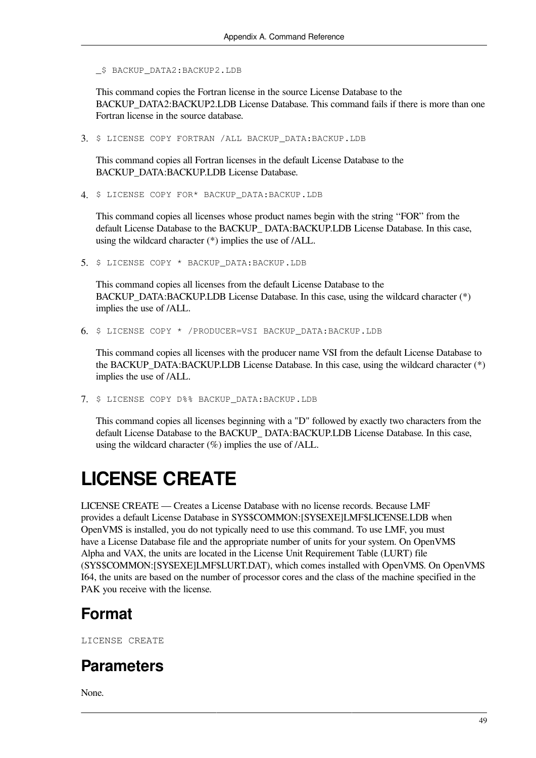```
_$ BACKUP_DATA2:BACKUP2.LDB
```

This command copies the Fortran license in the source License Database to the BACKUP_DATA2:BACKUP2.LDB License Database. This command fails if there is more than one Fortran license in the source database.

3. `$ LICENSE COPY FORTRAN /ALL BACKUP_DATA:BACKUP.LDB`

   This command copies all Fortran licenses in the default License Database to the BACKUP_DATA:BACKUP.LDB License Database.

4. `$ LICENSE COPY FOR* BACKUP_DATA:BACKUP.LDB`

   This command copies all licenses whose product names begin with the string "FOR" from the default License Database to the BACKUP_ DATA:BACKUP.LDB License Database. In this case, using the wildcard character (*) implies the use of /ALL.

5. `$ LICENSE COPY * BACKUP_DATA:BACKUP.LDB`

   This command copies all licenses from the default License Database to the BACKUP_DATA:BACKUP.LDB License Database. In this case, using the wildcard character (*) implies the use of /ALL.

6. `$ LICENSE COPY * /PRODUCER=VSI BACKUP_DATA:BACKUP.LDB`

   This command copies all licenses with the producer name VSI from the default License Database to the BACKUP_DATA:BACKUP.LDB License Database. In this case, using the wildcard character (*) implies the use of /ALL.

7. `$ LICENSE COPY D%% BACKUP_DATA:BACKUP.LDB`

   This command copies all licenses beginning with a "D" followed by exactly two characters from the default License Database to the BACKUP_ DATA:BACKUP.LDB License Database. In this case, using the wildcard character (%) implies the use of /ALL.

# LICENSE CREATE

LICENSE CREATE — Creates a License Database with no license records. Because LMF provides a default License Database in SYS$COMMON:[SYSEXE]LMF$LICENSE.LDB when OpenVMS is installed, you do not typically need to use this command. To use LMF, you must have a License Database file and the appropriate number of units for your system. On OpenVMS Alpha and VAX, the units are located in the License Unit Requirement Table (LURT) file (SYS$COMMON:[SYSEXE]LMF$LURT.DAT), which comes installed with OpenVMS. On OpenVMS I64, the units are based on the number of processor cores and the class of the machine specified in the PAK you receive with the license.

## Format

```
LICENSE CREATE
```

## Parameters

None.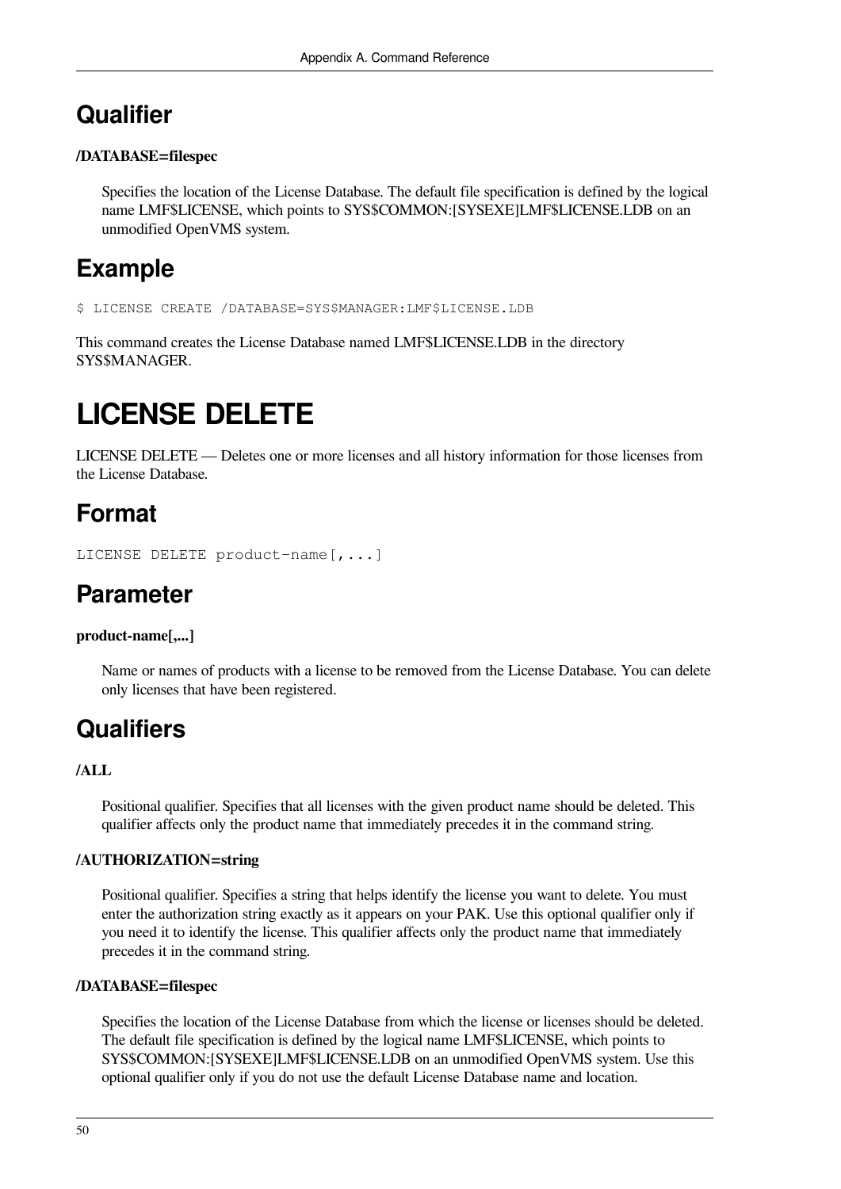## Qualifier

**/DATABASE=filespec**

Specifies the location of the License Database. The default file specification is defined by the logical name LMF$LICENSE, which points to SYS$COMMON:[SYSEXE]LMF$LICENSE.LDB on an unmodified OpenVMS system.

## Example

```
$ LICENSE CREATE /DATABASE=SYS$MANAGER:LMF$LICENSE.LDB
```

This command creates the License Database named LMF$LICENSE.LDB in the directory SYS$MANAGER.

# LICENSE DELETE

LICENSE DELETE — Deletes one or more licenses and all history information for those licenses from the License Database.

## Format

```
LICENSE DELETE product-name[,...]
```

## Parameter

**product-name[,...]**

Name or names of products with a license to be removed from the License Database. You can delete only licenses that have been registered.

## Qualifiers

**/ALL**

Positional qualifier. Specifies that all licenses with the given product name should be deleted. This qualifier affects only the product name that immediately precedes it in the command string.

**/AUTHORIZATION=string**

Positional qualifier. Specifies a string that helps identify the license you want to delete. You must enter the authorization string exactly as it appears on your PAK. Use this optional qualifier only if you need it to identify the license. This qualifier affects only the product name that immediately precedes it in the command string.

**/DATABASE=filespec**

Specifies the location of the License Database from which the license or licenses should be deleted. The default file specification is defined by the logical name LMF$LICENSE, which points to SYS$COMMON:[SYSEXE]LMF$LICENSE.LDB on an unmodified OpenVMS system. Use this optional qualifier only if you do not use the default License Database name and location.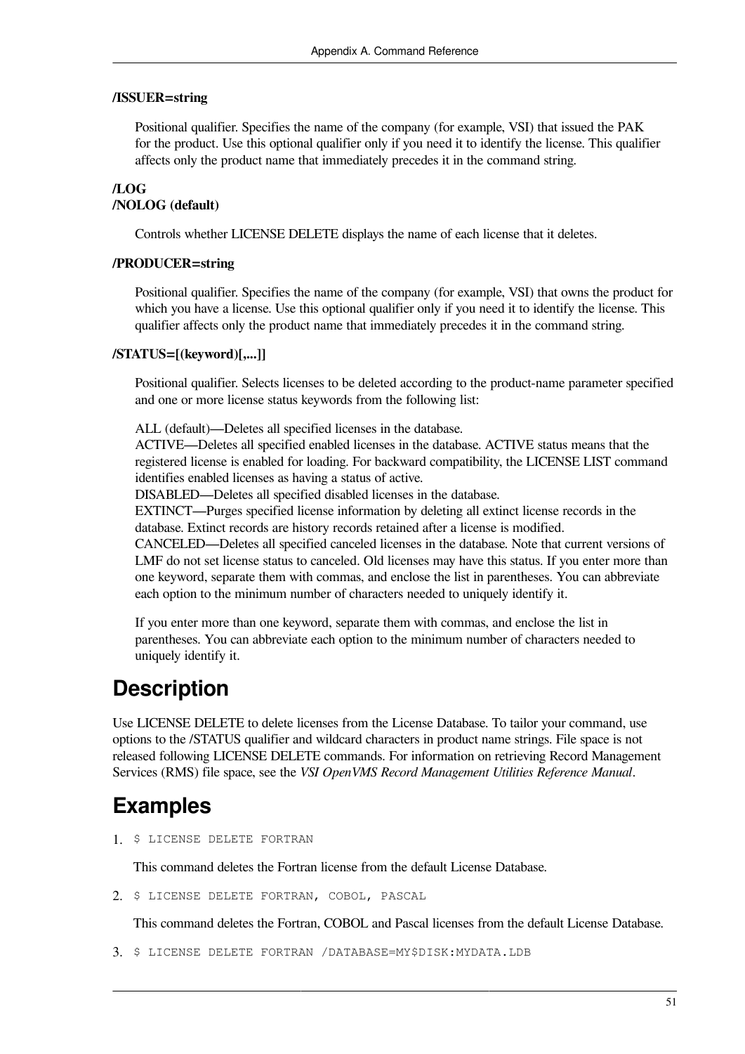**/ISSUER=string**

Positional qualifier. Specifies the name of the company (for example, VSI) that issued the PAK for the product. Use this optional qualifier only if you need it to identify the license. This qualifier affects only the product name that immediately precedes it in the command string.

**/LOG**
**/NOLOG (default)**

Controls whether LICENSE DELETE displays the name of each license that it deletes.

**/PRODUCER=string**

Positional qualifier. Specifies the name of the company (for example, VSI) that owns the product for which you have a license. Use this optional qualifier only if you need it to identify the license. This qualifier affects only the product name that immediately precedes it in the command string.

**/STATUS=[(keyword)[,...]]**

Positional qualifier. Selects licenses to be deleted according to the product-name parameter specified and one or more license status keywords from the following list:

ALL (default)—Deletes all specified licenses in the database.
ACTIVE—Deletes all specified enabled licenses in the database. ACTIVE status means that the registered license is enabled for loading. For backward compatibility, the LICENSE LIST command identifies enabled licenses as having a status of active.
DISABLED—Deletes all specified disabled licenses in the database.
EXTINCT—Purges specified license information by deleting all extinct license records in the database. Extinct records are history records retained after a license is modified.
CANCELED—Deletes all specified canceled licenses in the database. Note that current versions of LMF do not set license status to canceled. Old licenses may have this status. If you enter more than one keyword, separate them with commas, and enclose the list in parentheses. You can abbreviate each option to the minimum number of characters needed to uniquely identify it.

If you enter more than one keyword, separate them with commas, and enclose the list in parentheses. You can abbreviate each option to the minimum number of characters needed to uniquely identify it.

# Description

Use LICENSE DELETE to delete licenses from the License Database. To tailor your command, use options to the /STATUS qualifier and wildcard characters in product name strings. File space is not released following LICENSE DELETE commands. For information on retrieving Record Management Services (RMS) file space, see the *VSI OpenVMS Record Management Utilities Reference Manual*.

# Examples

1. 
```
$ LICENSE DELETE FORTRAN
```

   This command deletes the Fortran license from the default License Database.

2. 
```
$ LICENSE DELETE FORTRAN, COBOL, PASCAL
```

   This command deletes the Fortran, COBOL and Pascal licenses from the default License Database.

3. 
```
$ LICENSE DELETE FORTRAN /DATABASE=MY$DISK:MYDATA.LDB
```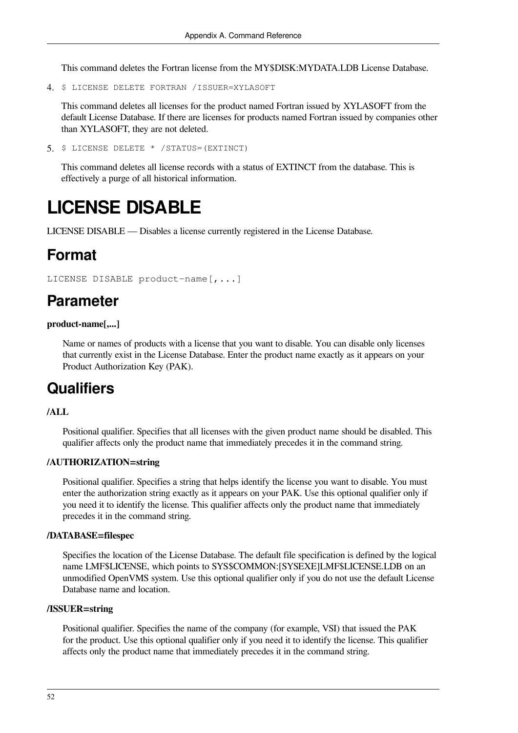This command deletes the Fortran license from the MY$DISK:MYDATA.LDB License Database.

4. `$ LICENSE DELETE FORTRAN /ISSUER=XYLASOFT`

   This command deletes all licenses for the product named Fortran issued by XYLASOFT from the default License Database. If there are licenses for products named Fortran issued by companies other than XYLASOFT, they are not deleted.

5. `$ LICENSE DELETE * /STATUS=(EXTINCT)`

   This command deletes all license records with a status of EXTINCT from the database. This is effectively a purge of all historical information.

# LICENSE DISABLE

LICENSE DISABLE — Disables a license currently registered in the License Database.

## Format

```
LICENSE DISABLE product-name[,...]
```

## Parameter

**product-name[,...]**

Name or names of products with a license that you want to disable. You can disable only licenses that currently exist in the License Database. Enter the product name exactly as it appears on your Product Authorization Key (PAK).

## Qualifiers

**/ALL**

Positional qualifier. Specifies that all licenses with the given product name should be disabled. This qualifier affects only the product name that immediately precedes it in the command string.

**/AUTHORIZATION=string**

Positional qualifier. Specifies a string that helps identify the license you want to disable. You must enter the authorization string exactly as it appears on your PAK. Use this optional qualifier only if you need it to identify the license. This qualifier affects only the product name that immediately precedes it in the command string.

**/DATABASE=filespec**

Specifies the location of the License Database. The default file specification is defined by the logical name LMF$LICENSE, which points to SYS$COMMON:[SYSEXE]LMF$LICENSE.LDB on an unmodified OpenVMS system. Use this optional qualifier only if you do not use the default License Database name and location.

**/ISSUER=string**

Positional qualifier. Specifies the name of the company (for example, VSI) that issued the PAK for the product. Use this optional qualifier only if you need it to identify the license. This qualifier affects only the product name that immediately precedes it in the command string.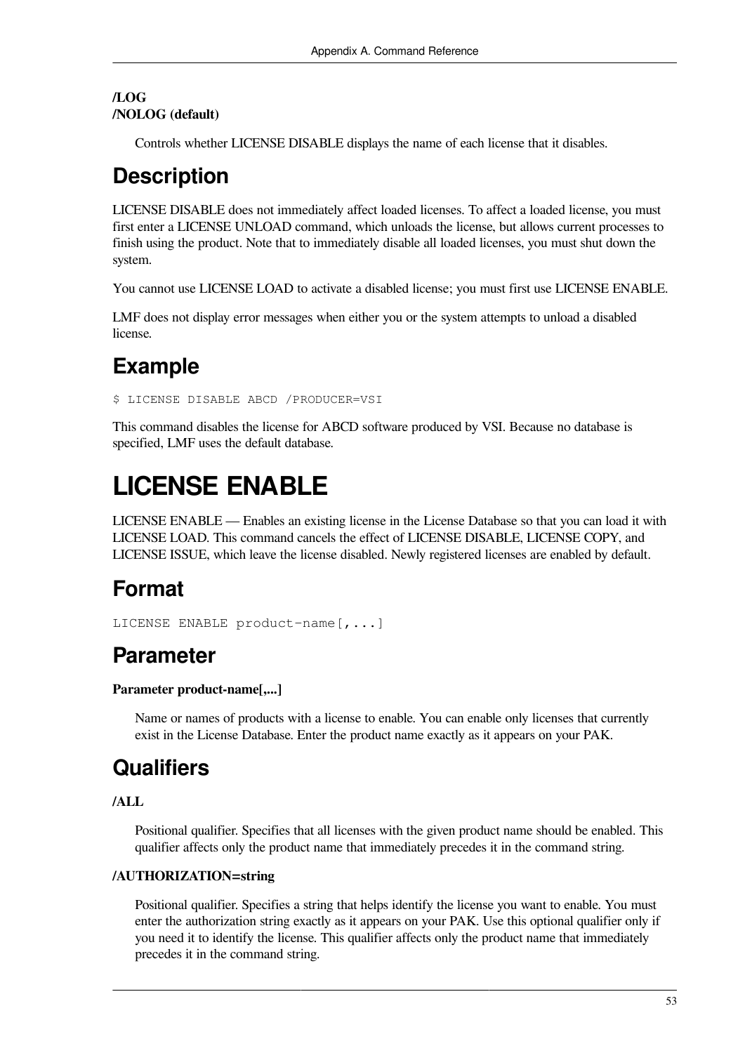**/LOG**
**/NOLOG (default)**

Controls whether LICENSE DISABLE displays the name of each license that it disables.

## Description

LICENSE DISABLE does not immediately affect loaded licenses. To affect a loaded license, you must first enter a LICENSE UNLOAD command, which unloads the license, but allows current processes to finish using the product. Note that to immediately disable all loaded licenses, you must shut down the system.

You cannot use LICENSE LOAD to activate a disabled license; you must first use LICENSE ENABLE.

LMF does not display error messages when either you or the system attempts to unload a disabled license.

## Example

```
$ LICENSE DISABLE ABCD /PRODUCER=VSI
```

This command disables the license for ABCD software produced by VSI. Because no database is specified, LMF uses the default database.

# LICENSE ENABLE

LICENSE ENABLE — Enables an existing license in the License Database so that you can load it with LICENSE LOAD. This command cancels the effect of LICENSE DISABLE, LICENSE COPY, and LICENSE ISSUE, which leave the license disabled. Newly registered licenses are enabled by default.

## Format

```
LICENSE ENABLE product-name[,...]
```

## Parameter

**Parameter product-name[,...]**

Name or names of products with a license to enable. You can enable only licenses that currently exist in the License Database. Enter the product name exactly as it appears on your PAK.

## Qualifiers

**/ALL**

Positional qualifier. Specifies that all licenses with the given product name should be enabled. This qualifier affects only the product name that immediately precedes it in the command string.

**/AUTHORIZATION=string**

Positional qualifier. Specifies a string that helps identify the license you want to enable. You must enter the authorization string exactly as it appears on your PAK. Use this optional qualifier only if you need it to identify the license. This qualifier affects only the product name that immediately precedes it in the command string.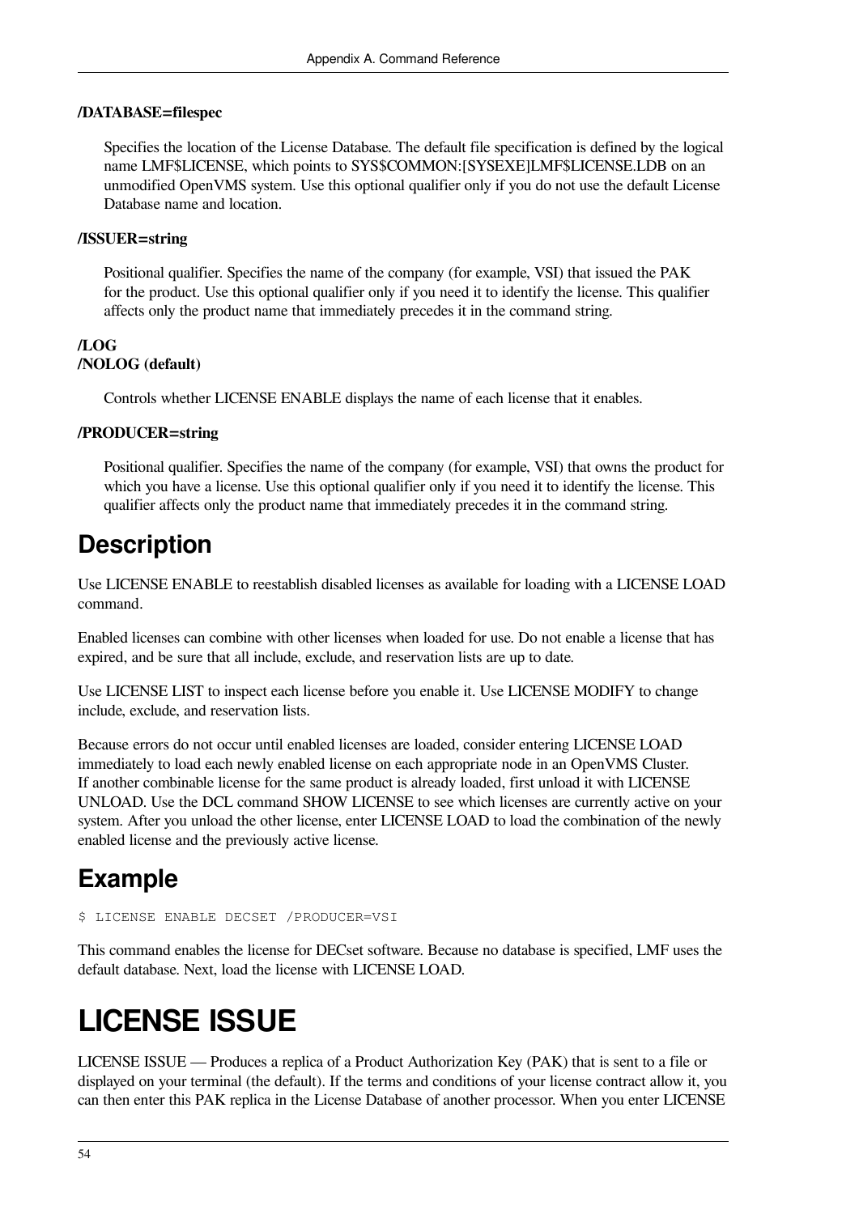**/DATABASE=filespec**

Specifies the location of the License Database. The default file specification is defined by the logical name LMF$LICENSE, which points to SYS$COMMON:[SYSEXE]LMF$LICENSE.LDB on an unmodified OpenVMS system. Use this optional qualifier only if you do not use the default License Database name and location.

**/ISSUER=string**

Positional qualifier. Specifies the name of the company (for example, VSI) that issued the PAK for the product. Use this optional qualifier only if you need it to identify the license. This qualifier affects only the product name that immediately precedes it in the command string.

**/LOG**
**/NOLOG (default)**

Controls whether LICENSE ENABLE displays the name of each license that it enables.

**/PRODUCER=string**

Positional qualifier. Specifies the name of the company (for example, VSI) that owns the product for which you have a license. Use this optional qualifier only if you need it to identify the license. This qualifier affects only the product name that immediately precedes it in the command string.

## Description

Use LICENSE ENABLE to reestablish disabled licenses as available for loading with a LICENSE LOAD command.

Enabled licenses can combine with other licenses when loaded for use. Do not enable a license that has expired, and be sure that all include, exclude, and reservation lists are up to date.

Use LICENSE LIST to inspect each license before you enable it. Use LICENSE MODIFY to change include, exclude, and reservation lists.

Because errors do not occur until enabled licenses are loaded, consider entering LICENSE LOAD immediately to load each newly enabled license on each appropriate node in an OpenVMS Cluster. If another combinable license for the same product is already loaded, first unload it with LICENSE UNLOAD. Use the DCL command SHOW LICENSE to see which licenses are currently active on your system. After you unload the other license, enter LICENSE LOAD to load the combination of the newly enabled license and the previously active license.

## Example

```
$ LICENSE ENABLE DECSET /PRODUCER=VSI
```

This command enables the license for DECset software. Because no database is specified, LMF uses the default database. Next, load the license with LICENSE LOAD.

# LICENSE ISSUE

LICENSE ISSUE — Produces a replica of a Product Authorization Key (PAK) that is sent to a file or displayed on your terminal (the default). If the terms and conditions of your license contract allow it, you can then enter this PAK replica in the License Database of another processor. When you enter LICENSE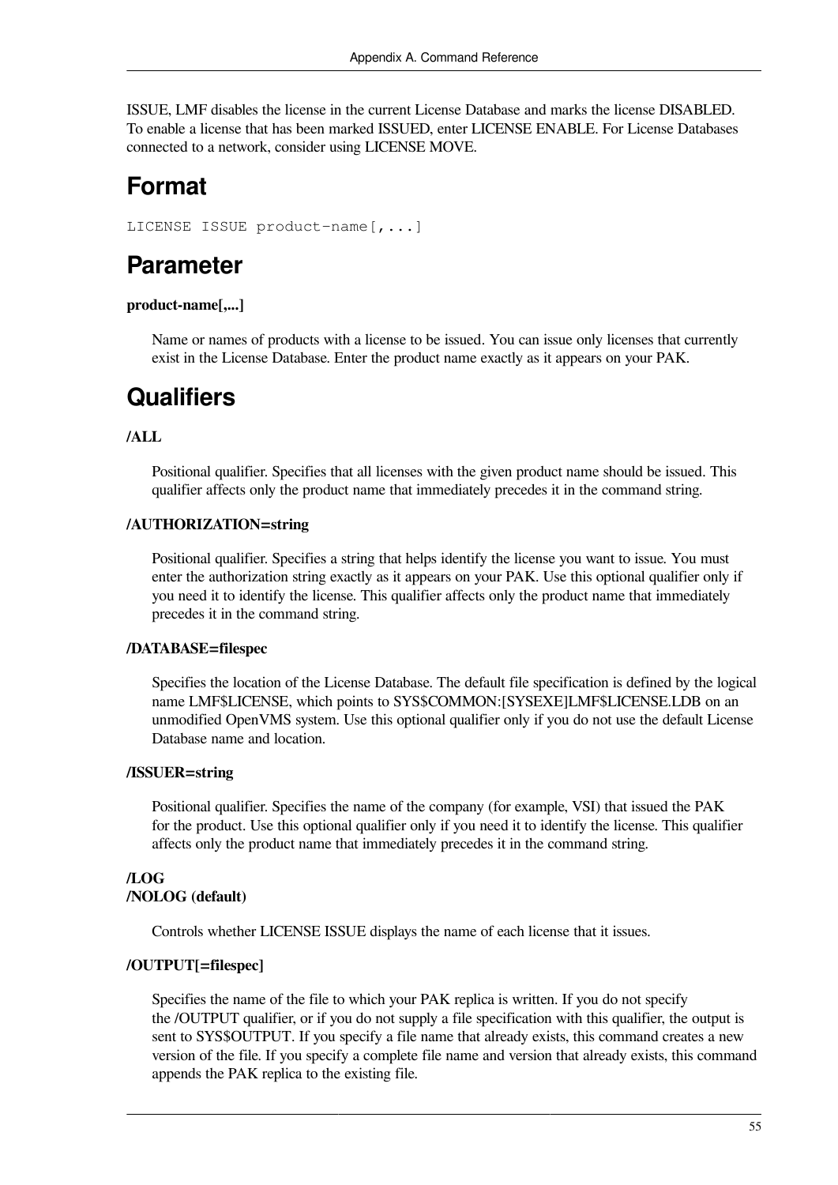ISSUE, LMF disables the license in the current License Database and marks the license DISABLED. To enable a license that has been marked ISSUED, enter LICENSE ENABLE. For License Databases connected to a network, consider using LICENSE MOVE.

# Format

```
LICENSE ISSUE product-name[,...]
```

# Parameter

**product-name[,...]**

Name or names of products with a license to be issued. You can issue only licenses that currently exist in the License Database. Enter the product name exactly as it appears on your PAK.

# Qualifiers

**/ALL**

Positional qualifier. Specifies that all licenses with the given product name should be issued. This qualifier affects only the product name that immediately precedes it in the command string.

**/AUTHORIZATION=string**

Positional qualifier. Specifies a string that helps identify the license you want to issue. You must enter the authorization string exactly as it appears on your PAK. Use this optional qualifier only if you need it to identify the license. This qualifier affects only the product name that immediately precedes it in the command string.

**/DATABASE=filespec**

Specifies the location of the License Database. The default file specification is defined by the logical name LMF$LICENSE, which points to SYS$COMMON:[SYSEXE]LMF$LICENSE.LDB on an unmodified OpenVMS system. Use this optional qualifier only if you do not use the default License Database name and location.

**/ISSUER=string**

Positional qualifier. Specifies the name of the company (for example, VSI) that issued the PAK for the product. Use this optional qualifier only if you need it to identify the license. This qualifier affects only the product name that immediately precedes it in the command string.

**/LOG**
**/NOLOG (default)**

Controls whether LICENSE ISSUE displays the name of each license that it issues.

**/OUTPUT[=filespec]**

Specifies the name of the file to which your PAK replica is written. If you do not specify the /OUTPUT qualifier, or if you do not supply a file specification with this qualifier, the output is sent to SYS$OUTPUT. If you specify a file name that already exists, this command creates a new version of the file. If you specify a complete file name and version that already exists, this command appends the PAK replica to the existing file.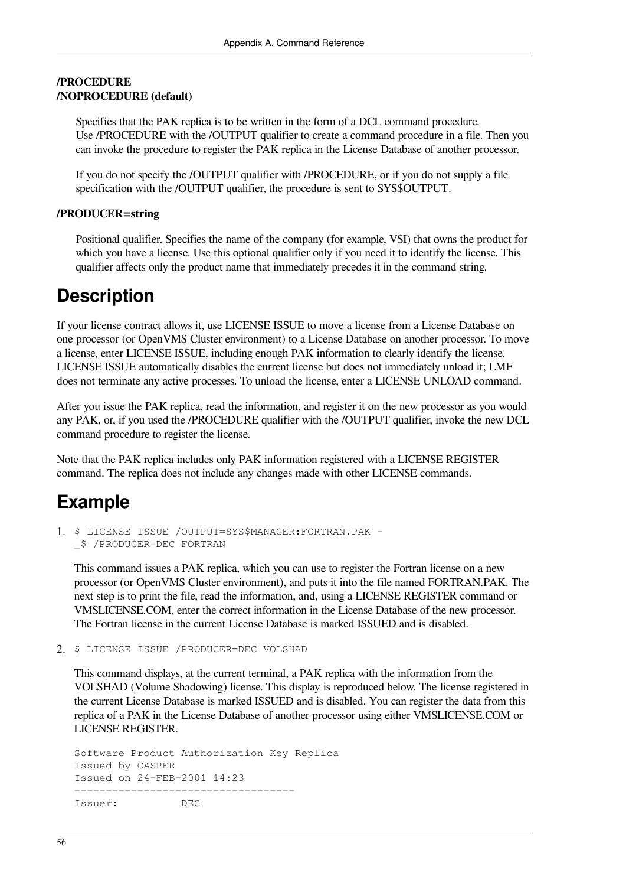**/PROCEDURE**
**/NOPROCEDURE (default)**

Specifies that the PAK replica is to be written in the form of a DCL command procedure. Use /PROCEDURE with the /OUTPUT qualifier to create a command procedure in a file. Then you can invoke the procedure to register the PAK replica in the License Database of another processor.

If you do not specify the /OUTPUT qualifier with /PROCEDURE, or if you do not supply a file specification with the /OUTPUT qualifier, the procedure is sent to SYS$OUTPUT.

**/PRODUCER=string**

Positional qualifier. Specifies the name of the company (for example, VSI) that owns the product for which you have a license. Use this optional qualifier only if you need it to identify the license. This qualifier affects only the product name that immediately precedes it in the command string.

# Description

If your license contract allows it, use LICENSE ISSUE to move a license from a License Database on one processor (or OpenVMS Cluster environment) to a License Database on another processor. To move a license, enter LICENSE ISSUE, including enough PAK information to clearly identify the license. LICENSE ISSUE automatically disables the current license but does not immediately unload it; LMF does not terminate any active processes. To unload the license, enter a LICENSE UNLOAD command.

After you issue the PAK replica, read the information, and register it on the new processor as you would any PAK, or, if you used the /PROCEDURE qualifier with the /OUTPUT qualifier, invoke the new DCL command procedure to register the license.

Note that the PAK replica includes only PAK information registered with a LICENSE REGISTER command. The replica does not include any changes made with other LICENSE commands.

# Example

1. 
```
$ LICENSE ISSUE /OUTPUT=SYS$MANAGER:FORTRAN.PAK -
_$ /PRODUCER=DEC FORTRAN
```

   This command issues a PAK replica, which you can use to register the Fortran license on a new processor (or OpenVMS Cluster environment), and puts it into the file named FORTRAN.PAK. The next step is to print the file, read the information, and, using a LICENSE REGISTER command or VMSLICENSE.COM, enter the correct information in the License Database of the new processor. The Fortran license in the current License Database is marked ISSUED and is disabled.

2. 
```
$ LICENSE ISSUE /PRODUCER=DEC VOLSHAD
```

   This command displays, at the current terminal, a PAK replica with the information from the VOLSHAD (Volume Shadowing) license. This display is reproduced below. The license registered in the current License Database is marked ISSUED and is disabled. You can register the data from this replica of a PAK in the License Database of another processor using either VMSLICENSE.COM or LICENSE REGISTER.

```
Software Product Authorization Key Replica
Issued by CASPER
Issued on 24-FEB-2001 14:23
------------------------------------
Issuer:          DEC
```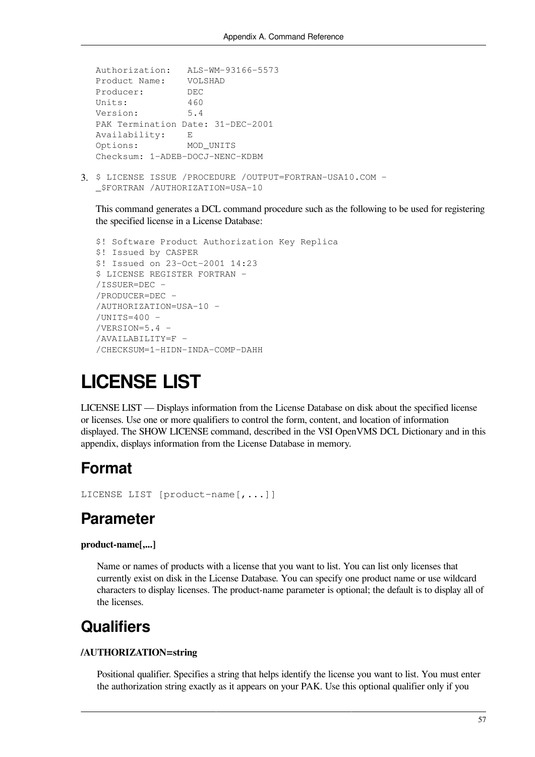```
Authorization:   ALS-WM-93166-5573
Product Name:    VOLSHAD
Producer:        DEC
Units:           460
Version:         5.4
PAK Termination Date: 31-DEC-2001
Availability:    E
Options:         MOD_UNITS
Checksum: 1-ADEB-DOCJ-NENC-KDBM
```

3. ```
   $ LICENSE ISSUE /PROCEDURE /OUTPUT=FORTRAN-USA10.COM -
   _$FORTRAN /AUTHORIZATION=USA-10
   ```

   This command generates a DCL command procedure such as the following to be used for registering the specified license in a License Database:

   ```
   $! Software Product Authorization Key Replica
   $! Issued by CASPER
   $! Issued on 23-Oct-2001 14:23
   $ LICENSE REGISTER FORTRAN -
   /ISSUER=DEC -
   /PRODUCER=DEC -
   /AUTHORIZATION=USA-10 -
   /UNITS=400 -
   /VERSION=5.4 -
   /AVAILABILITY=F -
   /CHECKSUM=1-HIDN-INDA-COMP-DAHH
   ```

# LICENSE LIST

LICENSE LIST — Displays information from the License Database on disk about the specified license or licenses. Use one or more qualifiers to control the form, content, and location of information displayed. The SHOW LICENSE command, described in the VSI OpenVMS DCL Dictionary and in this appendix, displays information from the License Database in memory.

## Format

```
LICENSE LIST [product-name[,...]]
```

## Parameter

**product-name[,...]**

Name or names of products with a license that you want to list. You can list only licenses that currently exist on disk in the License Database. You can specify one product name or use wildcard characters to display licenses. The product-name parameter is optional; the default is to display all of the licenses.

## Qualifiers

**/AUTHORIZATION=string**

Positional qualifier. Specifies a string that helps identify the license you want to list. You must enter the authorization string exactly as it appears on your PAK. Use this optional qualifier only if you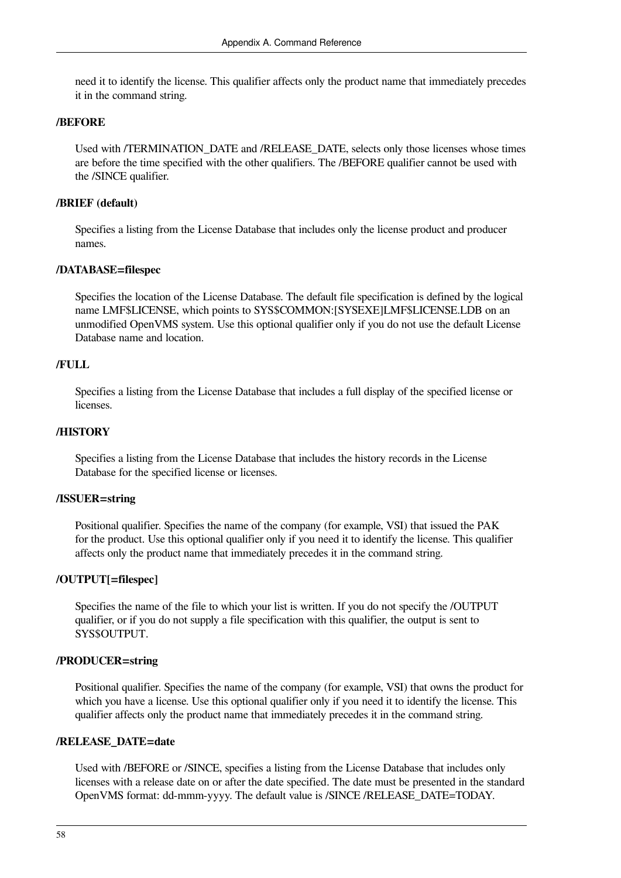need it to identify the license. This qualifier affects only the product name that immediately precedes it in the command string.

**/BEFORE**

Used with /TERMINATION_DATE and /RELEASE_DATE, selects only those licenses whose times are before the time specified with the other qualifiers. The /BEFORE qualifier cannot be used with the /SINCE qualifier.

**/BRIEF (default)**

Specifies a listing from the License Database that includes only the license product and producer names.

**/DATABASE=filespec**

Specifies the location of the License Database. The default file specification is defined by the logical name LMF$LICENSE, which points to SYS$COMMON:[SYSEXE]LMF$LICENSE.LDB on an unmodified OpenVMS system. Use this optional qualifier only if you do not use the default License Database name and location.

**/FULL**

Specifies a listing from the License Database that includes a full display of the specified license or licenses.

**/HISTORY**

Specifies a listing from the License Database that includes the history records in the License Database for the specified license or licenses.

**/ISSUER=string**

Positional qualifier. Specifies the name of the company (for example, VSI) that issued the PAK for the product. Use this optional qualifier only if you need it to identify the license. This qualifier affects only the product name that immediately precedes it in the command string.

**/OUTPUT[=filespec]**

Specifies the name of the file to which your list is written. If you do not specify the /OUTPUT qualifier, or if you do not supply a file specification with this qualifier, the output is sent to SYS$OUTPUT.

**/PRODUCER=string**

Positional qualifier. Specifies the name of the company (for example, VSI) that owns the product for which you have a license. Use this optional qualifier only if you need it to identify the license. This qualifier affects only the product name that immediately precedes it in the command string.

**/RELEASE_DATE=date**

Used with /BEFORE or /SINCE, specifies a listing from the License Database that includes only licenses with a release date on or after the date specified. The date must be presented in the standard OpenVMS format: dd-mmm-yyyy. The default value is /SINCE /RELEASE_DATE=TODAY.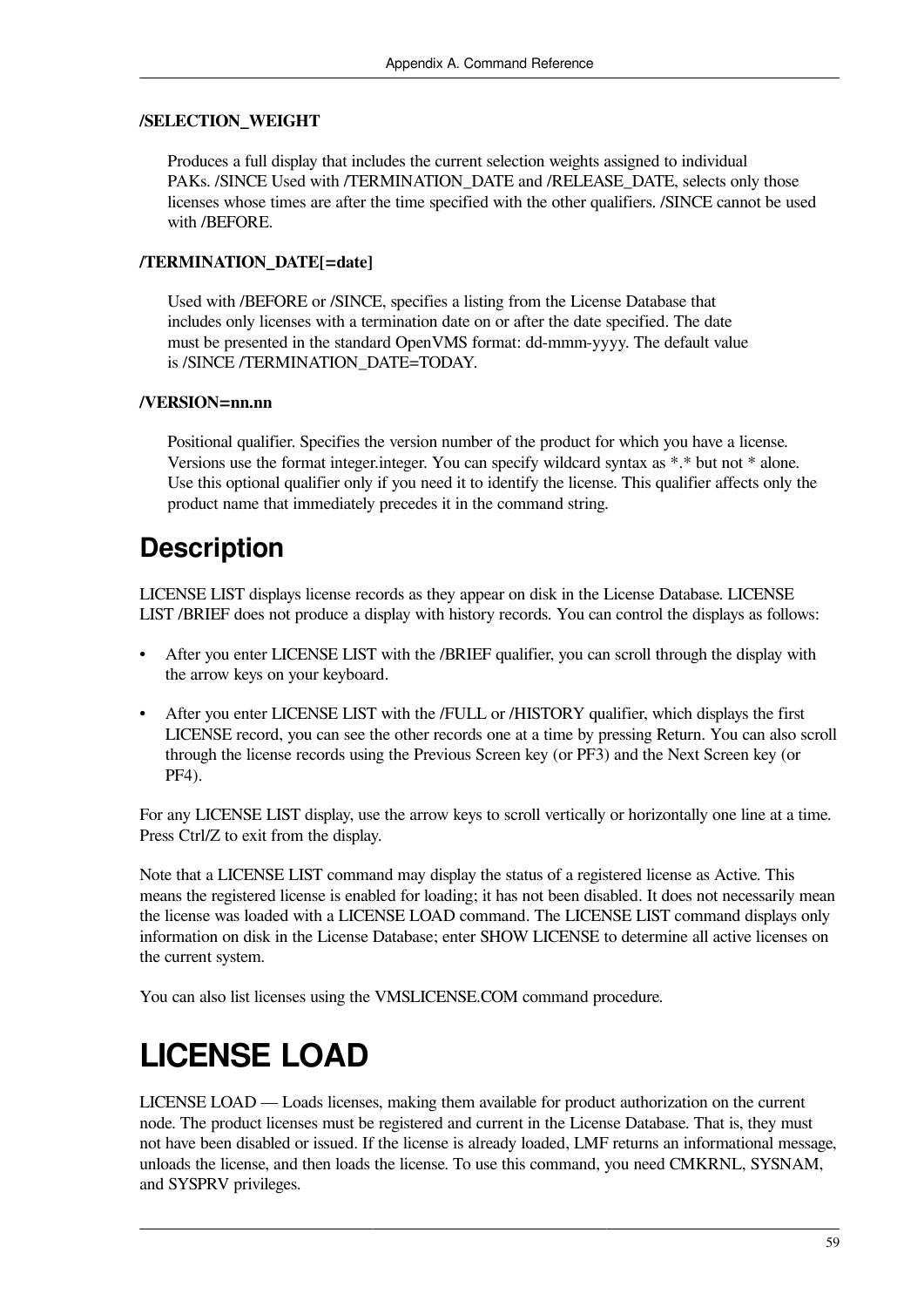**/SELECTION_WEIGHT**

Produces a full display that includes the current selection weights assigned to individual PAKs. /SINCE Used with /TERMINATION_DATE and /RELEASE_DATE, selects only those licenses whose times are after the time specified with the other qualifiers. /SINCE cannot be used with /BEFORE.

**/TERMINATION_DATE[=date]**

Used with /BEFORE or /SINCE, specifies a listing from the License Database that includes only licenses with a termination date on or after the date specified. The date must be presented in the standard OpenVMS format: dd-mmm-yyyy. The default value is /SINCE /TERMINATION_DATE=TODAY.

**/VERSION=nn.nn**

Positional qualifier. Specifies the version number of the product for which you have a license. Versions use the format integer.integer. You can specify wildcard syntax as *.* but not * alone. Use this optional qualifier only if you need it to identify the license. This qualifier affects only the product name that immediately precedes it in the command string.

## Description

LICENSE LIST displays license records as they appear on disk in the License Database. LICENSE LIST /BRIEF does not produce a display with history records. You can control the displays as follows:

- After you enter LICENSE LIST with the /BRIEF qualifier, you can scroll through the display with the arrow keys on your keyboard.
- After you enter LICENSE LIST with the /FULL or /HISTORY qualifier, which displays the first LICENSE record, you can see the other records one at a time by pressing Return. You can also scroll through the license records using the Previous Screen key (or PF3) and the Next Screen key (or PF4).

For any LICENSE LIST display, use the arrow keys to scroll vertically or horizontally one line at a time. Press Ctrl/Z to exit from the display.

Note that a LICENSE LIST command may display the status of a registered license as Active. This means the registered license is enabled for loading; it has not been disabled. It does not necessarily mean the license was loaded with a LICENSE LOAD command. The LICENSE LIST command displays only information on disk in the License Database; enter SHOW LICENSE to determine all active licenses on the current system.

You can also list licenses using the VMSLICENSE.COM command procedure.

# LICENSE LOAD

LICENSE LOAD — Loads licenses, making them available for product authorization on the current node. The product licenses must be registered and current in the License Database. That is, they must not have been disabled or issued. If the license is already loaded, LMF returns an informational message, unloads the license, and then loads the license. To use this command, you need CMKRNL, SYSNAM, and SYSPRV privileges.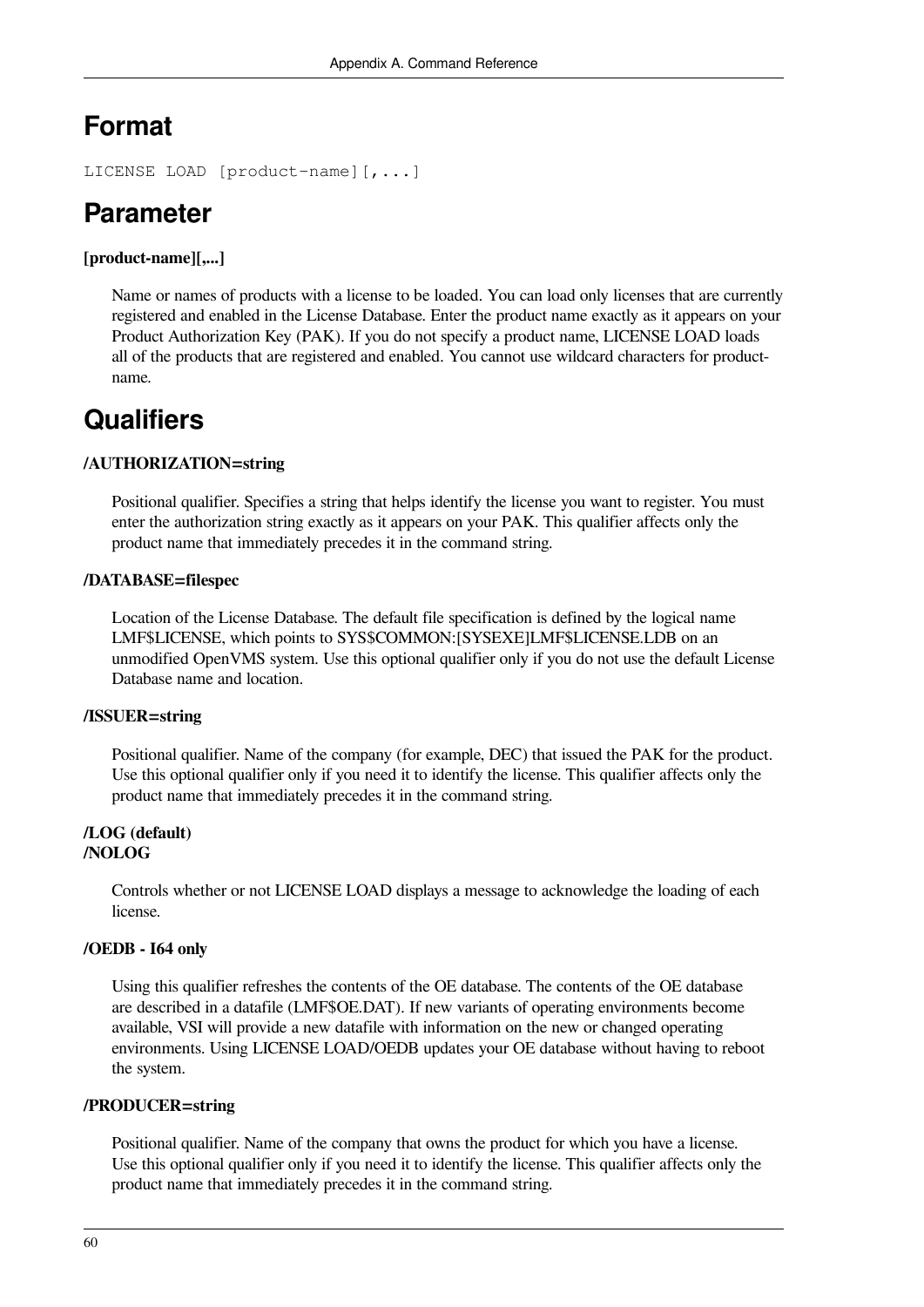## Format

```
LICENSE LOAD [product-name][,...]
```

## Parameter

**[product-name][,...]**

Name or names of products with a license to be loaded. You can load only licenses that are currently registered and enabled in the License Database. Enter the product name exactly as it appears on your Product Authorization Key (PAK). If you do not specify a product name, LICENSE LOAD loads all of the products that are registered and enabled. You cannot use wildcard characters for product-name.

## Qualifiers

**/AUTHORIZATION=string**

Positional qualifier. Specifies a string that helps identify the license you want to register. You must enter the authorization string exactly as it appears on your PAK. This qualifier affects only the product name that immediately precedes it in the command string.

**/DATABASE=filespec**

Location of the License Database. The default file specification is defined by the logical name LMF$LICENSE, which points to SYS$COMMON:[SYSEXE]LMF$LICENSE.LDB on an unmodified OpenVMS system. Use this optional qualifier only if you do not use the default License Database name and location.

**/ISSUER=string**

Positional qualifier. Name of the company (for example, DEC) that issued the PAK for the product. Use this optional qualifier only if you need it to identify the license. This qualifier affects only the product name that immediately precedes it in the command string.

**/LOG (default)**
**/NOLOG**

Controls whether or not LICENSE LOAD displays a message to acknowledge the loading of each license.

**/OEDB - I64 only**

Using this qualifier refreshes the contents of the OE database. The contents of the OE database are described in a datafile (LMF$OE.DAT). If new variants of operating environments become available, VSI will provide a new datafile with information on the new or changed operating environments. Using LICENSE LOAD/OEDB updates your OE database without having to reboot the system.

**/PRODUCER=string**

Positional qualifier. Name of the company that owns the product for which you have a license. Use this optional qualifier only if you need it to identify the license. This qualifier affects only the product name that immediately precedes it in the command string.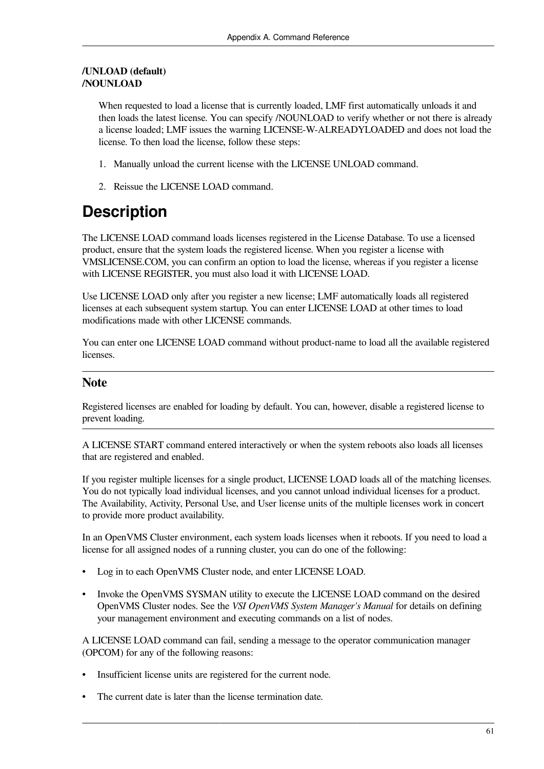**/UNLOAD (default)**
**/NOUNLOAD**

When requested to load a license that is currently loaded, LMF first automatically unloads it and then loads the latest license. You can specify /NOUNLOAD to verify whether or not there is already a license loaded; LMF issues the warning LICENSE-W-ALREADYLOADED and does not load the license. To then load the license, follow these steps:

1. Manually unload the current license with the LICENSE UNLOAD command.
2. Reissue the LICENSE LOAD command.

# Description

The LICENSE LOAD command loads licenses registered in the License Database. To use a licensed product, ensure that the system loads the registered license. When you register a license with VMSLICENSE.COM, you can confirm an option to load the license, whereas if you register a license with LICENSE REGISTER, you must also load it with LICENSE LOAD.

Use LICENSE LOAD only after you register a new license; LMF automatically loads all registered licenses at each subsequent system startup. You can enter LICENSE LOAD at other times to load modifications made with other LICENSE commands.

You can enter one LICENSE LOAD command without product-name to load all the available registered licenses.

---

## Note

Registered licenses are enabled for loading by default. You can, however, disable a registered license to prevent loading.

---

A LICENSE START command entered interactively or when the system reboots also loads all licenses that are registered and enabled.

If you register multiple licenses for a single product, LICENSE LOAD loads all of the matching licenses. You do not typically load individual licenses, and you cannot unload individual licenses for a product. The Availability, Activity, Personal Use, and User license units of the multiple licenses work in concert to provide more product availability.

In an OpenVMS Cluster environment, each system loads licenses when it reboots. If you need to load a license for all assigned nodes of a running cluster, you can do one of the following:

- Log in to each OpenVMS Cluster node, and enter LICENSE LOAD.
- Invoke the OpenVMS SYSMAN utility to execute the LICENSE LOAD command on the desired OpenVMS Cluster nodes. See the *VSI OpenVMS System Manager's Manual* for details on defining your management environment and executing commands on a list of nodes.

A LICENSE LOAD command can fail, sending a message to the operator communication manager (OPCOM) for any of the following reasons:

- Insufficient license units are registered for the current node.
- The current date is later than the license termination date.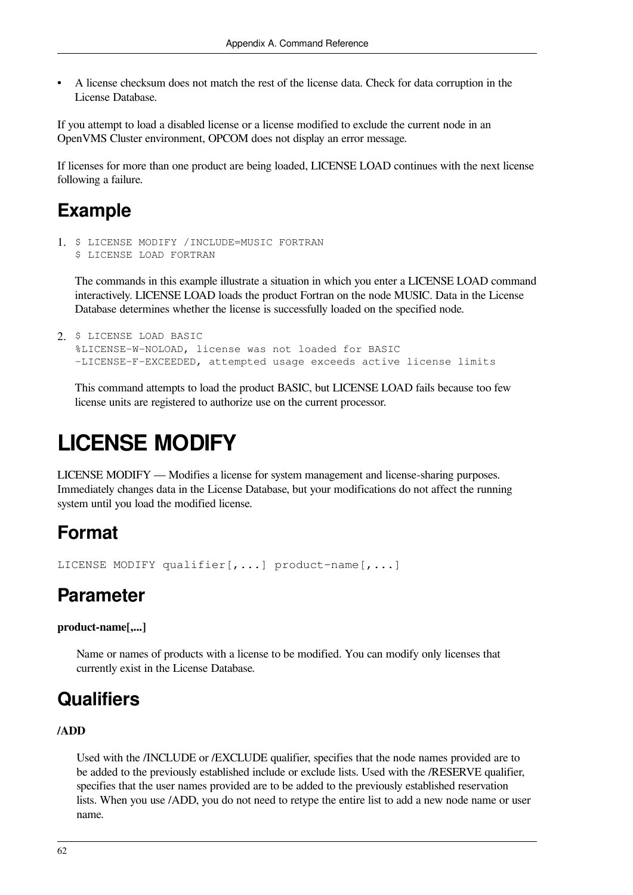- A license checksum does not match the rest of the license data. Check for data corruption in the License Database.

If you attempt to load a disabled license or a license modified to exclude the current node in an OpenVMS Cluster environment, OPCOM does not display an error message.

If licenses for more than one product are being loaded, LICENSE LOAD continues with the next license following a failure.

## Example

1. 
```
$ LICENSE MODIFY /INCLUDE=MUSIC FORTRAN
$ LICENSE LOAD FORTRAN
```

   The commands in this example illustrate a situation in which you enter a LICENSE LOAD command interactively. LICENSE LOAD loads the product Fortran on the node MUSIC. Data in the License Database determines whether the license is successfully loaded on the specified node.

2. 
```
$ LICENSE LOAD BASIC
%LICENSE-W-NOLOAD, license was not loaded for BASIC
-LICENSE-F-EXCEEDED, attempted usage exceeds active license limits
```

   This command attempts to load the product BASIC, but LICENSE LOAD fails because too few license units are registered to authorize use on the current processor.

# LICENSE MODIFY

LICENSE MODIFY — Modifies a license for system management and license-sharing purposes. Immediately changes data in the License Database, but your modifications do not affect the running system until you load the modified license.

## Format

```
LICENSE MODIFY qualifier[,...] product-name[,...]
```

## Parameter

**product-name[,...]**

Name or names of products with a license to be modified. You can modify only licenses that currently exist in the License Database.

## Qualifiers

**/ADD**

Used with the /INCLUDE or /EXCLUDE qualifier, specifies that the node names provided are to be added to the previously established include or exclude lists. Used with the /RESERVE qualifier, specifies that the user names provided are to be added to the previously established reservation lists. When you use /ADD, you do not need to retype the entire list to add a new node name or user name.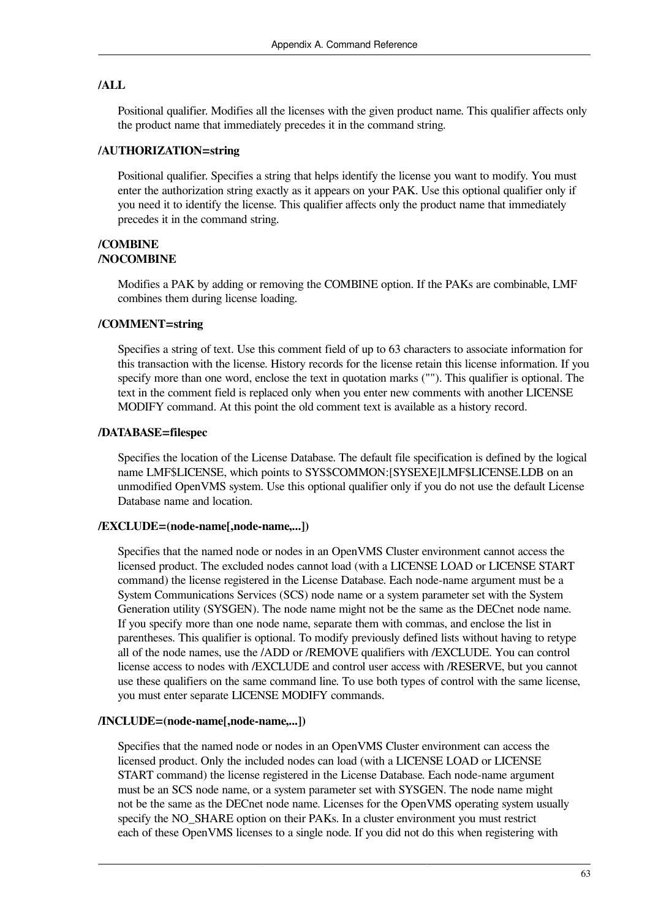**/ALL**

Positional qualifier. Modifies all the licenses with the given product name. This qualifier affects only the product name that immediately precedes it in the command string.

**/AUTHORIZATION=string**

Positional qualifier. Specifies a string that helps identify the license you want to modify. You must enter the authorization string exactly as it appears on your PAK. Use this optional qualifier only if you need it to identify the license. This qualifier affects only the product name that immediately precedes it in the command string.

**/COMBINE**
**/NOCOMBINE**

Modifies a PAK by adding or removing the COMBINE option. If the PAKs are combinable, LMF combines them during license loading.

**/COMMENT=string**

Specifies a string of text. Use this comment field of up to 63 characters to associate information for this transaction with the license. History records for the license retain this license information. If you specify more than one word, enclose the text in quotation marks (""). This qualifier is optional. The text in the comment field is replaced only when you enter new comments with another LICENSE MODIFY command. At this point the old comment text is available as a history record.

**/DATABASE=filespec**

Specifies the location of the License Database. The default file specification is defined by the logical name LMF$LICENSE, which points to SYS$COMMON:[SYSEXE]LMF$LICENSE.LDB on an unmodified OpenVMS system. Use this optional qualifier only if you do not use the default License Database name and location.

**/EXCLUDE=(node-name[,node-name,...])**

Specifies that the named node or nodes in an OpenVMS Cluster environment cannot access the licensed product. The excluded nodes cannot load (with a LICENSE LOAD or LICENSE START command) the license registered in the License Database. Each node-name argument must be a System Communications Services (SCS) node name or a system parameter set with the System Generation utility (SYSGEN). The node name might not be the same as the DECnet node name. If you specify more than one node name, separate them with commas, and enclose the list in parentheses. This qualifier is optional. To modify previously defined lists without having to retype all of the node names, use the /ADD or /REMOVE qualifiers with /EXCLUDE. You can control license access to nodes with /EXCLUDE and control user access with /RESERVE, but you cannot use these qualifiers on the same command line. To use both types of control with the same license, you must enter separate LICENSE MODIFY commands.

**/INCLUDE=(node-name[,node-name,...])**

Specifies that the named node or nodes in an OpenVMS Cluster environment can access the licensed product. Only the included nodes can load (with a LICENSE LOAD or LICENSE START command) the license registered in the License Database. Each node-name argument must be an SCS node name, or a system parameter set with SYSGEN. The node name might not be the same as the DECnet node name. Licenses for the OpenVMS operating system usually specify the NO_SHARE option on their PAKs. In a cluster environment you must restrict each of these OpenVMS licenses to a single node. If you did not do this when registering with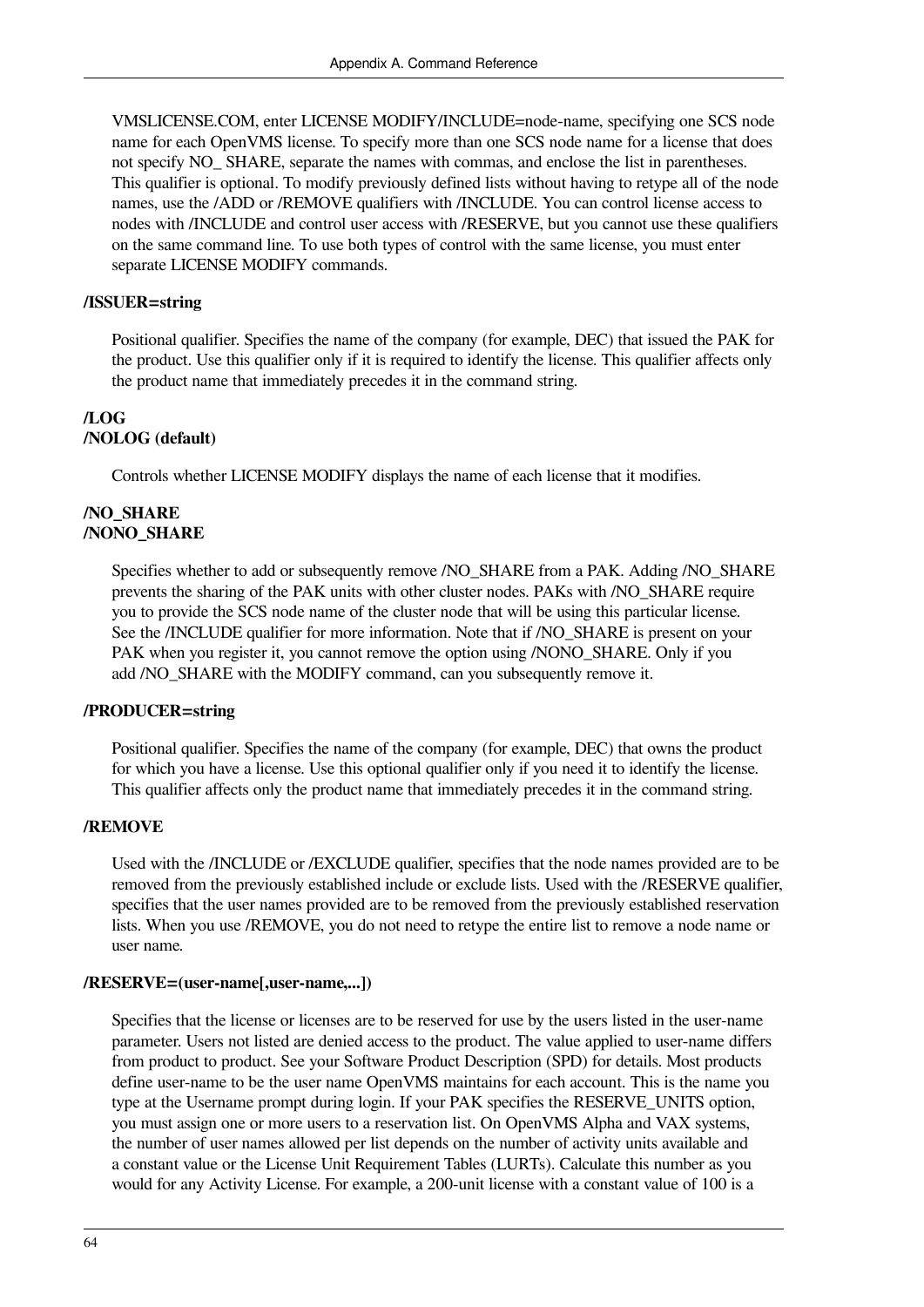VMSLICENSE.COM, enter LICENSE MODIFY/INCLUDE=node-name, specifying one SCS node name for each OpenVMS license. To specify more than one SCS node name for a license that does not specify NO_ SHARE, separate the names with commas, and enclose the list in parentheses. This qualifier is optional. To modify previously defined lists without having to retype all of the node names, use the /ADD or /REMOVE qualifiers with /INCLUDE. You can control license access to nodes with /INCLUDE and control user access with /RESERVE, but you cannot use these qualifiers on the same command line. To use both types of control with the same license, you must enter separate LICENSE MODIFY commands.

**/ISSUER=string**

Positional qualifier. Specifies the name of the company (for example, DEC) that issued the PAK for the product. Use this qualifier only if it is required to identify the license. This qualifier affects only the product name that immediately precedes it in the command string.

**/LOG**
**/NOLOG (default)**

Controls whether LICENSE MODIFY displays the name of each license that it modifies.

**/NO_SHARE**
**/NONO_SHARE**

Specifies whether to add or subsequently remove /NO_SHARE from a PAK. Adding /NO_SHARE prevents the sharing of the PAK units with other cluster nodes. PAKs with /NO_SHARE require you to provide the SCS node name of the cluster node that will be using this particular license. See the /INCLUDE qualifier for more information. Note that if /NO_SHARE is present on your PAK when you register it, you cannot remove the option using /NONO_SHARE. Only if you add /NO_SHARE with the MODIFY command, can you subsequently remove it.

**/PRODUCER=string**

Positional qualifier. Specifies the name of the company (for example, DEC) that owns the product for which you have a license. Use this optional qualifier only if you need it to identify the license. This qualifier affects only the product name that immediately precedes it in the command string.

**/REMOVE**

Used with the /INCLUDE or /EXCLUDE qualifier, specifies that the node names provided are to be removed from the previously established include or exclude lists. Used with the /RESERVE qualifier, specifies that the user names provided are to be removed from the previously established reservation lists. When you use /REMOVE, you do not need to retype the entire list to remove a node name or user name.

**/RESERVE=(user-name[,user-name,...])**

Specifies that the license or licenses are to be reserved for use by the users listed in the user-name parameter. Users not listed are denied access to the product. The value applied to user-name differs from product to product. See your Software Product Description (SPD) for details. Most products define user-name to be the user name OpenVMS maintains for each account. This is the name you type at the Username prompt during login. If your PAK specifies the RESERVE_UNITS option, you must assign one or more users to a reservation list. On OpenVMS Alpha and VAX systems, the number of user names allowed per list depends on the number of activity units available and a constant value or the License Unit Requirement Tables (LURTs). Calculate this number as you would for any Activity License. For example, a 200-unit license with a constant value of 100 is a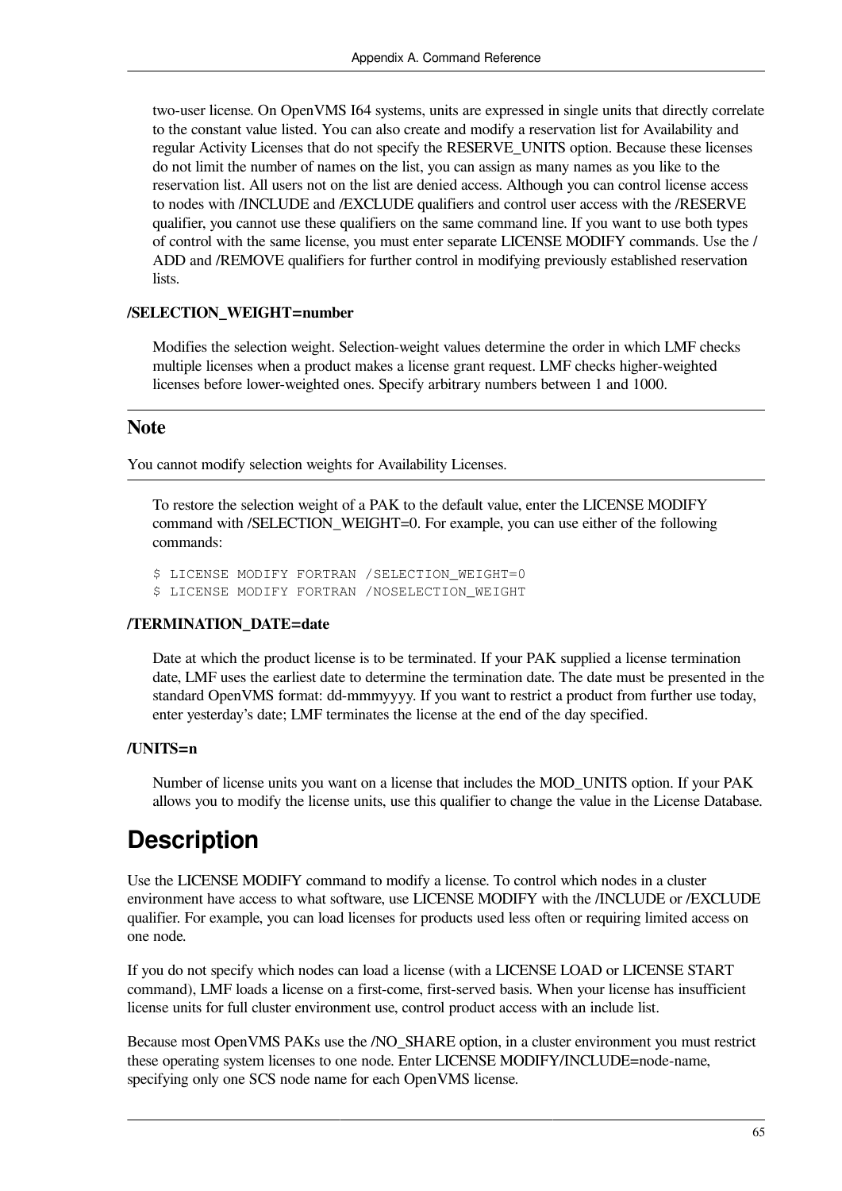two-user license. On OpenVMS I64 systems, units are expressed in single units that directly correlate to the constant value listed. You can also create and modify a reservation list for Availability and regular Activity Licenses that do not specify the RESERVE_UNITS option. Because these licenses do not limit the number of names on the list, you can assign as many names as you like to the reservation list. All users not on the list are denied access. Although you can control license access to nodes with /INCLUDE and /EXCLUDE qualifiers and control user access with the /RESERVE qualifier, you cannot use these qualifiers on the same command line. If you want to use both types of control with the same license, you must enter separate LICENSE MODIFY commands. Use the /ADD and /REMOVE qualifiers for further control in modifying previously established reservation lists.

**/SELECTION_WEIGHT=number**

Modifies the selection weight. Selection-weight values determine the order in which LMF checks multiple licenses when a product makes a license grant request. LMF checks higher-weighted licenses before lower-weighted ones. Specify arbitrary numbers between 1 and 1000.

### Note

You cannot modify selection weights for Availability Licenses.

To restore the selection weight of a PAK to the default value, enter the LICENSE MODIFY command with /SELECTION_WEIGHT=0. For example, you can use either of the following commands:

```
$ LICENSE MODIFY FORTRAN /SELECTION_WEIGHT=0
$ LICENSE MODIFY FORTRAN /NOSELECTION_WEIGHT
```

**/TERMINATION_DATE=date**

Date at which the product license is to be terminated. If your PAK supplied a license termination date, LMF uses the earliest date to determine the termination date. The date must be presented in the standard OpenVMS format: dd-mmmyyyy. If you want to restrict a product from further use today, enter yesterday's date; LMF terminates the license at the end of the day specified.

**/UNITS=n**

Number of license units you want on a license that includes the MOD_UNITS option. If your PAK allows you to modify the license units, use this qualifier to change the value in the License Database.

## Description

Use the LICENSE MODIFY command to modify a license. To control which nodes in a cluster environment have access to what software, use LICENSE MODIFY with the /INCLUDE or /EXCLUDE qualifier. For example, you can load licenses for products used less often or requiring limited access on one node.

If you do not specify which nodes can load a license (with a LICENSE LOAD or LICENSE START command), LMF loads a license on a first-come, first-served basis. When your license has insufficient license units for full cluster environment use, control product access with an include list.

Because most OpenVMS PAKs use the /NO_SHARE option, in a cluster environment you must restrict these operating system licenses to one node. Enter LICENSE MODIFY/INCLUDE=node-name, specifying only one SCS node name for each OpenVMS license.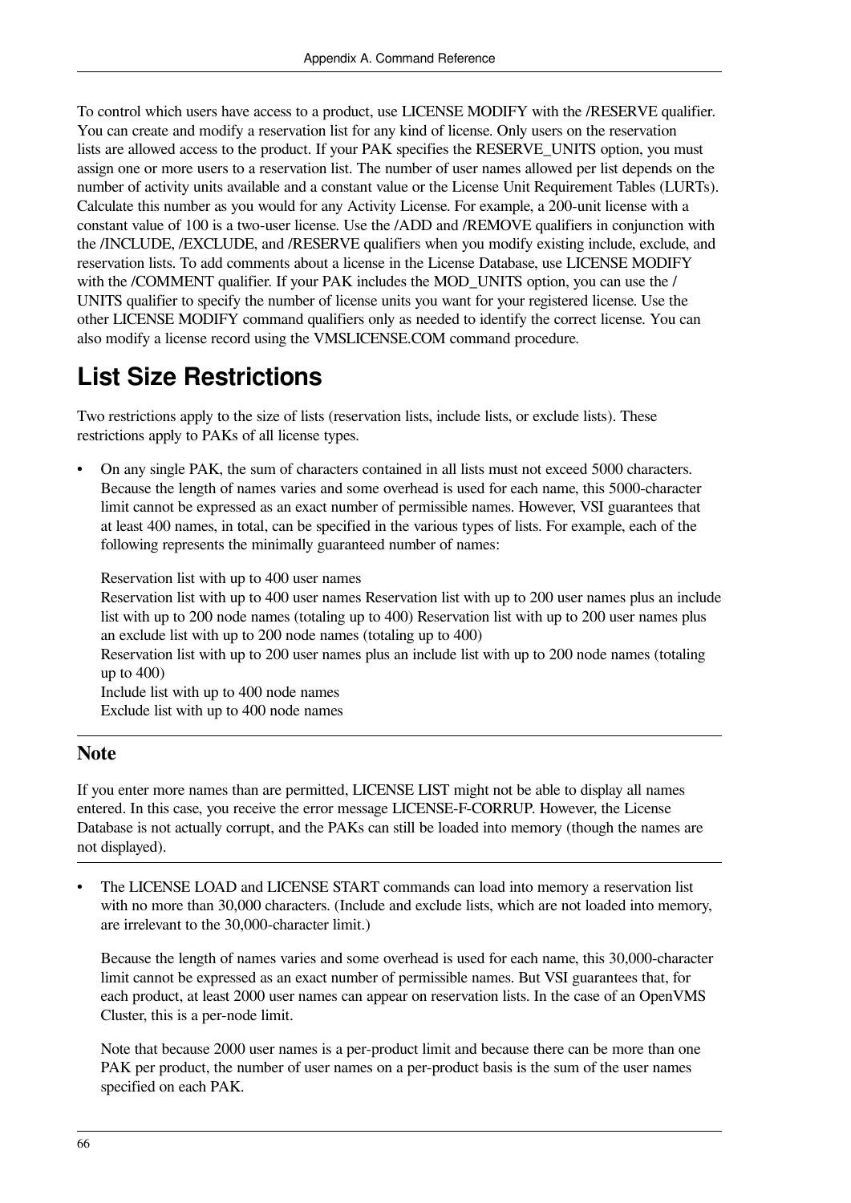To control which users have access to a product, use LICENSE MODIFY with the /RESERVE qualifier. You can create and modify a reservation list for any kind of license. Only users on the reservation lists are allowed access to the product. If your PAK specifies the RESERVE_UNITS option, you must assign one or more users to a reservation list. The number of user names allowed per list depends on the number of activity units available and a constant value or the License Unit Requirement Tables (LURTs). Calculate this number as you would for any Activity License. For example, a 200-unit license with a constant value of 100 is a two-user license. Use the /ADD and /REMOVE qualifiers in conjunction with the /INCLUDE, /EXCLUDE, and /RESERVE qualifiers when you modify existing include, exclude, and reservation lists. To add comments about a license in the License Database, use LICENSE MODIFY with the /COMMENT qualifier. If your PAK includes the MOD_UNITS option, you can use the /UNITS qualifier to specify the number of license units you want for your registered license. Use the other LICENSE MODIFY command qualifiers only as needed to identify the correct license. You can also modify a license record using the VMSLICENSE.COM command procedure.

# List Size Restrictions

Two restrictions apply to the size of lists (reservation lists, include lists, or exclude lists). These restrictions apply to PAKs of all license types.

- On any single PAK, the sum of characters contained in all lists must not exceed 5000 characters. Because the length of names varies and some overhead is used for each name, this 5000-character limit cannot be expressed as an exact number of permissible names. However, VSI guarantees that at least 400 names, in total, can be specified in the various types of lists. For example, each of the following represents the minimally guaranteed number of names:

  Reservation list with up to 400 user names
  Reservation list with up to 400 user names Reservation list with up to 200 user names plus an include list with up to 200 node names (totaling up to 400) Reservation list with up to 200 user names plus an exclude list with up to 200 node names (totaling up to 400)
  Reservation list with up to 200 user names plus an include list with up to 200 node names (totaling up to 400)
  Include list with up to 400 node names
  Exclude list with up to 400 node names

---

### Note

If you enter more names than are permitted, LICENSE LIST might not be able to display all names entered. In this case, you receive the error message LICENSE-F-CORRUP. However, the License Database is not actually corrupt, and the PAKs can still be loaded into memory (though the names are not displayed).

---

- The LICENSE LOAD and LICENSE START commands can load into memory a reservation list with no more than 30,000 characters. (Include and exclude lists, which are not loaded into memory, are irrelevant to the 30,000-character limit.)

  Because the length of names varies and some overhead is used for each name, this 30,000-character limit cannot be expressed as an exact number of permissible names. But VSI guarantees that, for each product, at least 2000 user names can appear on reservation lists. In the case of an OpenVMS Cluster, this is a per-node limit.

  Note that because 2000 user names is a per-product limit and because there can be more than one PAK per product, the number of user names on a per-product basis is the sum of the user names specified on each PAK.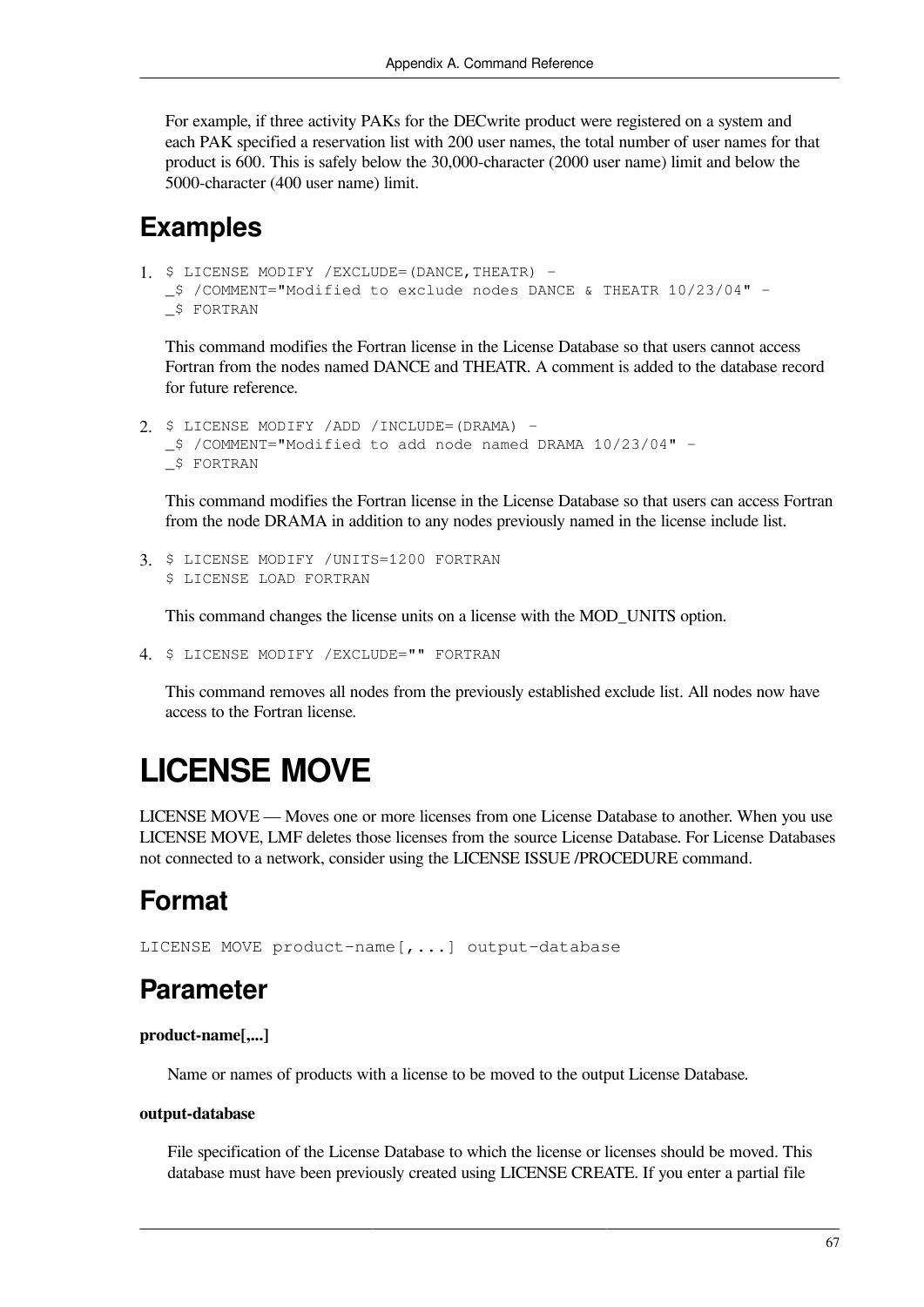For example, if three activity PAKs for the DECwrite product were registered on a system and each PAK specified a reservation list with 200 user names, the total number of user names for that product is 600. This is safely below the 30,000-character (2000 user name) limit and below the 5000-character (400 user name) limit.

## Examples

1. ```
   $ LICENSE MODIFY /EXCLUDE=(DANCE,THEATR) -
   _$ /COMMENT="Modified to exclude nodes DANCE & THEATR 10/23/04" -
   _$ FORTRAN
   ```

   This command modifies the Fortran license in the License Database so that users cannot access Fortran from the nodes named DANCE and THEATR. A comment is added to the database record for future reference.

2. ```
   $ LICENSE MODIFY /ADD /INCLUDE=(DRAMA) -
   _$ /COMMENT="Modified to add node named DRAMA 10/23/04" -
   _$ FORTRAN
   ```

   This command modifies the Fortran license in the License Database so that users can access Fortran from the node DRAMA in addition to any nodes previously named in the license include list.

3. ```
   $ LICENSE MODIFY /UNITS=1200 FORTRAN
   $ LICENSE LOAD FORTRAN
   ```

   This command changes the license units on a license with the MOD_UNITS option.

4. ```
   $ LICENSE MODIFY /EXCLUDE="" FORTRAN
   ```

   This command removes all nodes from the previously established exclude list. All nodes now have access to the Fortran license.

# LICENSE MOVE

LICENSE MOVE — Moves one or more licenses from one License Database to another. When you use LICENSE MOVE, LMF deletes those licenses from the source License Database. For License Databases not connected to a network, consider using the LICENSE ISSUE /PROCEDURE command.

## Format

```
LICENSE MOVE product-name[,...] output-database
```

## Parameter

**product-name[,...]**

Name or names of products with a license to be moved to the output License Database.

**output-database**

File specification of the License Database to which the license or licenses should be moved. This database must have been previously created using LICENSE CREATE. If you enter a partial file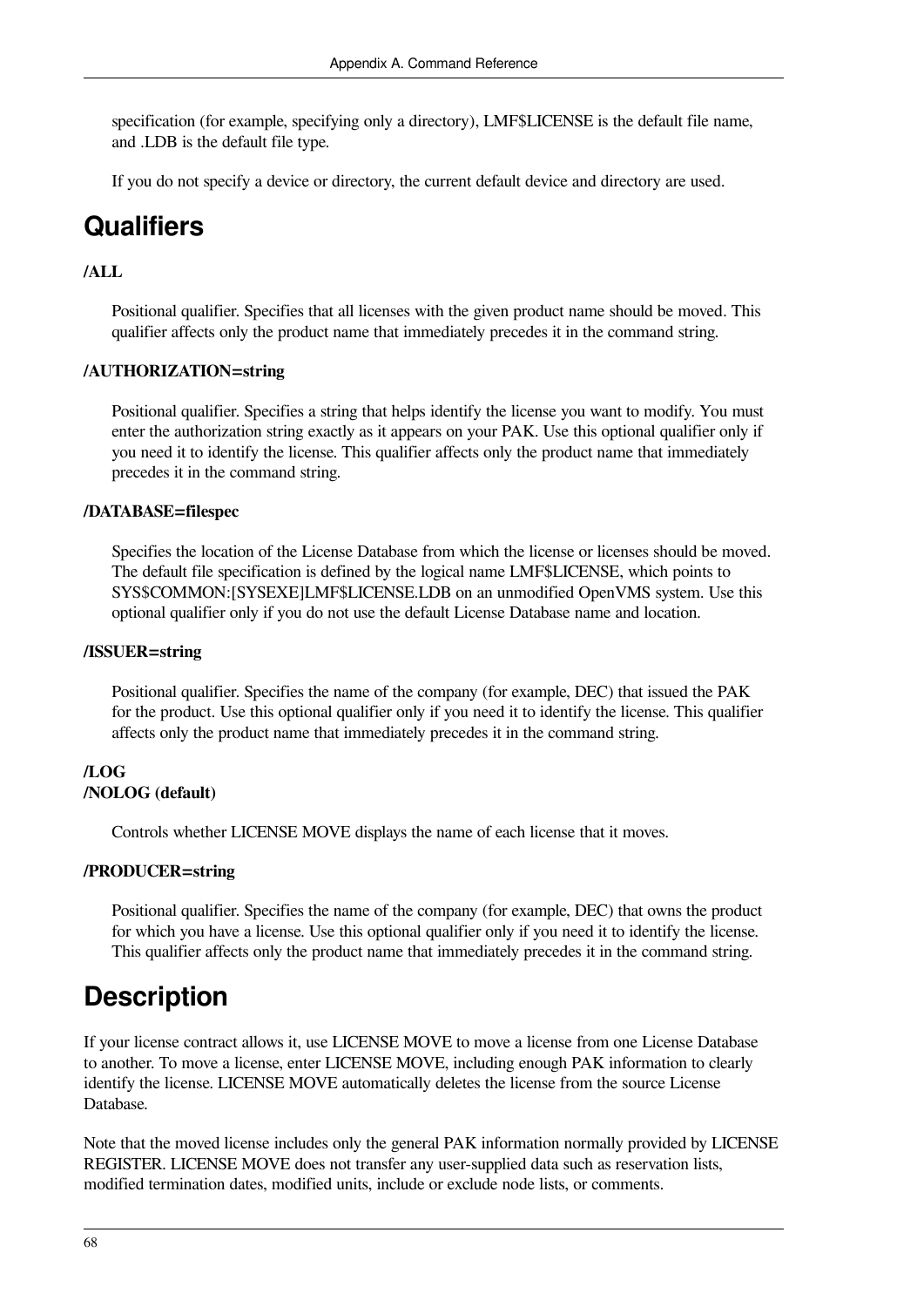specification (for example, specifying only a directory), LMF$LICENSE is the default file name, and .LDB is the default file type.

If you do not specify a device or directory, the current default device and directory are used.

## Qualifiers

**/ALL**

Positional qualifier. Specifies that all licenses with the given product name should be moved. This qualifier affects only the product name that immediately precedes it in the command string.

**/AUTHORIZATION=string**

Positional qualifier. Specifies a string that helps identify the license you want to modify. You must enter the authorization string exactly as it appears on your PAK. Use this optional qualifier only if you need it to identify the license. This qualifier affects only the product name that immediately precedes it in the command string.

**/DATABASE=filespec**

Specifies the location of the License Database from which the license or licenses should be moved. The default file specification is defined by the logical name LMF$LICENSE, which points to SYS$COMMON:[SYSEXE]LMF$LICENSE.LDB on an unmodified OpenVMS system. Use this optional qualifier only if you do not use the default License Database name and location.

**/ISSUER=string**

Positional qualifier. Specifies the name of the company (for example, DEC) that issued the PAK for the product. Use this optional qualifier only if you need it to identify the license. This qualifier affects only the product name that immediately precedes it in the command string.

**/LOG**
**/NOLOG (default)**

Controls whether LICENSE MOVE displays the name of each license that it moves.

**/PRODUCER=string**

Positional qualifier. Specifies the name of the company (for example, DEC) that owns the product for which you have a license. Use this optional qualifier only if you need it to identify the license. This qualifier affects only the product name that immediately precedes it in the command string.

## Description

If your license contract allows it, use LICENSE MOVE to move a license from one License Database to another. To move a license, enter LICENSE MOVE, including enough PAK information to clearly identify the license. LICENSE MOVE automatically deletes the license from the source License Database.

Note that the moved license includes only the general PAK information normally provided by LICENSE REGISTER. LICENSE MOVE does not transfer any user-supplied data such as reservation lists, modified termination dates, modified units, include or exclude node lists, or comments.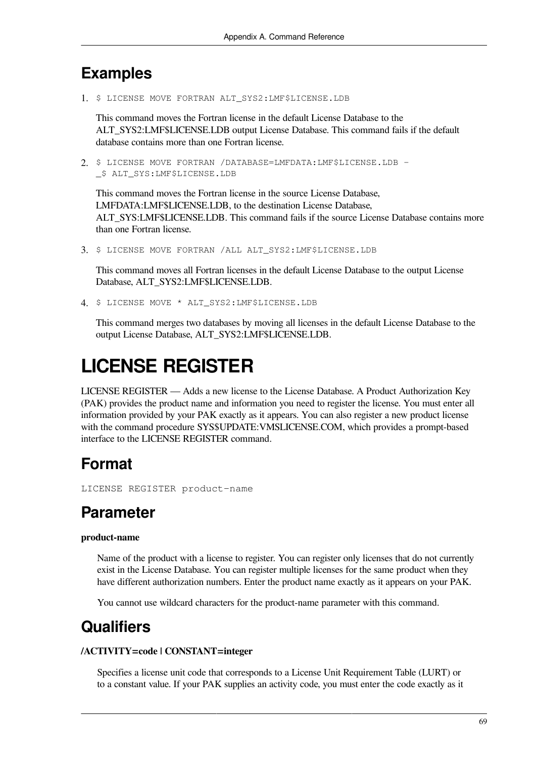## Examples

1. `$ LICENSE MOVE FORTRAN ALT_SYS2:LMF$LICENSE.LDB`

   This command moves the Fortran license in the default License Database to the ALT_SYS2:LMF$LICENSE.LDB output License Database. This command fails if the default database contains more than one Fortran license.

2. ```
   $ LICENSE MOVE FORTRAN /DATABASE=LMFDATA:LMF$LICENSE.LDB -
   _$ ALT_SYS:LMF$LICENSE.LDB
   ```

   This command moves the Fortran license in the source License Database, LMFDATA:LMF$LICENSE.LDB, to the destination License Database, ALT_SYS:LMF$LICENSE.LDB. This command fails if the source License Database contains more than one Fortran license.

3. `$ LICENSE MOVE FORTRAN /ALL ALT_SYS2:LMF$LICENSE.LDB`

   This command moves all Fortran licenses in the default License Database to the output License Database, ALT_SYS2:LMF$LICENSE.LDB.

4. `$ LICENSE MOVE * ALT_SYS2:LMF$LICENSE.LDB`

   This command merges two databases by moving all licenses in the default License Database to the output License Database, ALT_SYS2:LMF$LICENSE.LDB.

# LICENSE REGISTER

LICENSE REGISTER — Adds a new license to the License Database. A Product Authorization Key (PAK) provides the product name and information you need to register the license. You must enter all information provided by your PAK exactly as it appears. You can also register a new product license with the command procedure SYS$UPDATE:VMSLICENSE.COM, which provides a prompt-based interface to the LICENSE REGISTER command.

## Format

```
LICENSE REGISTER product-name
```

## Parameter

**product-name**

Name of the product with a license to register. You can register only licenses that do not currently exist in the License Database. You can register multiple licenses for the same product when they have different authorization numbers. Enter the product name exactly as it appears on your PAK.

You cannot use wildcard characters for the product-name parameter with this command.

## Qualifiers

**/ACTIVITY=code | CONSTANT=integer**

Specifies a license unit code that corresponds to a License Unit Requirement Table (LURT) or to a constant value. If your PAK supplies an activity code, you must enter the code exactly as it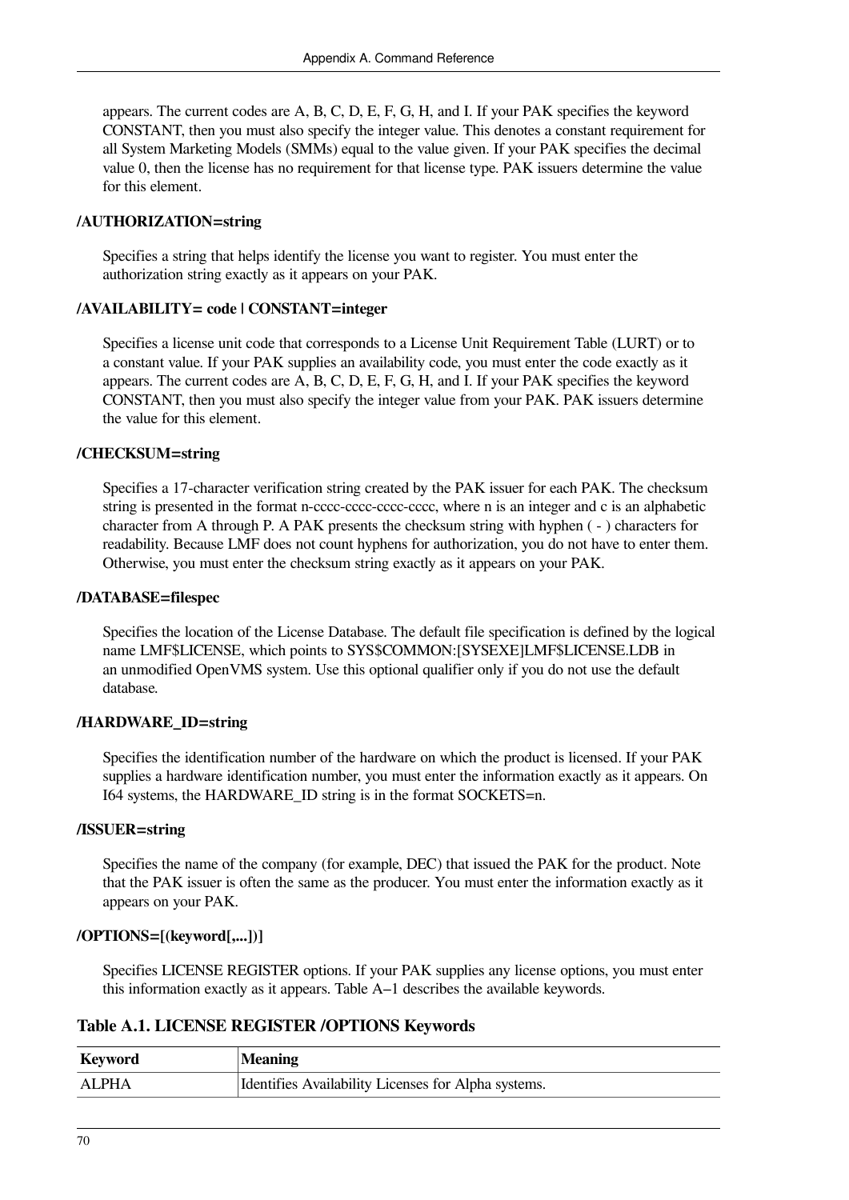appears. The current codes are A, B, C, D, E, F, G, H, and I. If your PAK specifies the keyword CONSTANT, then you must also specify the integer value. This denotes a constant requirement for all System Marketing Models (SMMs) equal to the value given. If your PAK specifies the decimal value 0, then the license has no requirement for that license type. PAK issuers determine the value for this element.

**/AUTHORIZATION=string**

Specifies a string that helps identify the license you want to register. You must enter the authorization string exactly as it appears on your PAK.

**/AVAILABILITY= code | CONSTANT=integer**

Specifies a license unit code that corresponds to a License Unit Requirement Table (LURT) or to a constant value. If your PAK supplies an availability code, you must enter the code exactly as it appears. The current codes are A, B, C, D, E, F, G, H, and I. If your PAK specifies the keyword CONSTANT, then you must also specify the integer value from your PAK. PAK issuers determine the value for this element.

**/CHECKSUM=string**

Specifies a 17-character verification string created by the PAK issuer for each PAK. The checksum string is presented in the format n-cccc-cccc-cccc-cccc, where n is an integer and c is an alphabetic character from A through P. A PAK presents the checksum string with hyphen ( - ) characters for readability. Because LMF does not count hyphens for authorization, you do not have to enter them. Otherwise, you must enter the checksum string exactly as it appears on your PAK.

**/DATABASE=filespec**

Specifies the location of the License Database. The default file specification is defined by the logical name LMF$LICENSE, which points to SYS$COMMON:[SYSEXE]LMF$LICENSE.LDB in an unmodified OpenVMS system. Use this optional qualifier only if you do not use the default database.

**/HARDWARE_ID=string**

Specifies the identification number of the hardware on which the product is licensed. If your PAK supplies a hardware identification number, you must enter the information exactly as it appears. On I64 systems, the HARDWARE_ID string is in the format SOCKETS=n.

**/ISSUER=string**

Specifies the name of the company (for example, DEC) that issued the PAK for the product. Note that the PAK issuer is often the same as the producer. You must enter the information exactly as it appears on your PAK.

**/OPTIONS=[(keyword[,...])]**

Specifies LICENSE REGISTER options. If your PAK supplies any license options, you must enter this information exactly as it appears. Table A–1 describes the available keywords.

**Table A.1. LICENSE REGISTER /OPTIONS Keywords**

| Keyword | Meaning |
|---|---|
| ALPHA | Identifies Availability Licenses for Alpha systems. |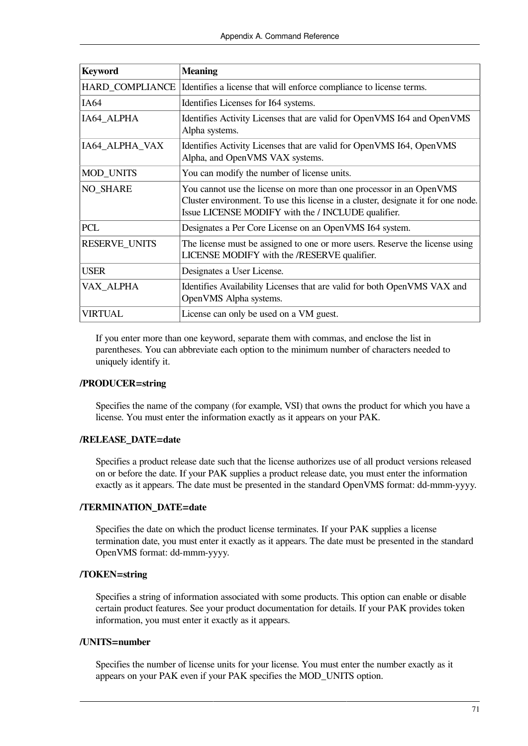| Keyword | Meaning |
| --- | --- |
| HARD_COMPLIANCE | Identifies a license that will enforce compliance to license terms. |
| IA64 | Identifies Licenses for I64 systems. |
| IA64_ALPHA | Identifies Activity Licenses that are valid for OpenVMS I64 and OpenVMS Alpha systems. |
| IA64_ALPHA_VAX | Identifies Activity Licenses that are valid for OpenVMS I64, OpenVMS Alpha, and OpenVMS VAX systems. |
| MOD_UNITS | You can modify the number of license units. |
| NO_SHARE | You cannot use the license on more than one processor in an OpenVMS Cluster environment. To use this license in a cluster, designate it for one node. Issue LICENSE MODIFY with the / INCLUDE qualifier. |
| PCL | Designates a Per Core License on an OpenVMS I64 system. |
| RESERVE_UNITS | The license must be assigned to one or more users. Reserve the license using LICENSE MODIFY with the /RESERVE qualifier. |
| USER | Designates a User License. |
| VAX_ALPHA | Identifies Availability Licenses that are valid for both OpenVMS VAX and OpenVMS Alpha systems. |
| VIRTUAL | License can only be used on a VM guest. |

If you enter more than one keyword, separate them with commas, and enclose the list in parentheses. You can abbreviate each option to the minimum number of characters needed to uniquely identify it.

**/PRODUCER=string**

Specifies the name of the company (for example, VSI) that owns the product for which you have a license. You must enter the information exactly as it appears on your PAK.

**/RELEASE_DATE=date**

Specifies a product release date such that the license authorizes use of all product versions released on or before the date. If your PAK supplies a product release date, you must enter the information exactly as it appears. The date must be presented in the standard OpenVMS format: dd-mmm-yyyy.

**/TERMINATION_DATE=date**

Specifies the date on which the product license terminates. If your PAK supplies a license termination date, you must enter it exactly as it appears. The date must be presented in the standard OpenVMS format: dd-mmm-yyyy.

**/TOKEN=string**

Specifies a string of information associated with some products. This option can enable or disable certain product features. See your product documentation for details. If your PAK provides token information, you must enter it exactly as it appears.

**/UNITS=number**

Specifies the number of license units for your license. You must enter the number exactly as it appears on your PAK even if your PAK specifies the MOD_UNITS option.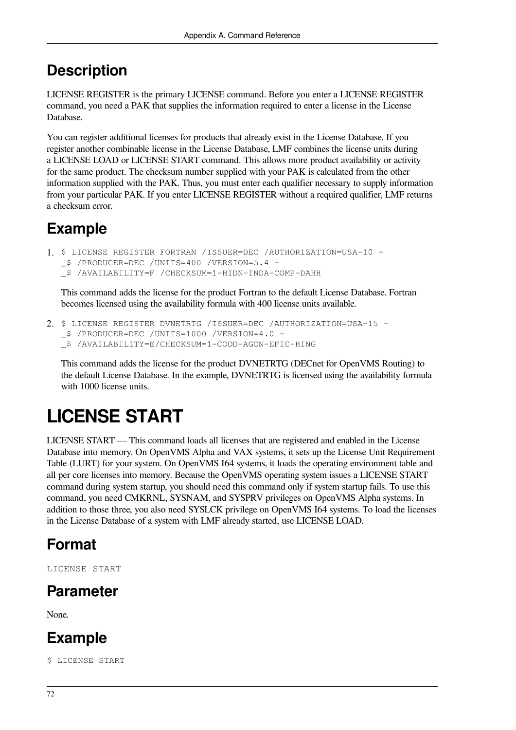## Description

LICENSE REGISTER is the primary LICENSE command. Before you enter a LICENSE REGISTER command, you need a PAK that supplies the information required to enter a license in the License Database.

You can register additional licenses for products that already exist in the License Database. If you register another combinable license in the License Database, LMF combines the license units during a LICENSE LOAD or LICENSE START command. This allows more product availability or activity for the same product. The checksum number supplied with your PAK is calculated from the other information supplied with the PAK. Thus, you must enter each qualifier necessary to supply information from your particular PAK. If you enter LICENSE REGISTER without a required qualifier, LMF returns a checksum error.

## Example

1. ```
   $ LICENSE REGISTER FORTRAN /ISSUER=DEC /AUTHORIZATION=USA-10 -
   _$ /PRODUCER=DEC /UNITS=400 /VERSION=5.4 -
   _$ /AVAILABILITY=F /CHECKSUM=1-HIDN-INDA-COMP-DAHH
   ```

   This command adds the license for the product Fortran to the default License Database. Fortran becomes licensed using the availability formula with 400 license units available.

2. ```
   $ LICENSE REGISTER DVNETRTG /ISSUER=DEC /AUTHORIZATION=USA-15 -
   _$ /PRODUCER=DEC /UNITS=1000 /VERSION=4.0 -
   _$ /AVAILABILITY=E/CHECKSUM=1-COOD-AGON-EFIC-HING
   ```

   This command adds the license for the product DVNETRTG (DECnet for OpenVMS Routing) to the default License Database. In the example, DVNETRTG is licensed using the availability formula with 1000 license units.

# LICENSE START

LICENSE START — This command loads all licenses that are registered and enabled in the License Database into memory. On OpenVMS Alpha and VAX systems, it sets up the License Unit Requirement Table (LURT) for your system. On OpenVMS I64 systems, it loads the operating environment table and all per core licenses into memory. Because the OpenVMS operating system issues a LICENSE START command during system startup, you should need this command only if system startup fails. To use this command, you need CMKRNL, SYSNAM, and SYSPRV privileges on OpenVMS Alpha systems. In addition to those three, you also need SYSLCK privilege on OpenVMS I64 systems. To load the licenses in the License Database of a system with LMF already started, use LICENSE LOAD.

## Format

```
LICENSE START
```

## Parameter

None.

## Example

```
$ LICENSE START
```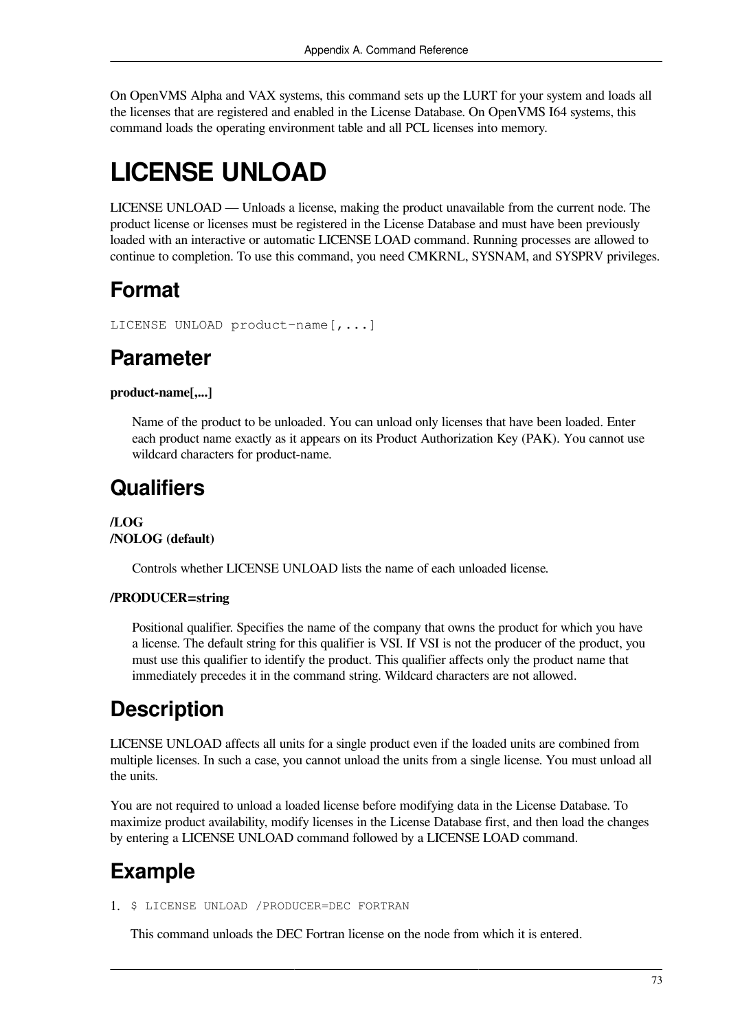On OpenVMS Alpha and VAX systems, this command sets up the LURT for your system and loads all the licenses that are registered and enabled in the License Database. On OpenVMS I64 systems, this command loads the operating environment table and all PCL licenses into memory.

# LICENSE UNLOAD

LICENSE UNLOAD — Unloads a license, making the product unavailable from the current node. The product license or licenses must be registered in the License Database and must have been previously loaded with an interactive or automatic LICENSE LOAD command. Running processes are allowed to continue to completion. To use this command, you need CMKRNL, SYSNAM, and SYSPRV privileges.

## Format

```
LICENSE UNLOAD product-name[,...]
```

## Parameter

**product-name[,...]**

Name of the product to be unloaded. You can unload only licenses that have been loaded. Enter each product name exactly as it appears on its Product Authorization Key (PAK). You cannot use wildcard characters for product-name.

## Qualifiers

**/LOG**
**/NOLOG (default)**

Controls whether LICENSE UNLOAD lists the name of each unloaded license.

**/PRODUCER=string**

Positional qualifier. Specifies the name of the company that owns the product for which you have a license. The default string for this qualifier is VSI. If VSI is not the producer of the product, you must use this qualifier to identify the product. This qualifier affects only the product name that immediately precedes it in the command string. Wildcard characters are not allowed.

## Description

LICENSE UNLOAD affects all units for a single product even if the loaded units are combined from multiple licenses. In such a case, you cannot unload the units from a single license. You must unload all the units.

You are not required to unload a loaded license before modifying data in the License Database. To maximize product availability, modify licenses in the License Database first, and then load the changes by entering a LICENSE UNLOAD command followed by a LICENSE LOAD command.

## Example

1. 
```
$ LICENSE UNLOAD /PRODUCER=DEC FORTRAN
```

   This command unloads the DEC Fortran license on the node from which it is entered.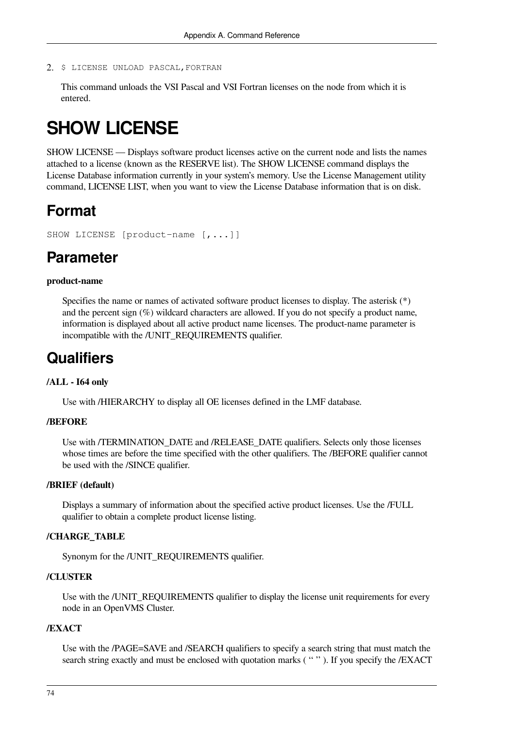2. `$ LICENSE UNLOAD PASCAL,FORTRAN`

   This command unloads the VSI Pascal and VSI Fortran licenses on the node from which it is entered.

# SHOW LICENSE

SHOW LICENSE — Displays software product licenses active on the current node and lists the names attached to a license (known as the RESERVE list). The SHOW LICENSE command displays the License Database information currently in your system's memory. Use the License Management utility command, LICENSE LIST, when you want to view the License Database information that is on disk.

## Format

```
SHOW LICENSE [product-name [,...]]
```

## Parameter

**product-name**

Specifies the name or names of activated software product licenses to display. The asterisk (*) and the percent sign (%) wildcard characters are allowed. If you do not specify a product name, information is displayed about all active product name licenses. The product-name parameter is incompatible with the /UNIT_REQUIREMENTS qualifier.

## Qualifiers

**/ALL - I64 only**

Use with /HIERARCHY to display all OE licenses defined in the LMF database.

**/BEFORE**

Use with /TERMINATION_DATE and /RELEASE_DATE qualifiers. Selects only those licenses whose times are before the time specified with the other qualifiers. The /BEFORE qualifier cannot be used with the /SINCE qualifier.

**/BRIEF (default)**

Displays a summary of information about the specified active product licenses. Use the /FULL qualifier to obtain a complete product license listing.

**/CHARGE_TABLE**

Synonym for the /UNIT_REQUIREMENTS qualifier.

**/CLUSTER**

Use with the /UNIT_REQUIREMENTS qualifier to display the license unit requirements for every node in an OpenVMS Cluster.

**/EXACT**

Use with the /PAGE=SAVE and /SEARCH qualifiers to specify a search string that must match the search string exactly and must be enclosed with quotation marks ( " " ). If you specify the /EXACT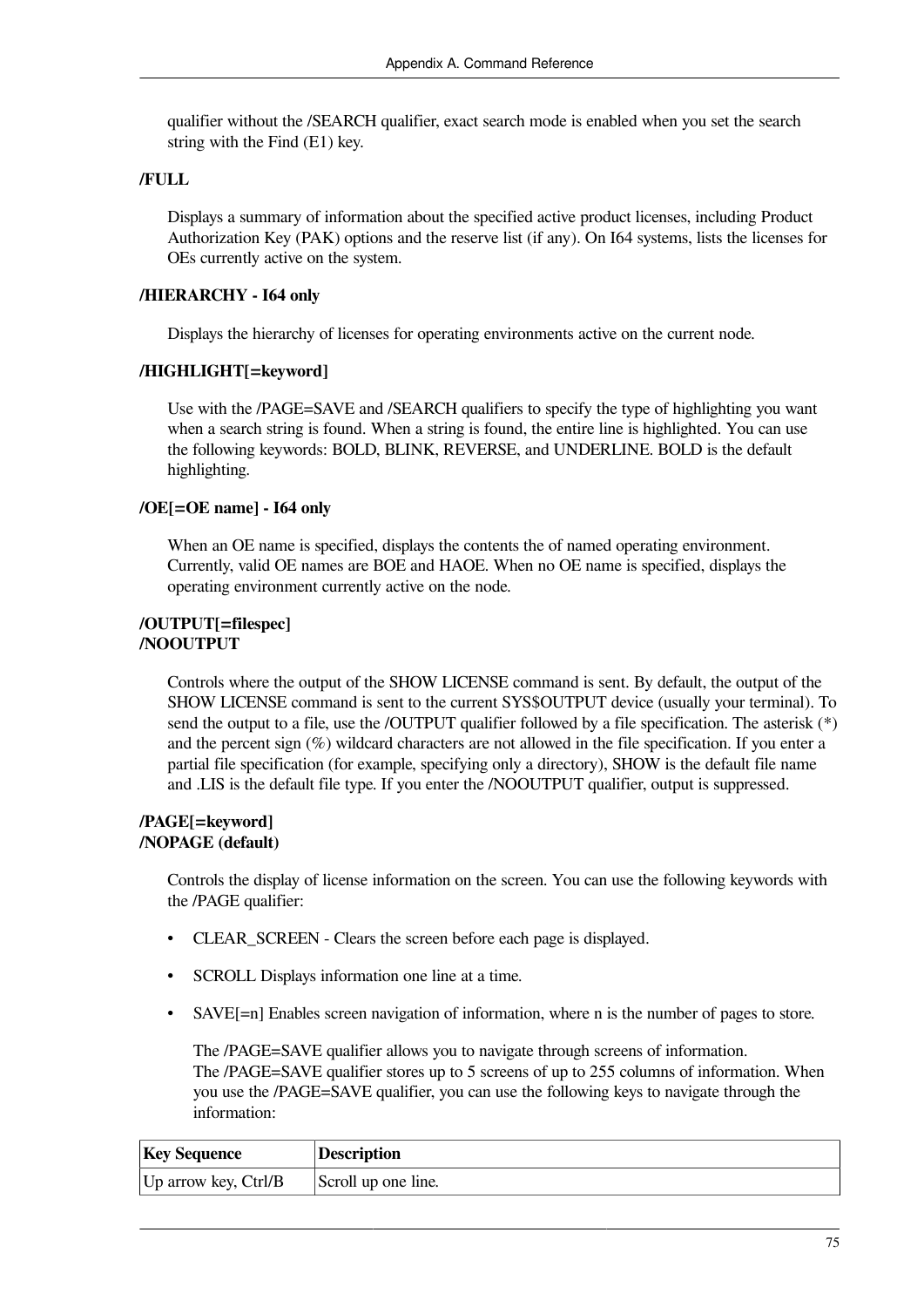qualifier without the /SEARCH qualifier, exact search mode is enabled when you set the search string with the Find (E1) key.

**/FULL**

Displays a summary of information about the specified active product licenses, including Product Authorization Key (PAK) options and the reserve list (if any). On I64 systems, lists the licenses for OEs currently active on the system.

**/HIERARCHY - I64 only**

Displays the hierarchy of licenses for operating environments active on the current node.

**/HIGHLIGHT[=keyword]**

Use with the /PAGE=SAVE and /SEARCH qualifiers to specify the type of highlighting you want when a search string is found. When a string is found, the entire line is highlighted. You can use the following keywords: BOLD, BLINK, REVERSE, and UNDERLINE. BOLD is the default highlighting.

**/OE[=OE name] - I64 only**

When an OE name is specified, displays the contents the of named operating environment. Currently, valid OE names are BOE and HAOE. When no OE name is specified, displays the operating environment currently active on the node.

**/OUTPUT[=filespec]**
**/NOOUTPUT**

Controls where the output of the SHOW LICENSE command is sent. By default, the output of the SHOW LICENSE command is sent to the current SYS$OUTPUT device (usually your terminal). To send the output to a file, use the /OUTPUT qualifier followed by a file specification. The asterisk (*) and the percent sign (%) wildcard characters are not allowed in the file specification. If you enter a partial file specification (for example, specifying only a directory), SHOW is the default file name and .LIS is the default file type. If you enter the /NOOUTPUT qualifier, output is suppressed.

**/PAGE[=keyword]**
**/NOPAGE (default)**

Controls the display of license information on the screen. You can use the following keywords with the /PAGE qualifier:

- CLEAR_SCREEN - Clears the screen before each page is displayed.
- SCROLL Displays information one line at a time.
- SAVE[=n] Enables screen navigation of information, where n is the number of pages to store.

  The /PAGE=SAVE qualifier allows you to navigate through screens of information.
  The /PAGE=SAVE qualifier stores up to 5 screens of up to 255 columns of information. When you use the /PAGE=SAVE qualifier, you can use the following keys to navigate through the information:

| Key Sequence | Description |
| --- | --- |
| Up arrow key, Ctrl/B | Scroll up one line. |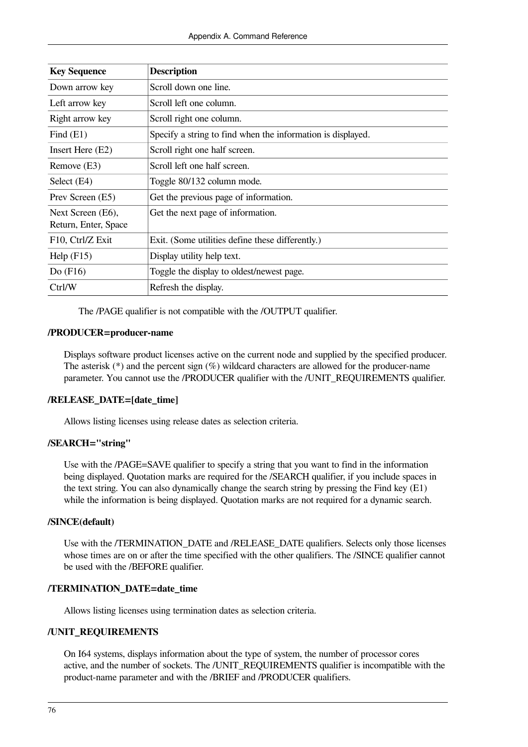| Key Sequence | Description |
|---|---|
| Down arrow key | Scroll down one line. |
| Left arrow key | Scroll left one column. |
| Right arrow key | Scroll right one column. |
| Find (E1) | Specify a string to find when the information is displayed. |
| Insert Here (E2) | Scroll right one half screen. |
| Remove (E3) | Scroll left one half screen. |
| Select (E4) | Toggle 80/132 column mode. |
| Prev Screen (E5) | Get the previous page of information. |
| Next Screen (E6), Return, Enter, Space | Get the next page of information. |
| F10, Ctrl/Z Exit | Exit. (Some utilities define these differently.) |
| Help (F15) | Display utility help text. |
| Do (F16) | Toggle the display to oldest/newest page. |
| Ctrl/W | Refresh the display. |

The /PAGE qualifier is not compatible with the /OUTPUT qualifier.

**/PRODUCER=producer-name**

Displays software product licenses active on the current node and supplied by the specified producer. The asterisk (*) and the percent sign (%) wildcard characters are allowed for the producer-name parameter. You cannot use the /PRODUCER qualifier with the /UNIT_REQUIREMENTS qualifier.

**/RELEASE_DATE=[date_time]**

Allows listing licenses using release dates as selection criteria.

**/SEARCH="string"**

Use with the /PAGE=SAVE qualifier to specify a string that you want to find in the information being displayed. Quotation marks are required for the /SEARCH qualifier, if you include spaces in the text string. You can also dynamically change the search string by pressing the Find key (E1) while the information is being displayed. Quotation marks are not required for a dynamic search.

**/SINCE(default)**

Use with the /TERMINATION_DATE and /RELEASE_DATE qualifiers. Selects only those licenses whose times are on or after the time specified with the other qualifiers. The /SINCE qualifier cannot be used with the /BEFORE qualifier.

**/TERMINATION_DATE=date_time**

Allows listing licenses using termination dates as selection criteria.

**/UNIT_REQUIREMENTS**

On I64 systems, displays information about the type of system, the number of processor cores active, and the number of sockets. The /UNIT_REQUIREMENTS qualifier is incompatible with the product-name parameter and with the /BRIEF and /PRODUCER qualifiers.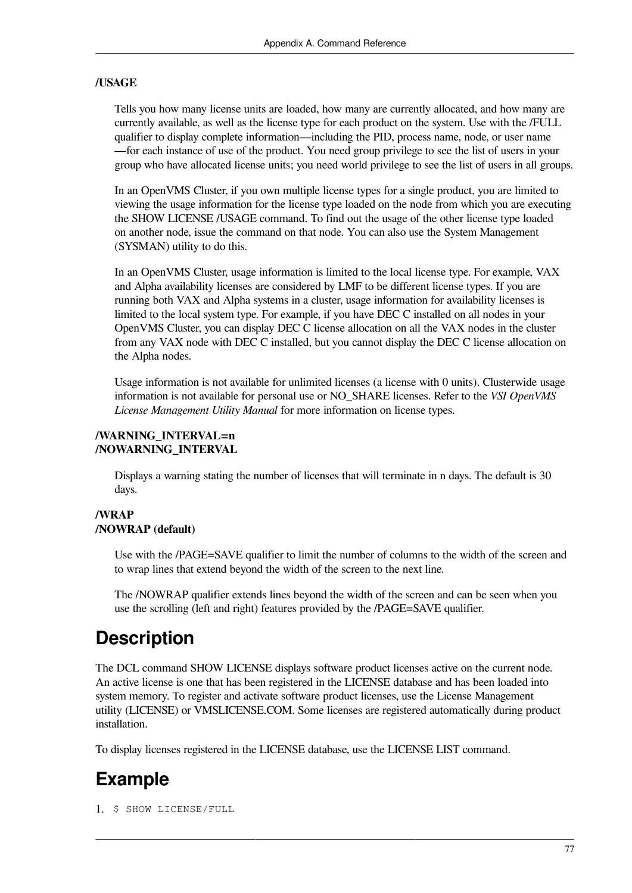**/USAGE**

Tells you how many license units are loaded, how many are currently allocated, and how many are currently available, as well as the license type for each product on the system. Use with the /FULL qualifier to display complete information—including the PID, process name, node, or user name—for each instance of use of the product. You need group privilege to see the list of users in your group who have allocated license units; you need world privilege to see the list of users in all groups.

In an OpenVMS Cluster, if you own multiple license types for a single product, you are limited to viewing the usage information for the license type loaded on the node from which you are executing the SHOW LICENSE /USAGE command. To find out the usage of the other license type loaded on another node, issue the command on that node. You can also use the System Management (SYSMAN) utility to do this.

In an OpenVMS Cluster, usage information is limited to the local license type. For example, VAX and Alpha availability licenses are considered by LMF to be different license types. If you are running both VAX and Alpha systems in a cluster, usage information for availability licenses is limited to the local system type. For example, if you have DEC C installed on all nodes in your OpenVMS Cluster, you can display DEC C license allocation on all the VAX nodes in the cluster from any VAX node with DEC C installed, but you cannot display the DEC C license allocation on the Alpha nodes.

Usage information is not available for unlimited licenses (a license with 0 units). Clusterwide usage information is not available for personal use or NO_SHARE licenses. Refer to the *VSI OpenVMS License Management Utility Manual* for more information on license types.

**/WARNING_INTERVAL=n**
**/NOWARNING_INTERVAL**

Displays a warning stating the number of licenses that will terminate in n days. The default is 30 days.

**/WRAP**
**/NOWRAP (default)**

Use with the /PAGE=SAVE qualifier to limit the number of columns to the width of the screen and to wrap lines that extend beyond the width of the screen to the next line.

The /NOWRAP qualifier extends lines beyond the width of the screen and can be seen when you use the scrolling (left and right) features provided by the /PAGE=SAVE qualifier.

## Description

The DCL command SHOW LICENSE displays software product licenses active on the current node. An active license is one that has been registered in the LICENSE database and has been loaded into system memory. To register and activate software product licenses, use the License Management utility (LICENSE) or VMSLICENSE.COM. Some licenses are registered automatically during product installation.

To display licenses registered in the LICENSE database, use the LICENSE LIST command.

## Example

1.
```
$ SHOW LICENSE/FULL
```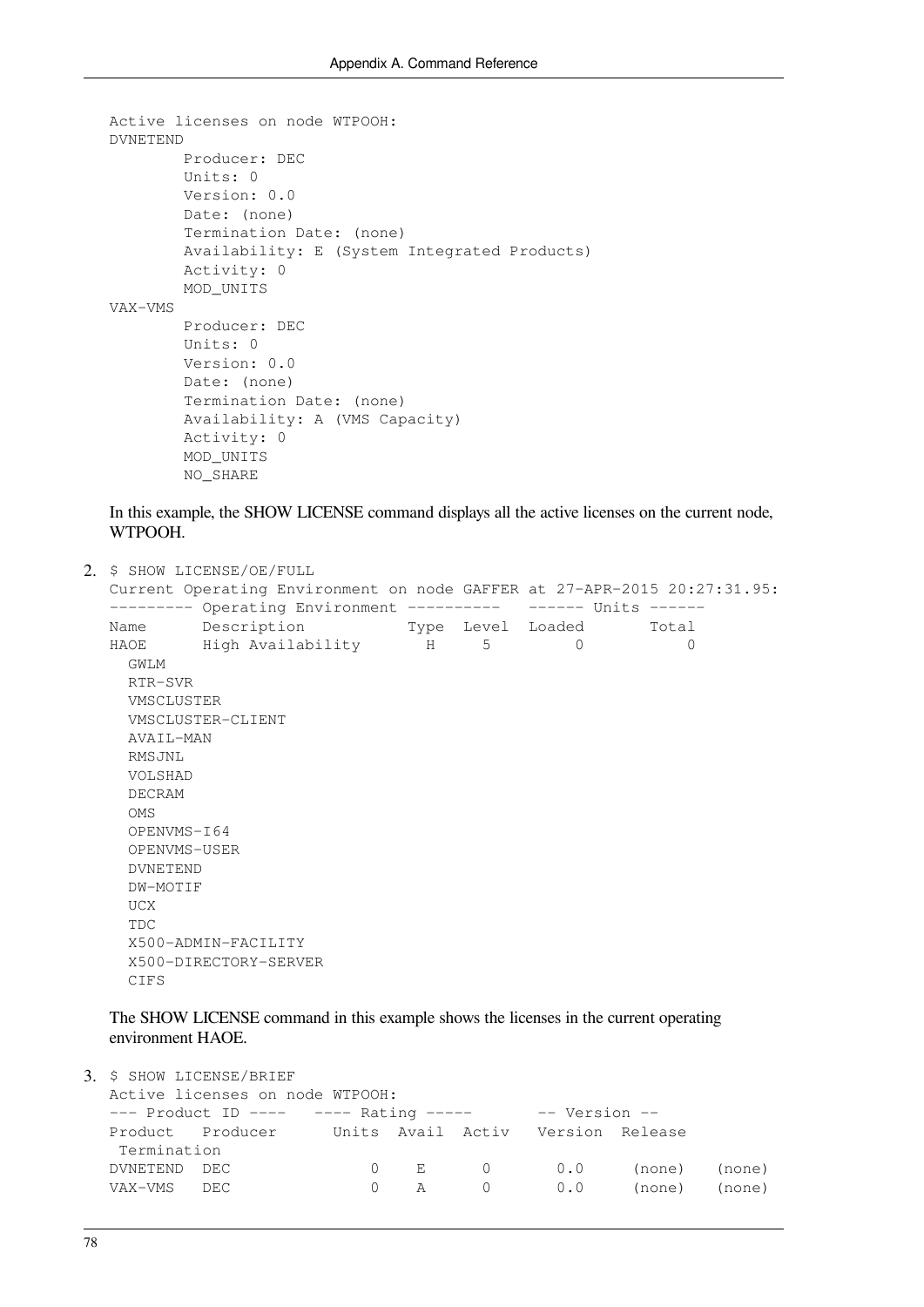```
Active licenses on node WTPOOH:
DVNETEND
        Producer: DEC
        Units: 0
        Version: 0.0
        Date: (none)
        Termination Date: (none)
        Availability: E (System Integrated Products)
        Activity: 0
        MOD_UNITS
VAX-VMS
        Producer: DEC
        Units: 0
        Version: 0.0
        Date: (none)
        Termination Date: (none)
        Availability: A (VMS Capacity)
        Activity: 0
        MOD_UNITS
        NO_SHARE
```

In this example, the SHOW LICENSE command displays all the active licenses on the current node, WTPOOH.

2.

```
$ SHOW LICENSE/OE/FULL
Current Operating Environment on node GAFFER at 27-APR-2015 20:27:31.95:
--------- Operating Environment ----------   ------ Units ------
Name      Description           Type  Level  Loaded       Total
HAOE      High Availability       H     5         0           0
  GWLM
  RTR-SVR
  VMSCLUSTER
  VMSCLUSTER-CLIENT
  AVAIL-MAN
  RMSJNL
  VOLSHAD
  DECRAM
  OMS
  OPENVMS-I64
  OPENVMS-USER
  DVNETEND
  DW-MOTIF
  UCX
  TDC
  X500-ADMIN-FACILITY
  X500-DIRECTORY-SERVER
  CIFS
```

The SHOW LICENSE command in this example shows the licenses in the current operating environment HAOE.

3.

```
$ SHOW LICENSE/BRIEF
Active licenses on node WTPOOH:
--- Product ID ----   ---- Rating -----      -- Version --
Product   Producer      Units  Avail  Activ   Version  Release
 Termination
DVNETEND  DEC              0    E      0       0.0     (none)   (none)
VAX-VMS   DEC              0    A      0       0.0     (none)   (none)
```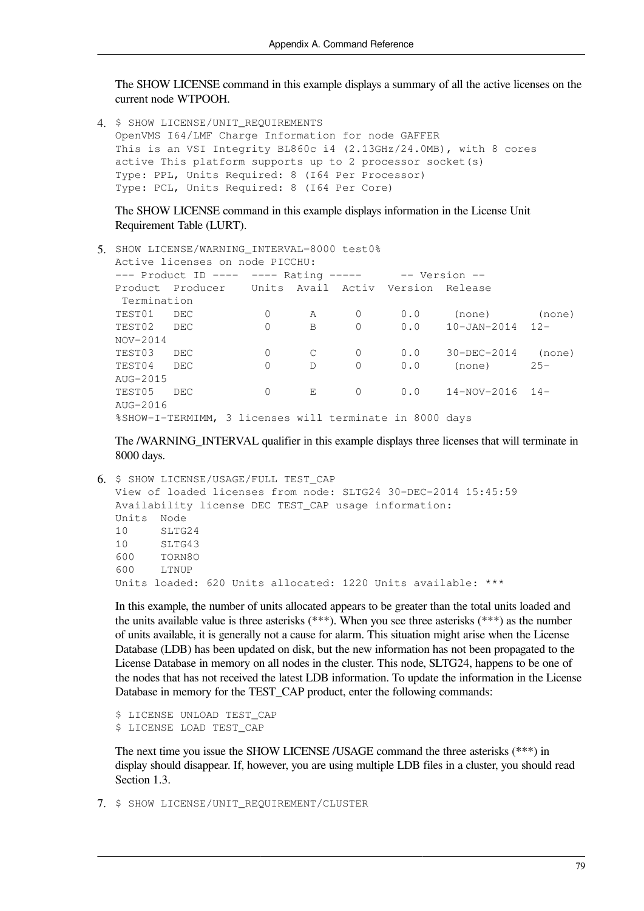The SHOW LICENSE command in this example displays a summary of all the active licenses on the current node WTPOOH.

4. ```
   $ SHOW LICENSE/UNIT_REQUIREMENTS
   OpenVMS I64/LMF Charge Information for node GAFFER
   This is an VSI Integrity BL860c i4 (2.13GHz/24.0MB), with 8 cores
   active This platform supports up to 2 processor socket(s)
   Type: PPL, Units Required: 8 (I64 Per Processor)
   Type: PCL, Units Required: 8 (I64 Per Core)
   ```

   The SHOW LICENSE command in this example displays information in the License Unit Requirement Table (LURT).

5. ```
   SHOW LICENSE/WARNING_INTERVAL=8000 test0%
   Active licenses on node PICCHU:
   --- Product ID ----  ---- Rating -----      -- Version --
   Product  Producer    Units  Avail  Activ  Version  Release
    Termination
   TEST01   DEC           0      A      0      0.0     (none)       (none)
   TEST02   DEC           0      B      0      0.0    10-JAN-2014  12-
   NOV-2014
   TEST03   DEC           0      C      0      0.0    30-DEC-2014   (none)
   TEST04   DEC           0      D      0      0.0     (none)      25-
   AUG-2015
   TEST05   DEC           0      E      0      0.0    14-NOV-2016  14-
   AUG-2016
   %SHOW-I-TERMIMM, 3 licenses will terminate in 8000 days
   ```

   The /WARNING_INTERVAL qualifier in this example displays three licenses that will terminate in 8000 days.

6. ```
   $ SHOW LICENSE/USAGE/FULL TEST_CAP
   View of loaded licenses from node: SLTG24 30-DEC-2014 15:45:59
   Availability license DEC TEST_CAP usage information:
   Units  Node
   10     SLTG24
   10     SLTG43
   600    TORN8O
   600    LTNUP
   Units loaded: 620 Units allocated: 1220 Units available: ***
   ```

   In this example, the number of units allocated appears to be greater than the total units loaded and the units available value is three asterisks (***). When you see three asterisks (***) as the number of units available, it is generally not a cause for alarm. This situation might arise when the License Database (LDB) has been updated on disk, but the new information has not been propagated to the License Database in memory on all nodes in the cluster. This node, SLTG24, happens to be one of the nodes that has not received the latest LDB information. To update the information in the License Database in memory for the TEST_CAP product, enter the following commands:

   ```
   $ LICENSE UNLOAD TEST_CAP
   $ LICENSE LOAD TEST_CAP
   ```

   The next time you issue the SHOW LICENSE /USAGE command the three asterisks (***) in display should disappear. If, however, you are using multiple LDB files in a cluster, you should read Section 1.3.

7. ```
   $ SHOW LICENSE/UNIT_REQUIREMENT/CLUSTER
   ```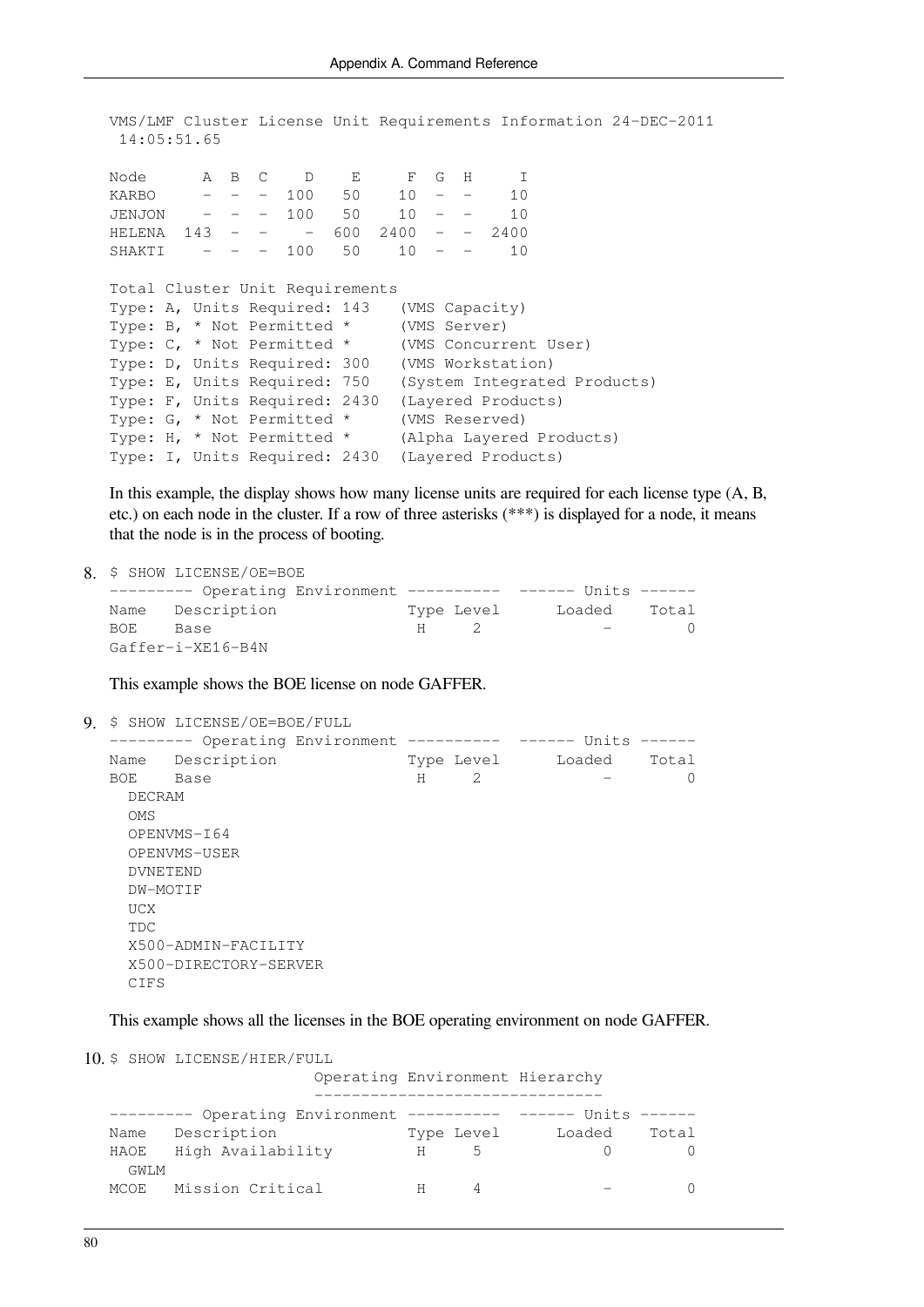```
VMS/LMF Cluster License Unit Requirements Information 24-DEC-2011
 14:05:51.65

Node      A  B  C    D    E     F  G  H     I
KARBO     -  -  -  100   50    10  -  -    10
JENJON    -  -  -  100   50    10  -  -    10
HELENA  143  -  -    -  600  2400  -  -  2400
SHAKTI    -  -  -  100   50    10  -  -    10

Total Cluster Unit Requirements
Type: A, Units Required: 143   (VMS Capacity)
Type: B, * Not Permitted *     (VMS Server)
Type: C, * Not Permitted *     (VMS Concurrent User)
Type: D, Units Required: 300   (VMS Workstation)
Type: E, Units Required: 750   (System Integrated Products)
Type: F, Units Required: 2430  (Layered Products)
Type: G, * Not Permitted *     (VMS Reserved)
Type: H, * Not Permitted *     (Alpha Layered Products)
Type: I, Units Required: 2430  (Layered Products)
```

In this example, the display shows how many license units are required for each license type (A, B, etc.) on each node in the cluster. If a row of three asterisks (***) is displayed for a node, it means that the node is in the process of booting.

8. 
```
$ SHOW LICENSE/OE=BOE
--------- Operating Environment ----------  ------ Units ------
Name  Description              Type Level      Loaded    Total
BOE   Base                      H     2           -          0
Gaffer-i-XE16-B4N
```

This example shows the BOE license on node GAFFER.

9. 
```
$ SHOW LICENSE/OE=BOE/FULL
--------- Operating Environment ----------  ------ Units ------
Name  Description              Type Level      Loaded    Total
BOE   Base                      H     2           -          0
  DECRAM
  OMS
  OPENVMS-I64
  OPENVMS-USER
  DVNETEND
  DW-MOTIF
  UCX
  TDC
  X500-ADMIN-FACILITY
  X500-DIRECTORY-SERVER
  CIFS
```

This example shows all the licenses in the BOE operating environment on node GAFFER.

10. 
```
$ SHOW LICENSE/HIER/FULL
                      Operating Environment Hierarchy
                      ------------------------------
--------- Operating Environment ----------  ------ Units ------
Name  Description              Type Level      Loaded    Total
HAOE  High Availability         H     5           0          0
  GWLM
MCOE  Mission Critical          H     4           -          0
```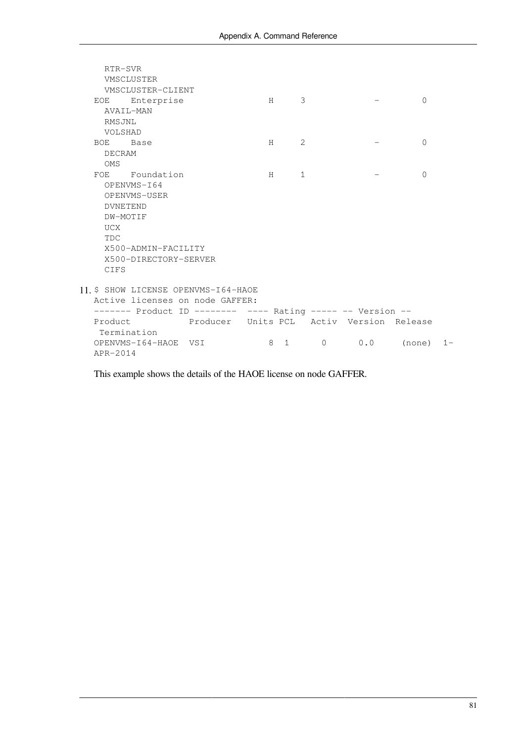```
  RTR-SVR
  VMSCLUSTER
  VMSCLUSTER-CLIENT
EOE    Enterprise              H     3             -        0
  AVAIL-MAN
  RMSJNL
  VOLSHAD
BOE    Base                    H     2             -        0
  DECRAM
  OMS
FOE    Foundation              H     1             -        0
  OPENVMS-I64
  OPENVMS-USER
  DVNETEND
  DW-MOTIF
  UCX
  TDC
  X500-ADMIN-FACILITY
  X500-DIRECTORY-SERVER
  CIFS
```

11.
```
$ SHOW LICENSE OPENVMS-I64-HAOE
Active licenses on node GAFFER:
------- Product ID --------  ---- Rating ----- -- Version --
Product           Producer   Units PCL   Activ  Version  Release
 Termination
OPENVMS-I64-HAOE  VSI            8  1      0      0.0     (none)  1-
APR-2014
```

This example shows the details of the HAOE license on node GAFFER.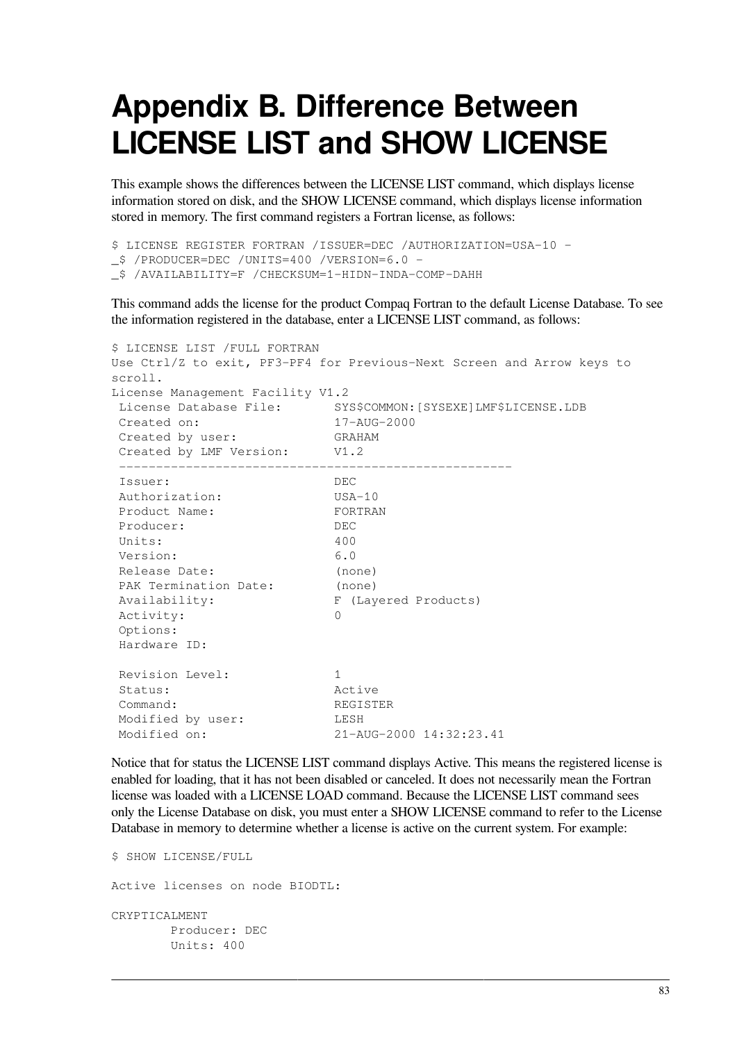# Appendix B. Difference Between LICENSE LIST and SHOW LICENSE

This example shows the differences between the LICENSE LIST command, which displays license information stored on disk, and the SHOW LICENSE command, which displays license information stored in memory. The first command registers a Fortran license, as follows:

```
$ LICENSE REGISTER FORTRAN /ISSUER=DEC /AUTHORIZATION=USA-10 -
_$ /PRODUCER=DEC /UNITS=400 /VERSION=6.0 -
_$ /AVAILABILITY=F /CHECKSUM=1-HIDN-INDA-COMP-DAHH
```

This command adds the license for the product Compaq Fortran to the default License Database. To see the information registered in the database, enter a LICENSE LIST command, as follows:

```
$ LICENSE LIST /FULL FORTRAN
Use Ctrl/Z to exit, PF3-PF4 for Previous-Next Screen and Arrow keys to
scroll.
License Management Facility V1.2
 License Database File:       SYS$COMMON:[SYSEXE]LMF$LICENSE.LDB
 Created on:                  17-AUG-2000
 Created by user:             GRAHAM
 Created by LMF Version:      V1.2
 ---------------------------------------------------
 Issuer:                      DEC
 Authorization:               USA-10
 Product Name:                FORTRAN
 Producer:                    DEC
 Units:                       400
 Version:                     6.0
 Release Date:                (none)
 PAK Termination Date:        (none)
 Availability:                F (Layered Products)
 Activity:                    0
 Options:
 Hardware ID:

 Revision Level:              1
 Status:                      Active
 Command:                     REGISTER
 Modified by user:            LESH
 Modified on:                 21-AUG-2000 14:32:23.41
```

Notice that for status the LICENSE LIST command displays Active. This means the registered license is enabled for loading, that it has not been disabled or canceled. It does not necessarily mean the Fortran license was loaded with a LICENSE LOAD command. Because the LICENSE LIST command sees only the License Database on disk, you must enter a SHOW LICENSE command to refer to the License Database in memory to determine whether a license is active on the current system. For example:

```
$ SHOW LICENSE/FULL

Active licenses on node BIODTL:

CRYPTICALMENT
        Producer: DEC
        Units: 400
```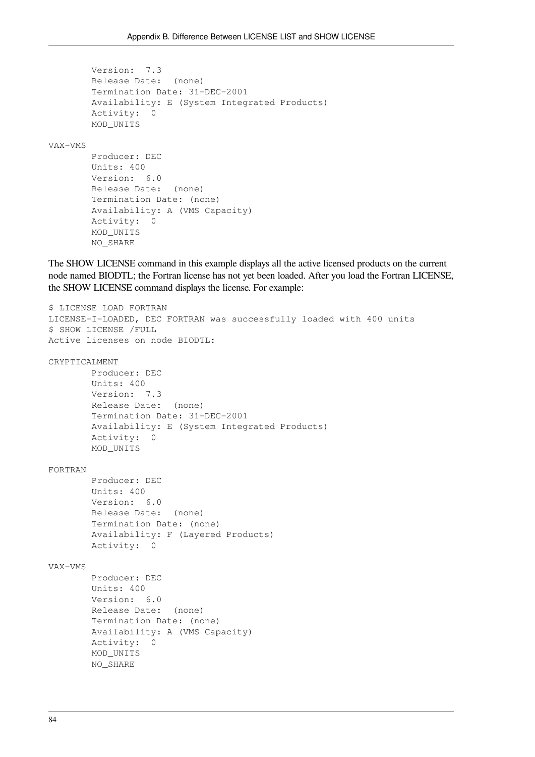```
        Version:  7.3
        Release Date:  (none)
        Termination Date: 31-DEC-2001
        Availability: E (System Integrated Products)
        Activity:  0
        MOD_UNITS

VAX-VMS
        Producer: DEC
        Units: 400
        Version:  6.0
        Release Date:  (none)
        Termination Date: (none)
        Availability: A (VMS Capacity)
        Activity:  0
        MOD_UNITS
        NO_SHARE
```

The SHOW LICENSE command in this example displays all the active licensed products on the current node named BIODTL; the Fortran license has not yet been loaded. After you load the Fortran LICENSE, the SHOW LICENSE command displays the license. For example:

```
$ LICENSE LOAD FORTRAN
LICENSE-I-LOADED, DEC FORTRAN was successfully loaded with 400 units
$ SHOW LICENSE /FULL
Active licenses on node BIODTL:

CRYPTICALMENT
        Producer: DEC
        Units: 400
        Version:  7.3
        Release Date:  (none)
        Termination Date: 31-DEC-2001
        Availability: E (System Integrated Products)
        Activity:  0
        MOD_UNITS

FORTRAN
        Producer: DEC
        Units: 400
        Version:  6.0
        Release Date:  (none)
        Termination Date: (none)
        Availability: F (Layered Products)
        Activity:  0

VAX-VMS
        Producer: DEC
        Units: 400
        Version:  6.0
        Release Date:  (none)
        Termination Date: (none)
        Availability: A (VMS Capacity)
        Activity:  0
        MOD_UNITS
        NO_SHARE
```